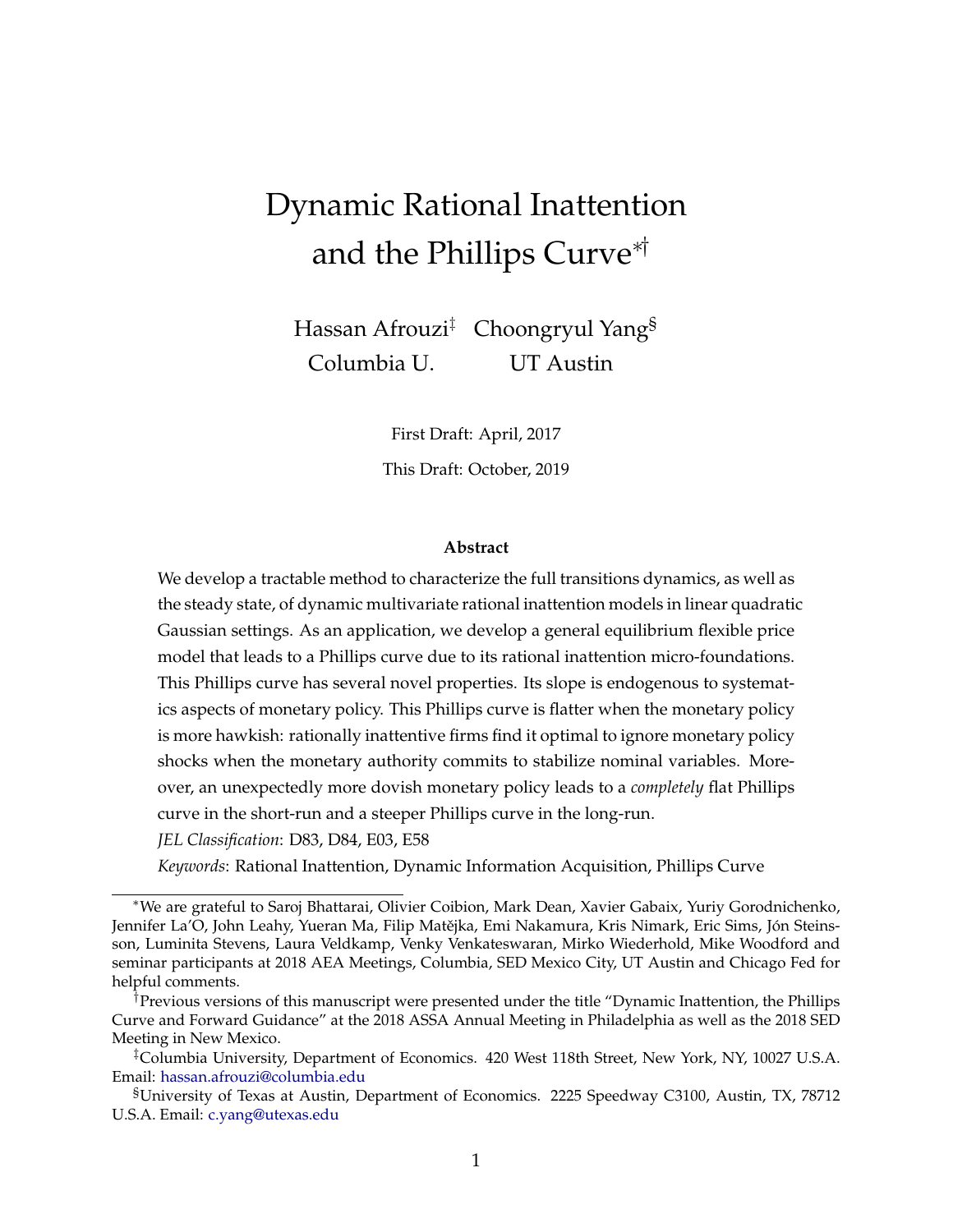# Dynamic Rational Inattention and the Phillips Curve[*†]

Hassan Afrouzi[‡] Columbia U.

Choongryul Yang[§] UT Austin

First Draft: April, 2017

This Draft: October, 2019

### Abstract

We develop a tractable method to characterize the full transitions dynamics, as well as the steady state, of dynamic multivariate rational inattention models in linear quadratic Gaussian settings. As an application, we develop a general equilibrium flexible price model that leads to a Phillips curve due to its rational inattention micro-foundations. This Phillips curve has several novel properties. Its slope is endogenous to systematics aspects of monetary policy. This Phillips curve is flatter when the monetary policy is more hawkish: rationally inattentive firms find it optimal to ignore monetary policy shocks when the monetary authority commits to stabilize nominal variables. Moreover, an unexpectedly more dovish monetary policy leads to a *completely* flat Phillips curve in the short-run and a steeper Phillips curve in the long-run.

*JEL Classification*: D83, D84, E03, E58

*Keywords*: Rational Inattention, Dynamic Information Acquisition, Phillips Curve

---

[*] We are grateful to Saroj Bhattarai, Olivier Coibion, Mark Dean, Xavier Gabaix, Yuriy Gorodnichenko, Jennifer La'O, John Leahy, Yueran Ma, Filip Matějka, Emi Nakamura, Kris Nimark, Eric Sims, Jón Steinsson, Luminita Stevens, Laura Veldkamp, Venky Venkateswaran, Mirko Wiederhold, Mike Woodford and seminar participants at 2018 AEA Meetings, Columbia, SED Mexico City, UT Austin and Chicago Fed for helpful comments.

[†] Previous versions of this manuscript were presented under the title "Dynamic Inattention, the Phillips Curve and Forward Guidance" at the 2018 ASSA Annual Meeting in Philadelphia as well as the 2018 SED Meeting in New Mexico.

[‡] Columbia University, Department of Economics. 420 West 118th Street, New York, NY, 10027 U.S.A. Email: hassan.afrouzi@columbia.edu

[§] University of Texas at Austin, Department of Economics. 2225 Speedway C3100, Austin, TX, 78712 U.S.A. Email: c.yang@utexas.edu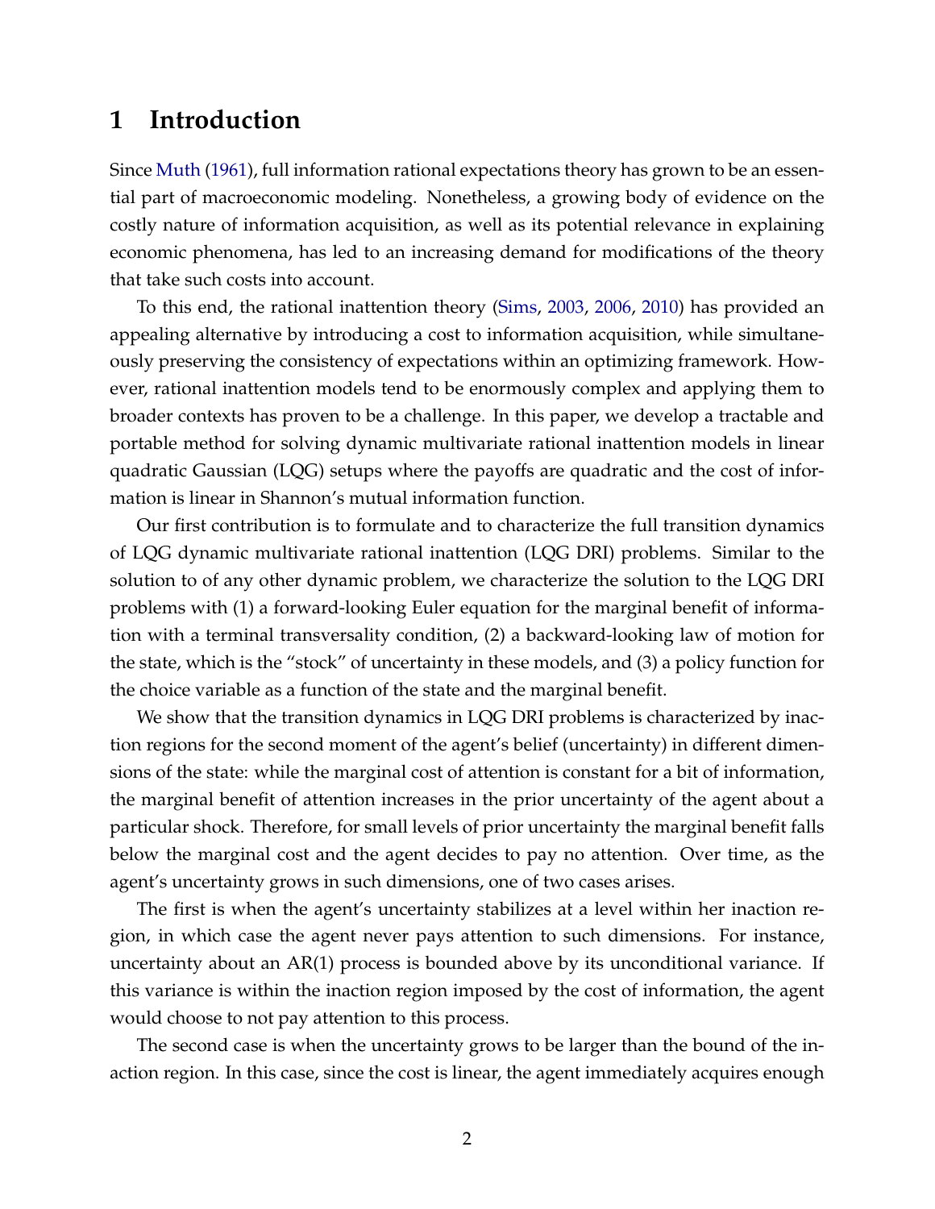# 1 Introduction

Since Muth (1961), full information rational expectations theory has grown to be an essential part of macroeconomic modeling. Nonetheless, a growing body of evidence on the costly nature of information acquisition, as well as its potential relevance in explaining economic phenomena, has led to an increasing demand for modifications of the theory that take such costs into account.

To this end, the rational inattention theory (Sims, 2003, 2006, 2010) has provided an appealing alternative by introducing a cost to information acquisition, while simultaneously preserving the consistency of expectations within an optimizing framework. However, rational inattention models tend to be enormously complex and applying them to broader contexts has proven to be a challenge. In this paper, we develop a tractable and portable method for solving dynamic multivariate rational inattention models in linear quadratic Gaussian (LQG) setups where the payoffs are quadratic and the cost of information is linear in Shannon's mutual information function.

Our first contribution is to formulate and to characterize the full transition dynamics of LQG dynamic multivariate rational inattention (LQG DRI) problems. Similar to the solution to of any other dynamic problem, we characterize the solution to the LQG DRI problems with (1) a forward-looking Euler equation for the marginal benefit of information with a terminal transversality condition, (2) a backward-looking law of motion for the state, which is the "stock" of uncertainty in these models, and (3) a policy function for the choice variable as a function of the state and the marginal benefit.

We show that the transition dynamics in LQG DRI problems is characterized by inaction regions for the second moment of the agent's belief (uncertainty) in different dimensions of the state: while the marginal cost of attention is constant for a bit of information, the marginal benefit of attention increases in the prior uncertainty of the agent about a particular shock. Therefore, for small levels of prior uncertainty the marginal benefit falls below the marginal cost and the agent decides to pay no attention. Over time, as the agent's uncertainty grows in such dimensions, one of two cases arises.

The first is when the agent's uncertainty stabilizes at a level within her inaction region, in which case the agent never pays attention to such dimensions. For instance, uncertainty about an AR(1) process is bounded above by its unconditional variance. If this variance is within the inaction region imposed by the cost of information, the agent would choose to not pay attention to this process.

The second case is when the uncertainty grows to be larger than the bound of the inaction region. In this case, since the cost is linear, the agent immediately acquires enough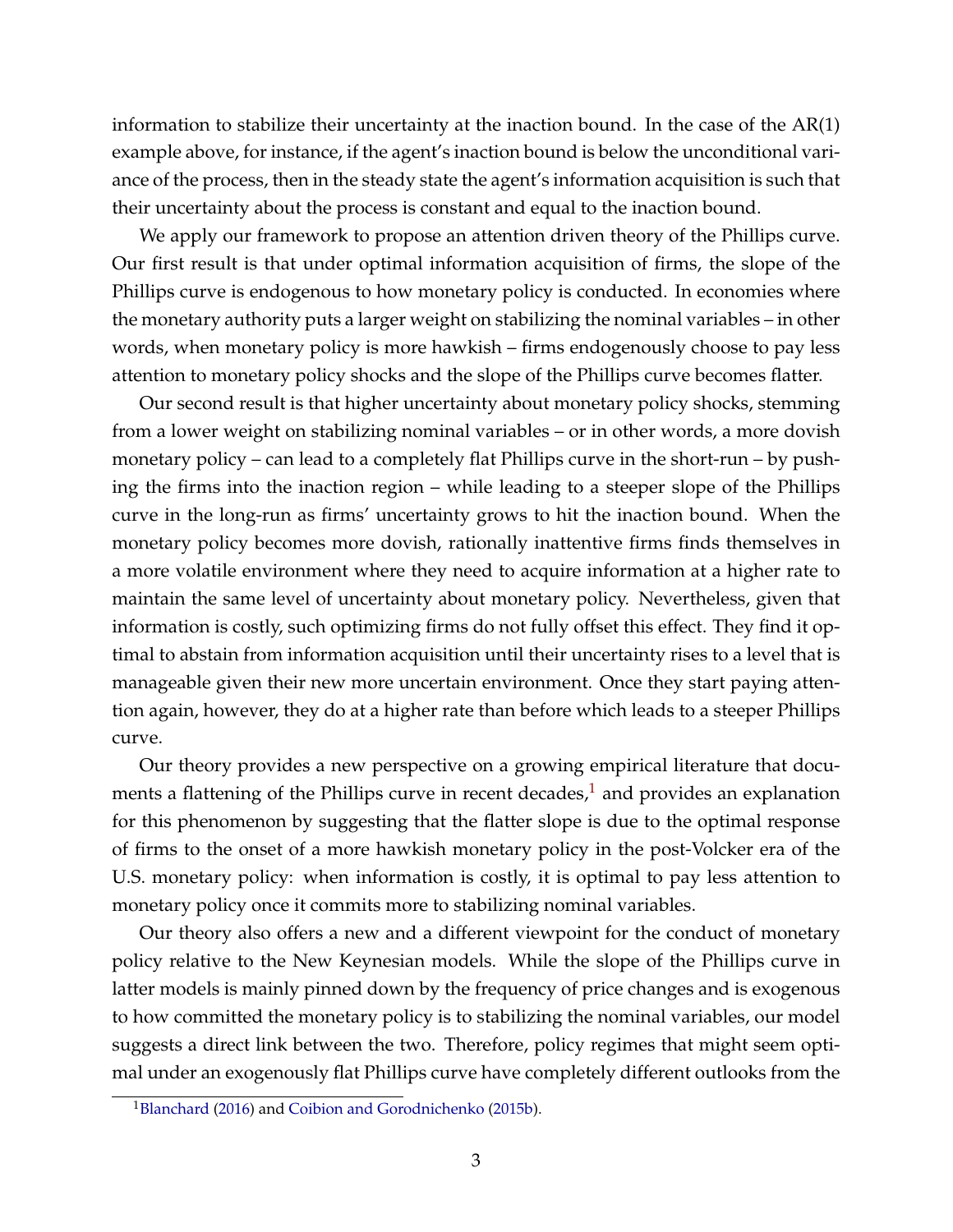information to stabilize their uncertainty at the inaction bound. In the case of the AR(1) example above, for instance, if the agent's inaction bound is below the unconditional variance of the process, then in the steady state the agent's information acquisition is such that their uncertainty about the process is constant and equal to the inaction bound.

We apply our framework to propose an attention driven theory of the Phillips curve. Our first result is that under optimal information acquisition of firms, the slope of the Phillips curve is endogenous to how monetary policy is conducted. In economies where the monetary authority puts a larger weight on stabilizing the nominal variables – in other words, when monetary policy is more hawkish – firms endogenously choose to pay less attention to monetary policy shocks and the slope of the Phillips curve becomes flatter.

Our second result is that higher uncertainty about monetary policy shocks, stemming from a lower weight on stabilizing nominal variables – or in other words, a more dovish monetary policy – can lead to a completely flat Phillips curve in the short-run – by pushing the firms into the inaction region – while leading to a steeper slope of the Phillips curve in the long-run as firms' uncertainty grows to hit the inaction bound. When the monetary policy becomes more dovish, rationally inattentive firms finds themselves in a more volatile environment where they need to acquire information at a higher rate to maintain the same level of uncertainty about monetary policy. Nevertheless, given that information is costly, such optimizing firms do not fully offset this effect. They find it optimal to abstain from information acquisition until their uncertainty rises to a level that is manageable given their new more uncertain environment. Once they start paying attention again, however, they do at a higher rate than before which leads to a steeper Phillips curve.

Our theory provides a new perspective on a growing empirical literature that documents a flattening of the Phillips curve in recent decades,[1] and provides an explanation for this phenomenon by suggesting that the flatter slope is due to the optimal response of firms to the onset of a more hawkish monetary policy in the post-Volcker era of the U.S. monetary policy: when information is costly, it is optimal to pay less attention to monetary policy once it commits more to stabilizing nominal variables.

Our theory also offers a new and a different viewpoint for the conduct of monetary policy relative to the New Keynesian models. While the slope of the Phillips curve in latter models is mainly pinned down by the frequency of price changes and is exogenous to how committed the monetary policy is to stabilizing the nominal variables, our model suggests a direct link between the two. Therefore, policy regimes that might seem optimal under an exogenously flat Phillips curve have completely different outlooks from the

[1] Blanchard (2016) and Coibion and Gorodnichenko (2015b).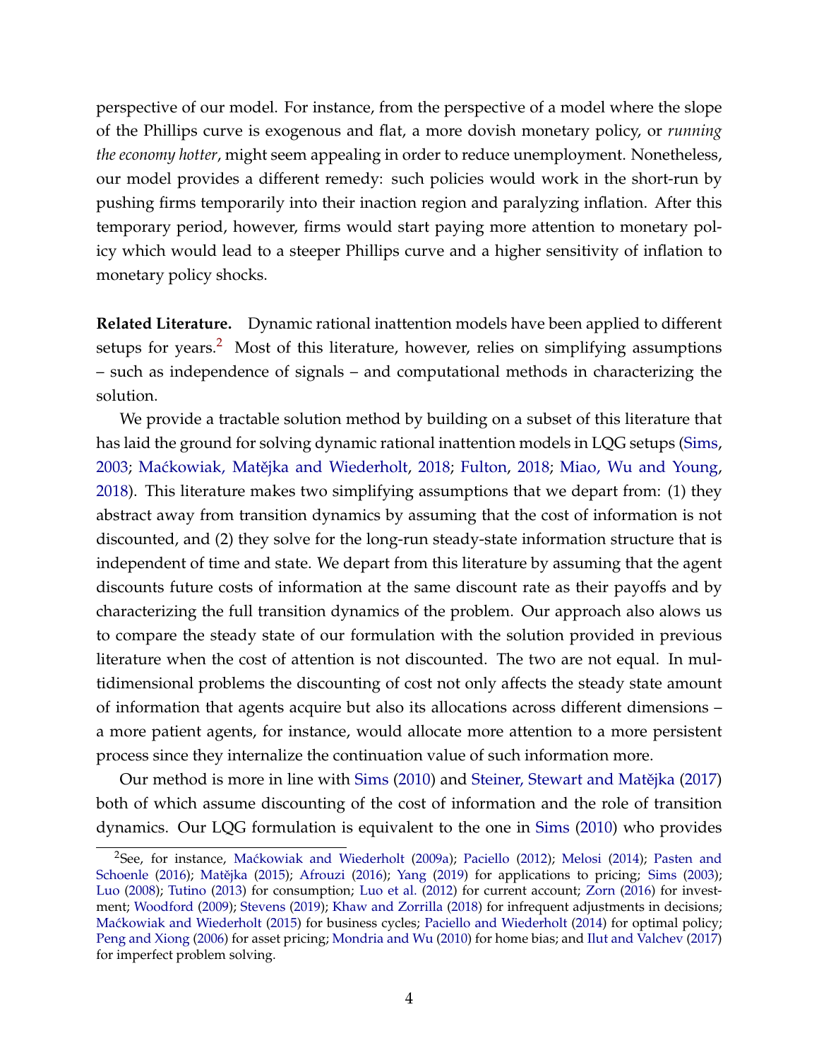perspective of our model. For instance, from the perspective of a model where the slope of the Phillips curve is exogenous and flat, a more dovish monetary policy, or *running the economy hotter*, might seem appealing in order to reduce unemployment. Nonetheless, our model provides a different remedy: such policies would work in the short-run by pushing firms temporarily into their inaction region and paralyzing inflation. After this temporary period, however, firms would start paying more attention to monetary policy which would lead to a steeper Phillips curve and a higher sensitivity of inflation to monetary policy shocks.

**Related Literature.** Dynamic rational inattention models have been applied to different setups for years.[2] Most of this literature, however, relies on simplifying assumptions – such as independence of signals – and computational methods in characterizing the solution.

We provide a tractable solution method by building on a subset of this literature that has laid the ground for solving dynamic rational inattention models in LQG setups (Sims, 2003; Maćkowiak, Matějka and Wiederholt, 2018; Fulton, 2018; Miao, Wu and Young, 2018). This literature makes two simplifying assumptions that we depart from: (1) they abstract away from transition dynamics by assuming that the cost of information is not discounted, and (2) they solve for the long-run steady-state information structure that is independent of time and state. We depart from this literature by assuming that the agent discounts future costs of information at the same discount rate as their payoffs and by characterizing the full transition dynamics of the problem. Our approach also alows us to compare the steady state of our formulation with the solution provided in previous literature when the cost of attention is not discounted. The two are not equal. In multidimensional problems the discounting of cost not only affects the steady state amount of information that agents acquire but also its allocations across different dimensions – a more patient agents, for instance, would allocate more attention to a more persistent process since they internalize the continuation value of such information more.

Our method is more in line with Sims (2010) and Steiner, Stewart and Matějka (2017) both of which assume discounting of the cost of information and the role of transition dynamics. Our LQG formulation is equivalent to the one in Sims (2010) who provides

[2] See, for instance, Maćkowiak and Wiederholt (2009a); Paciello (2012); Melosi (2014); Pasten and Schoenle (2016); Matějka (2015); Afrouzi (2016); Yang (2019) for applications to pricing; Sims (2003); Luo (2008); Tutino (2013) for consumption; Luo et al. (2012) for current account; Zorn (2016) for investment; Woodford (2009); Stevens (2019); Khaw and Zorrilla (2018) for infrequent adjustments in decisions; Maćkowiak and Wiederholt (2015) for business cycles; Paciello and Wiederholt (2014) for optimal policy; Peng and Xiong (2006) for asset pricing; Mondria and Wu (2010) for home bias; and Ilut and Valchev (2017) for imperfect problem solving.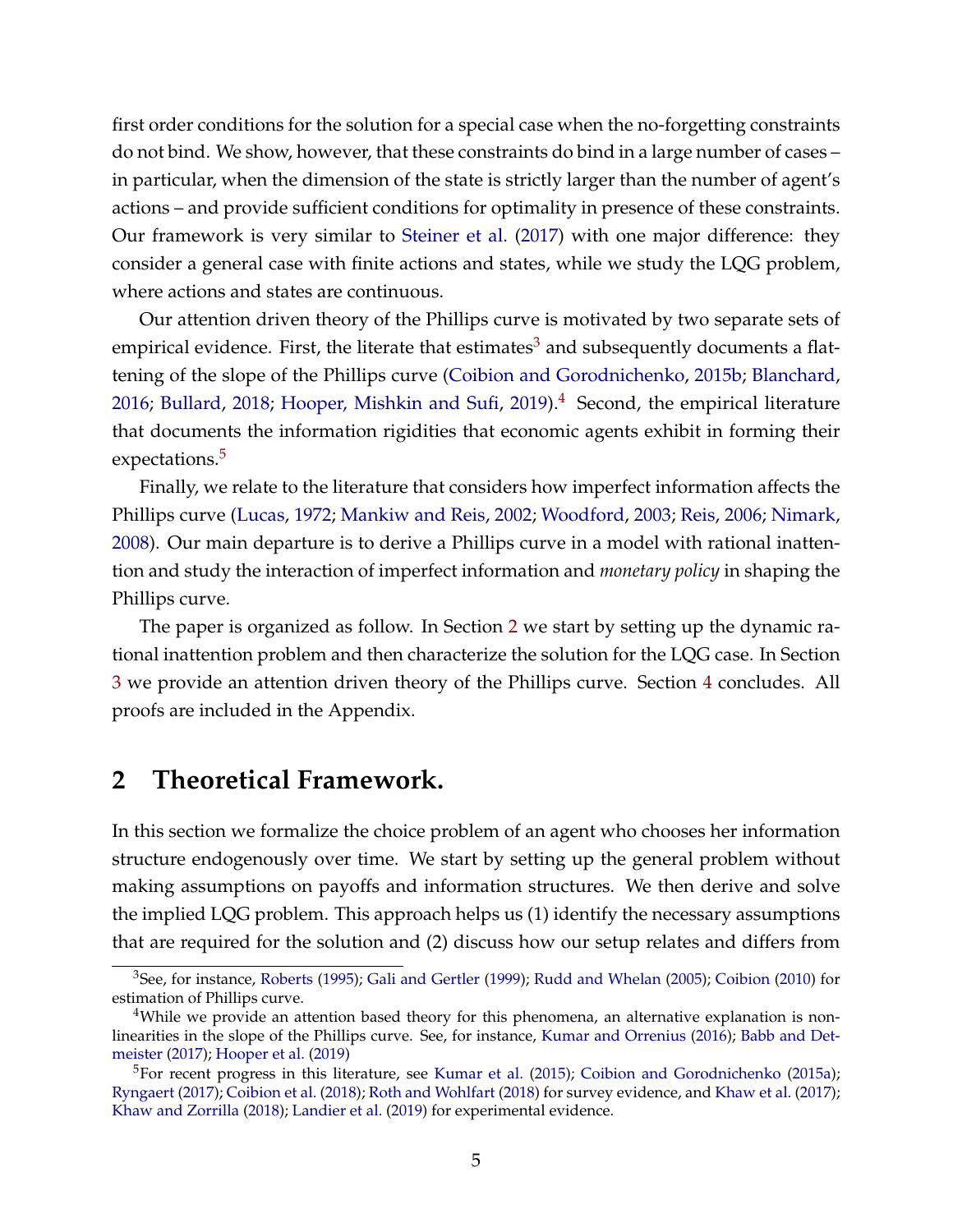first order conditions for the solution for a special case when the no-forgetting constraints do not bind. We show, however, that these constraints do bind in a large number of cases – in particular, when the dimension of the state is strictly larger than the number of agent's actions – and provide sufficient conditions for optimality in presence of these constraints. Our framework is very similar to Steiner et al. (2017) with one major difference: they consider a general case with finite actions and states, while we study the LQG problem, where actions and states are continuous.

Our attention driven theory of the Phillips curve is motivated by two separate sets of empirical evidence. First, the literate that estimates[3] and subsequently documents a flattening of the slope of the Phillips curve (Coibion and Gorodnichenko, 2015b; Blanchard, 2016; Bullard, 2018; Hooper, Mishkin and Sufi, 2019).[4] Second, the empirical literature that documents the information rigidities that economic agents exhibit in forming their expectations.[5]

Finally, we relate to the literature that considers how imperfect information affects the Phillips curve (Lucas, 1972; Mankiw and Reis, 2002; Woodford, 2003; Reis, 2006; Nimark, 2008). Our main departure is to derive a Phillips curve in a model with rational inattention and study the interaction of imperfect information and *monetary policy* in shaping the Phillips curve.

The paper is organized as follow. In Section 2 we start by setting up the dynamic rational inattention problem and then characterize the solution for the LQG case. In Section 3 we provide an attention driven theory of the Phillips curve. Section 4 concludes. All proofs are included in the Appendix.

# 2 Theoretical Framework.

In this section we formalize the choice problem of an agent who chooses her information structure endogenously over time. We start by setting up the general problem without making assumptions on payoffs and information structures. We then derive and solve the implied LQG problem. This approach helps us (1) identify the necessary assumptions that are required for the solution and (2) discuss how our setup relates and differs from

[3] See, for instance, Roberts (1995); Gali and Gertler (1999); Rudd and Whelan (2005); Coibion (2010) for estimation of Phillips curve.

[4] While we provide an attention based theory for this phenomena, an alternative explanation is non-linearities in the slope of the Phillips curve. See, for instance, Kumar and Orrenius (2016); Babb and Detmeister (2017); Hooper et al. (2019)

[5] For recent progress in this literature, see Kumar et al. (2015); Coibion and Gorodnichenko (2015a); Ryngaert (2017); Coibion et al. (2018); Roth and Wohlfart (2018) for survey evidence, and Khaw et al. (2017); Khaw and Zorrilla (2018); Landier et al. (2019) for experimental evidence.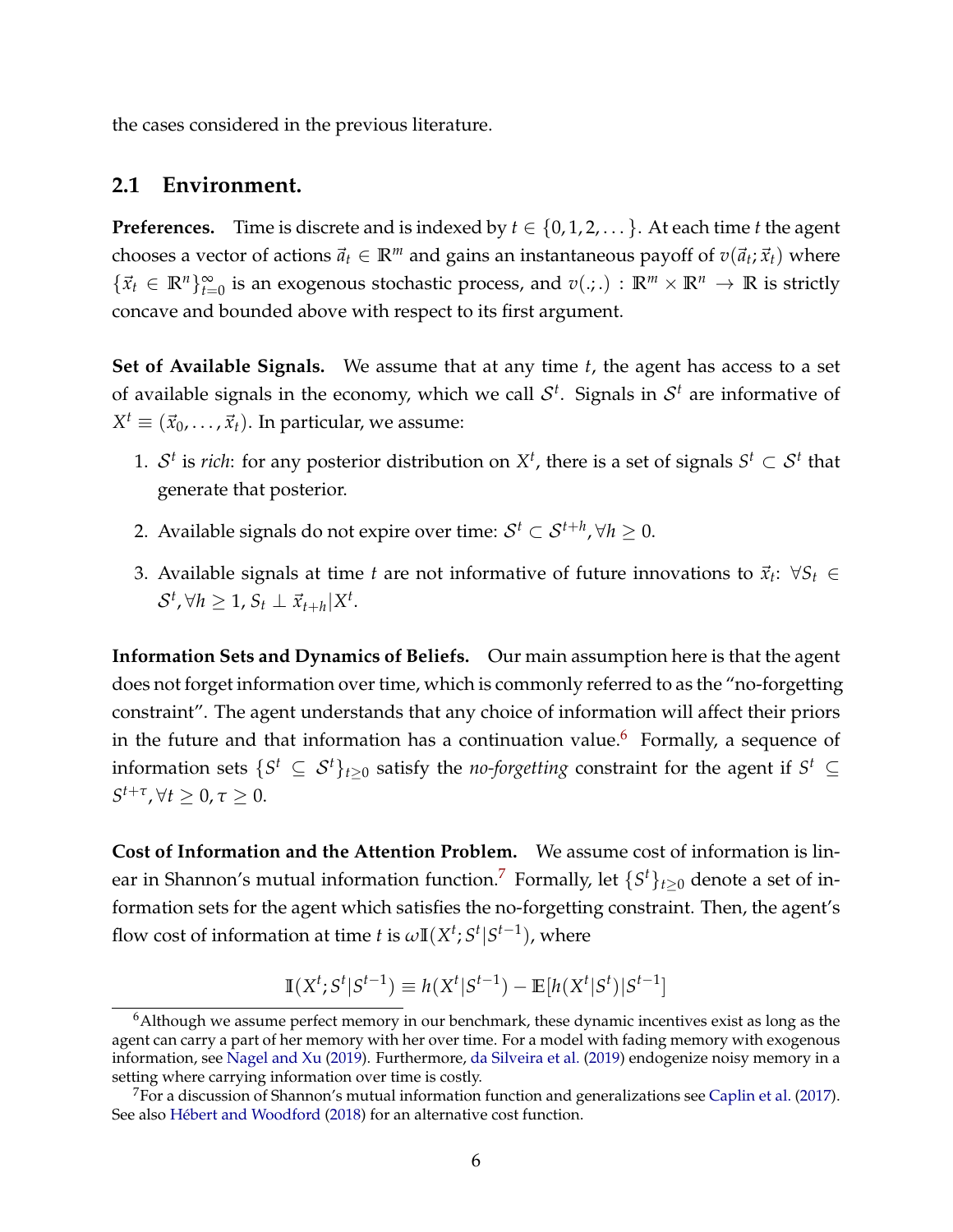the cases considered in the previous literature.

## 2.1 Environment.

**Preferences.** Time is discrete and is indexed by $t \in \{0, 1, 2, \dots\}$. At each time $t$ the agent chooses a vector of actions $\vec{a}_t \in \mathbb{R}^m$ and gains an instantaneous payoff of $v(\vec{a}_t; \vec{x}_t)$ where $\{\vec{x}_t \in \mathbb{R}^n\}_{t=0}^{\infty}$ is an exogenous stochastic process, and $v(.;.) : \mathbb{R}^m \times \mathbb{R}^n \to \mathbb{R}$ is strictly concave and bounded above with respect to its first argument.

**Set of Available Signals.** We assume that at any time $t$, the agent has access to a set of available signals in the economy, which we call $\mathcal{S}^t$. Signals in $\mathcal{S}^t$ are informative of $X^t \equiv (\vec{x}_0, \dots, \vec{x}_t)$. In particular, we assume:

1. $\mathcal{S}^t$ is *rich*: for any posterior distribution on $X^t$, there is a set of signals $S^t \subset \mathcal{S}^t$ that generate that posterior.
2. Available signals do not expire over time: $\mathcal{S}^t \subset \mathcal{S}^{t+h}, \forall h \geq 0$.
3. Available signals at time $t$ are not informative of future innovations to $\vec{x}_t$: $\forall S_t \in \mathcal{S}^t, \forall h \geq 1, S_t \perp \vec{x}_{t+h} | X^t$.

**Information Sets and Dynamics of Beliefs.** Our main assumption here is that the agent does not forget information over time, which is commonly referred to as the "no-forgetting constraint". The agent understands that any choice of information will affect their priors in the future and that information has a continuation value.[6] Formally, a sequence of information sets $\{S^t \subseteq \mathcal{S}^t\}_{t \geq 0}$ satisfy the *no-forgetting* constraint for the agent if $S^t \subseteq S^{t+\tau}, \forall t \geq 0, \tau \geq 0$.

**Cost of Information and the Attention Problem.** We assume cost of information is linear in Shannon's mutual information function.[7] Formally, let $\{S^t\}_{t \geq 0}$ denote a set of information sets for the agent which satisfies the no-forgetting constraint. Then, the agent's flow cost of information at time $t$ is $\omega \mathbb{I}(X^t; S^t | S^{t-1})$, where

$$\mathbb{I}(X^t; S^t | S^{t-1}) \equiv h(X^t | S^{t-1}) - \mathbb{E}[h(X^t | S^t) | S^{t-1}]$$

[6] Although we assume perfect memory in our benchmark, these dynamic incentives exist as long as the agent can carry a part of her memory with her over time. For a model with fading memory with exogenous information, see Nagel and Xu (2019). Furthermore, da Silveira et al. (2019) endogenize noisy memory in a setting where carrying information over time is costly.

[7] For a discussion of Shannon's mutual information function and generalizations see Caplin et al. (2017). See also Hébert and Woodford (2018) for an alternative cost function.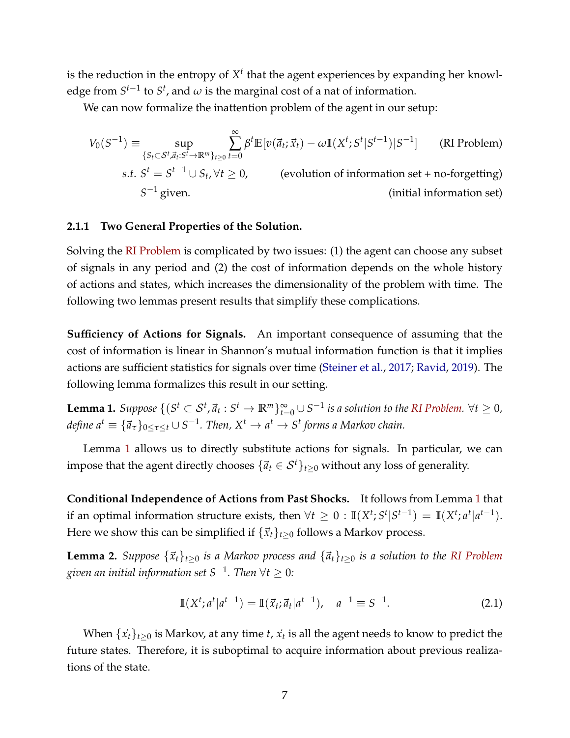is the reduction in the entropy of $X^t$ that the agent experiences by expanding her knowledge from $S^{t-1}$ to $S^t$, and $\omega$ is the marginal cost of a nat of information.

We can now formalize the inattention problem of the agent in our setup:

$$
\begin{aligned}
V_0(S^{-1}) \equiv & \sup_{\{S_t \subset \mathcal{S}^t, \vec{a}_t : S^t \to \mathbb{R}^m\}_{t\geq 0}} \sum_{t=0}^{\infty} \beta^t \mathbb{E}[v(\vec{a}_t; \vec{x}_t) - \omega \mathbb{I}(X^t; S^t | S^{t-1}) | S^{-1}] && \text{(RI Problem)} \\
& s.t.\ S^t = S^{t-1} \cup S_t, \forall t \geq 0, && \text{(evolution of information set + no-forgetting)} \\
& S^{-1} \text{ given.} && \text{(initial information set)}
\end{aligned}
$$

### 2.1.1 Two General Properties of the Solution.

Solving the RI Problem is complicated by two issues: (1) the agent can choose any subset of signals in any period and (2) the cost of information depends on the whole history of actions and states, which increases the dimensionality of the problem with time. The following two lemmas present results that simplify these complications.

**Sufficiency of Actions for Signals.** An important consequence of assuming that the cost of information is linear in Shannon's mutual information function is that it implies actions are sufficient statistics for signals over time (Steiner et al., 2017; Ravid, 2019). The following lemma formalizes this result in our setting.

**Lemma 1.** *Suppose $\{(S^t \subset \mathcal{S}^t, \vec{a}_t : S^t \to \mathbb{R}^m\}_{t=0}^{\infty} \cup S^{-1}$ is a solution to the RI Problem. $\forall t \geq 0$, define $a^t \equiv \{\vec{a}_\tau\}_{0 \leq \tau \leq t} \cup S^{-1}$. Then, $X^t \to a^t \to S^t$ forms a Markov chain.*

Lemma 1 allows us to directly substitute actions for signals. In particular, we can impose that the agent directly chooses $\{\vec{a}_t \in \mathcal{S}^t\}_{t\geq 0}$ without any loss of generality.

**Conditional Independence of Actions from Past Shocks.** It follows from Lemma 1 that if an optimal information structure exists, then $\forall t \geq 0 : \mathbb{I}(X^t; S^t | S^{t-1}) = \mathbb{I}(X^t; a^t | a^{t-1})$. Here we show this can be simplified if $\{\vec{x}_t\}_{t\geq 0}$ follows a Markov process.

**Lemma 2.** *Suppose $\{\vec{x}_t\}_{t\geq 0}$ is a Markov process and $\{\vec{a}_t\}_{t\geq 0}$ is a solution to the RI Problem given an initial information set $S^{-1}$. Then $\forall t \geq 0$:*

$$
\mathbb{I}(X^t; a^t | a^{t-1}) = \mathbb{I}(\vec{x}_t; \vec{a}_t | a^{t-1}), \quad a^{-1} \equiv S^{-1}. \tag{2.1}
$$

When $\{\vec{x}_t\}_{t\geq 0}$ is Markov, at any time $t$, $\vec{x}_t$ is all the agent needs to know to predict the future states. Therefore, it is suboptimal to acquire information about previous realizations of the state.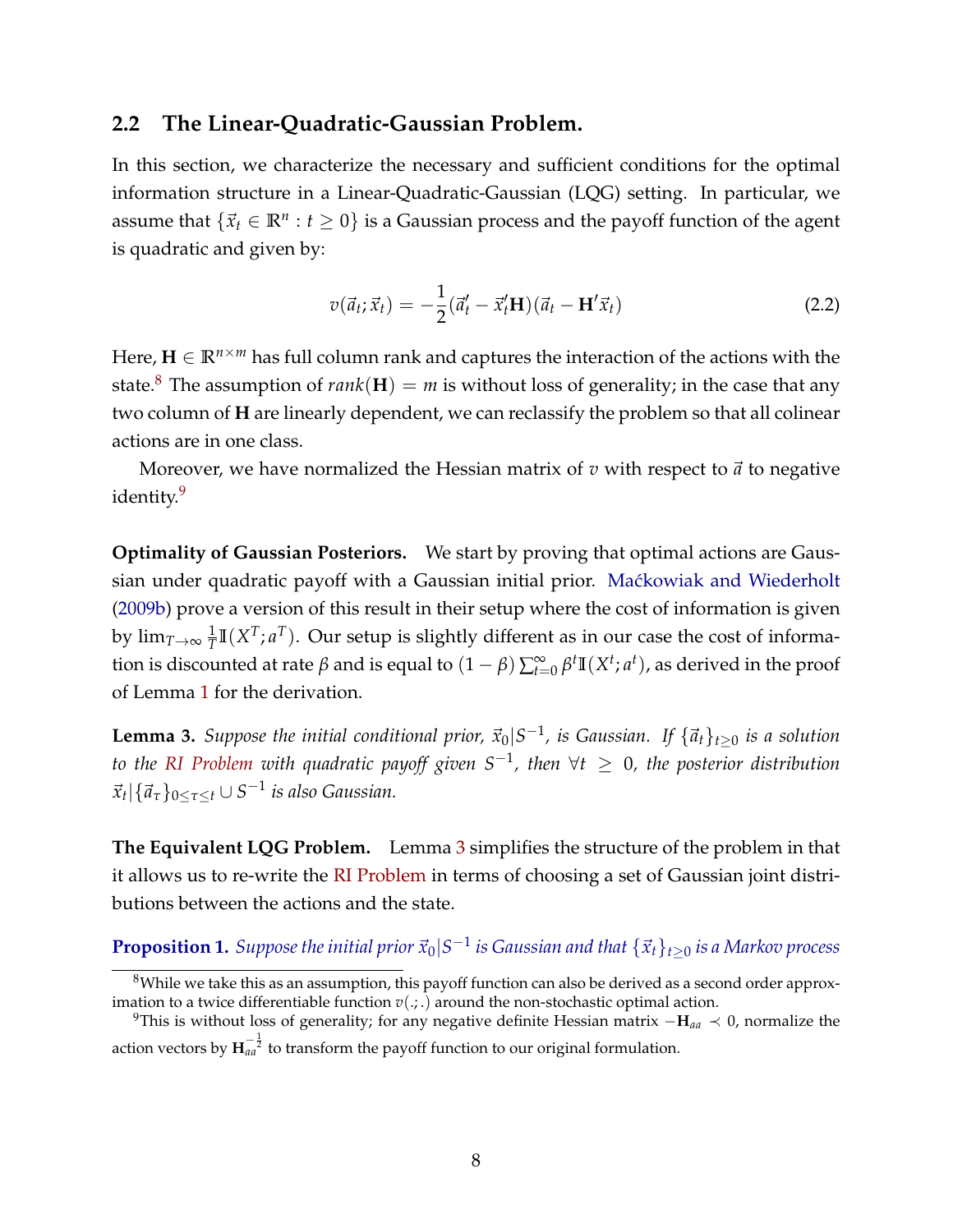### 2.2 The Linear-Quadratic-Gaussian Problem.

In this section, we characterize the necessary and sufficient conditions for the optimal information structure in a Linear-Quadratic-Gaussian (LQG) setting. In particular, we assume that $\{\vec{x}_t \in \mathbb{R}^n : t \geq 0\}$ is a Gaussian process and the payoff function of the agent is quadratic and given by:

$$v(\vec{a}_t; \vec{x}_t) = -\frac{1}{2}(\vec{a}_t' - \vec{x}_t'\mathbf{H})(\vec{a}_t - \mathbf{H}'\vec{x}_t) \tag{2.2}$$

Here, $\mathbf{H} \in \mathbb{R}^{n\times m}$ has full column rank and captures the interaction of the actions with the state.[8] The assumption of $rank(\mathbf{H}) = m$ is without loss of generality; in the case that any two column of $\mathbf{H}$ are linearly dependent, we can reclassify the problem so that all colinear actions are in one class.

Moreover, we have normalized the Hessian matrix of $v$ with respect to $\vec{a}$ to negative identity.[9]

**Optimality of Gaussian Posteriors.** We start by proving that optimal actions are Gaussian under quadratic payoff with a Gaussian initial prior. Maćkowiak and Wiederholt (2009b) prove a version of this result in their setup where the cost of information is given by $\lim_{T\to\infty} \frac{1}{T}\mathbb{I}(X^T; a^T)$. Our setup is slightly different as in our case the cost of information is discounted at rate $\beta$ and is equal to $(1-\beta)\sum_{t=0}^{\infty}\beta^t \mathbb{I}(X^t; a^t)$, as derived in the proof of Lemma 1 for the derivation.

**Lemma 3.** *Suppose the initial conditional prior, $\vec{x}_0|S^{-1}$, is Gaussian. If $\{\vec{a}_t\}_{t\geq 0}$ is a solution to the RI Problem with quadratic payoff given $S^{-1}$, then $\forall t \geq 0$, the posterior distribution $\vec{x}_t|\{\vec{a}_\tau\}_{0\leq\tau\leq t} \cup S^{-1}$ is also Gaussian.*

**The Equivalent LQG Problem.** Lemma 3 simplifies the structure of the problem in that it allows us to re-write the RI Problem in terms of choosing a set of Gaussian joint distributions between the actions and the state.

**Proposition 1.** *Suppose the initial prior $\vec{x}_0|S^{-1}$ is Gaussian and that $\{\vec{x}_t\}_{t\geq 0}$ is a Markov process*

---

[8] While we take this as an assumption, this payoff function can also be derived as a second order approximation to a twice differentiable function $v(.;.)$ around the non-stochastic optimal action.

[9] This is without loss of generality; for any negative definite Hessian matrix $-\mathbf{H}_{aa} \prec 0$, normalize the action vectors by $\mathbf{H}_{aa}^{-\frac{1}{2}}$ to transform the payoff function to our original formulation.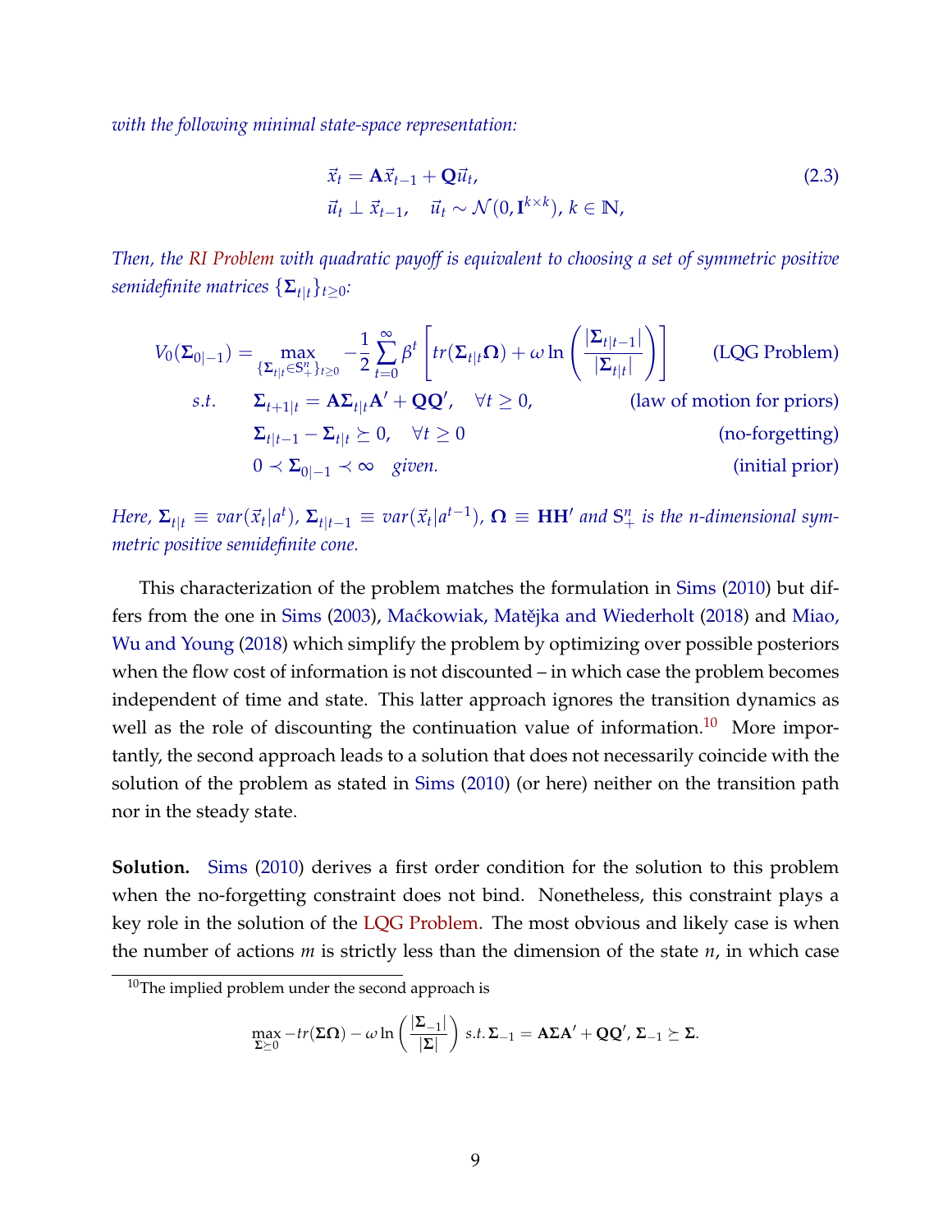*with the following minimal state-space representation:*

$$\vec{x}_t = \mathbf{A}\vec{x}_{t-1} + \mathbf{Q}\vec{u}_t, \tag{2.3}$$
$$\vec{u}_t \perp \vec{x}_{t-1}, \quad \vec{u}_t \sim \mathcal{N}(0, \mathbf{I}^{k\times k}),\ k \in \mathbb{N},$$

*Then, the RI Problem with quadratic payoff is equivalent to choosing a set of symmetric positive semidefinite matrices* $\{\mathbf{\Sigma}_{t|t}\}_{t\geq 0}$*:*

$$V_0(\mathbf{\Sigma}_{0|-1}) = \max_{\{\mathbf{\Sigma}_{t|t}\in\mathbb{S}_+^n\}_{t\geq 0}} -\frac{1}{2}\sum_{t=0}^{\infty}\beta^t\left[tr(\mathbf{\Sigma}_{t|t}\mathbf{\Omega}) + \omega \ln\left(\frac{|\mathbf{\Sigma}_{t|t-1}|}{|\mathbf{\Sigma}_{t|t}|}\right)\right] \qquad \text{(LQG Problem)}$$

$$s.t. \quad \mathbf{\Sigma}_{t+1|t} = \mathbf{A}\mathbf{\Sigma}_{t|t}\mathbf{A}' + \mathbf{Q}\mathbf{Q}', \quad \forall t \geq 0, \qquad \text{(law of motion for priors)}$$

$$\mathbf{\Sigma}_{t|t-1} - \mathbf{\Sigma}_{t|t} \succeq 0, \quad \forall t \geq 0 \qquad \text{(no-forgetting)}$$

$$0 \prec \mathbf{\Sigma}_{0|-1} \prec \infty \quad \textit{given.} \qquad \text{(initial prior)}$$

*Here,* $\mathbf{\Sigma}_{t|t} \equiv var(\vec{x}_t|a^t)$, $\mathbf{\Sigma}_{t|t-1} \equiv var(\vec{x}_t|a^{t-1})$, $\mathbf{\Omega} \equiv \mathbf{H}\mathbf{H}'$ *and* $\mathbb{S}_+^n$ *is the n-dimensional symmetric positive semidefinite cone.*

This characterization of the problem matches the formulation in Sims (2010) but differs from the one in Sims (2003), Maćkowiak, Matějka and Wiederholt (2018) and Miao, Wu and Young (2018) which simplify the problem by optimizing over possible posteriors when the flow cost of information is not discounted – in which case the problem becomes independent of time and state. This latter approach ignores the transition dynamics as well as the role of discounting the continuation value of information.[10] More importantly, the second approach leads to a solution that does not necessarily coincide with the solution of the problem as stated in Sims (2010) (or here) neither on the transition path nor in the steady state.

**Solution.** Sims (2010) derives a first order condition for the solution to this problem when the no-forgetting constraint does not bind. Nonetheless, this constraint plays a key role in the solution of the LQG Problem. The most obvious and likely case is when the number of actions $m$ is strictly less than the dimension of the state $n$, in which case

[10] The implied problem under the second approach is

$$\max_{\mathbf{\Sigma}\succeq 0} -tr(\mathbf{\Sigma}\mathbf{\Omega}) - \omega \ln\left(\frac{|\mathbf{\Sigma}_{-1}|}{|\mathbf{\Sigma}|}\right) \ s.t.\ \mathbf{\Sigma}_{-1} = \mathbf{A}\mathbf{\Sigma}\mathbf{A}' + \mathbf{Q}\mathbf{Q}',\ \mathbf{\Sigma}_{-1} \succeq \mathbf{\Sigma}.$$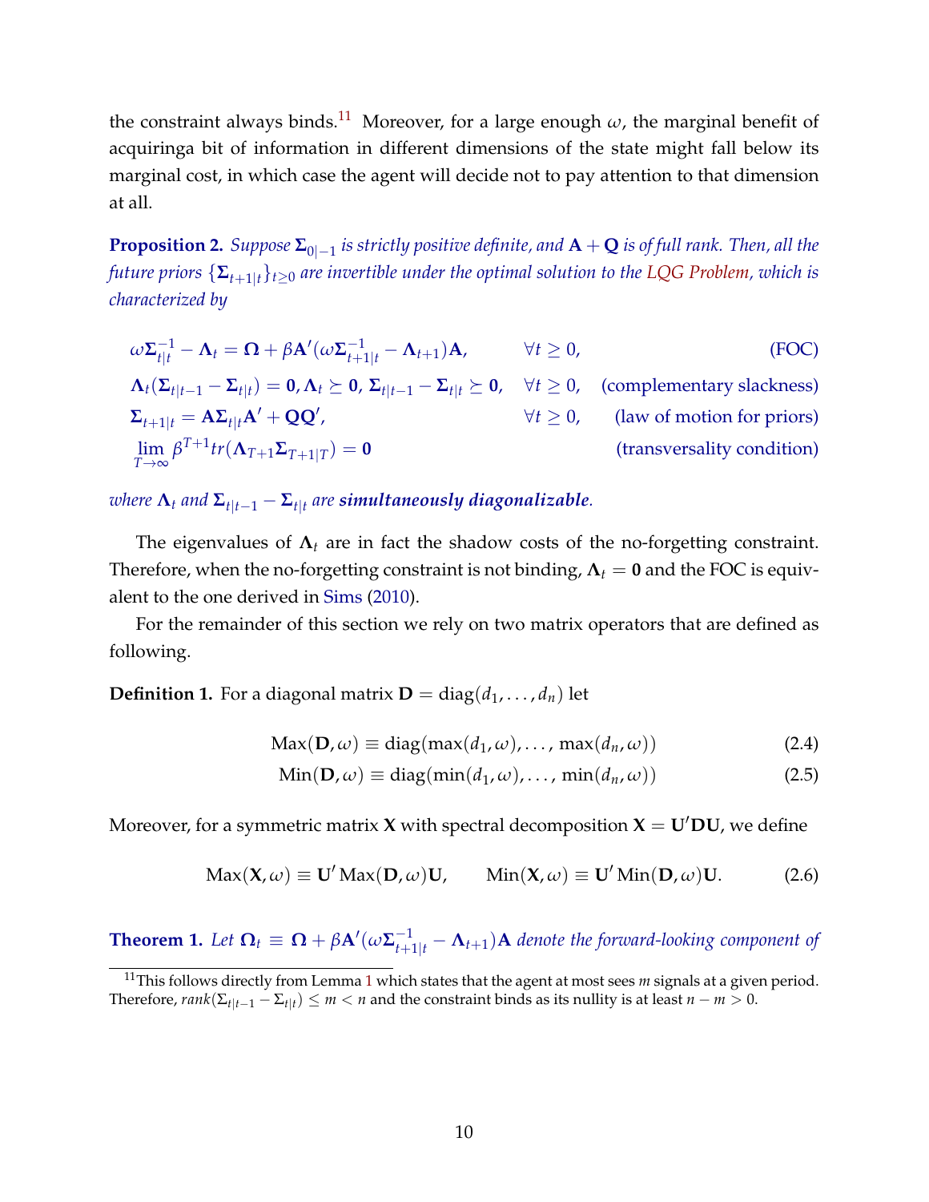the constraint always binds.[11] Moreover, for a large enough $\omega$, the marginal benefit of acquiringa bit of information in different dimensions of the state might fall below its marginal cost, in which case the agent will decide not to pay attention to that dimension at all.

**Proposition 2.** *Suppose $\mathbf{\Sigma}_{0|-1}$ is strictly positive definite, and $\mathbf{A}+\mathbf{Q}$ is of full rank. Then, all the future priors $\{\mathbf{\Sigma}_{t+1|t}\}_{t\geq 0}$ are invertible under the optimal solution to the LQG Problem, which is characterized by*

$$\omega\mathbf{\Sigma}_{t|t}^{-1} - \mathbf{\Lambda}_t = \mathbf{\Omega} + \beta\mathbf{A}'(\omega\mathbf{\Sigma}_{t+1|t}^{-1} - \mathbf{\Lambda}_{t+1})\mathbf{A}, \qquad \forall t \geq 0, \qquad \text{(FOC)}$$

$$\mathbf{\Lambda}_t(\mathbf{\Sigma}_{t|t-1} - \mathbf{\Sigma}_{t|t}) = \mathbf{0}, \mathbf{\Lambda}_t \succeq \mathbf{0},\ \mathbf{\Sigma}_{t|t-1} - \mathbf{\Sigma}_{t|t} \succeq \mathbf{0}, \quad \forall t \geq 0, \quad \text{(complementary slackness)}$$

$$\mathbf{\Sigma}_{t+1|t} = \mathbf{A}\mathbf{\Sigma}_{t|t}\mathbf{A}' + \mathbf{Q}\mathbf{Q}', \qquad \forall t \geq 0, \qquad \text{(law of motion for priors)}$$

$$\lim_{T\to\infty} \beta^{T+1} tr(\mathbf{\Lambda}_{T+1}\mathbf{\Sigma}_{T+1|T}) = \mathbf{0} \qquad \text{(transversality condition)}$$

*where $\mathbf{\Lambda}_t$ and $\mathbf{\Sigma}_{t|t-1} - \mathbf{\Sigma}_{t|t}$ are* ***simultaneously diagonalizable****.*

The eigenvalues of $\mathbf{\Lambda}_t$ are in fact the shadow costs of the no-forgetting constraint. Therefore, when the no-forgetting constraint is not binding, $\mathbf{\Lambda}_t = \mathbf{0}$ and the FOC is equivalent to the one derived in Sims (2010).

For the remainder of this section we rely on two matrix operators that are defined as following.

**Definition 1.** For a diagonal matrix $\mathbf{D} = \text{diag}(d_1, \ldots, d_n)$ let

$$\text{Max}(\mathbf{D}, \omega) \equiv \text{diag}(\max(d_1, \omega), \ldots, \max(d_n, \omega)) \tag{2.4}$$

$$\text{Min}(\mathbf{D}, \omega) \equiv \text{diag}(\min(d_1, \omega), \ldots, \min(d_n, \omega)) \tag{2.5}$$

Moreover, for a symmetric matrix $\mathbf{X}$ with spectral decomposition $\mathbf{X} = \mathbf{U}'\mathbf{D}\mathbf{U}$, we define

$$\text{Max}(\mathbf{X}, \omega) \equiv \mathbf{U}'\,\text{Max}(\mathbf{D}, \omega)\mathbf{U}, \qquad \text{Min}(\mathbf{X}, \omega) \equiv \mathbf{U}'\,\text{Min}(\mathbf{D}, \omega)\mathbf{U}. \tag{2.6}$$

**Theorem 1.** *Let $\mathbf{\Omega}_t \equiv \mathbf{\Omega} + \beta\mathbf{A}'(\omega\mathbf{\Sigma}_{t+1|t}^{-1} - \mathbf{\Lambda}_{t+1})\mathbf{A}$ denote the forward-looking component of*

[11] This follows directly from Lemma 1 which states that the agent at most sees $m$ signals at a given period. Therefore, $rank(\Sigma_{t|t-1} - \Sigma_{t|t}) \leq m < n$ and the constraint binds as its nullity is at least $n - m > 0$.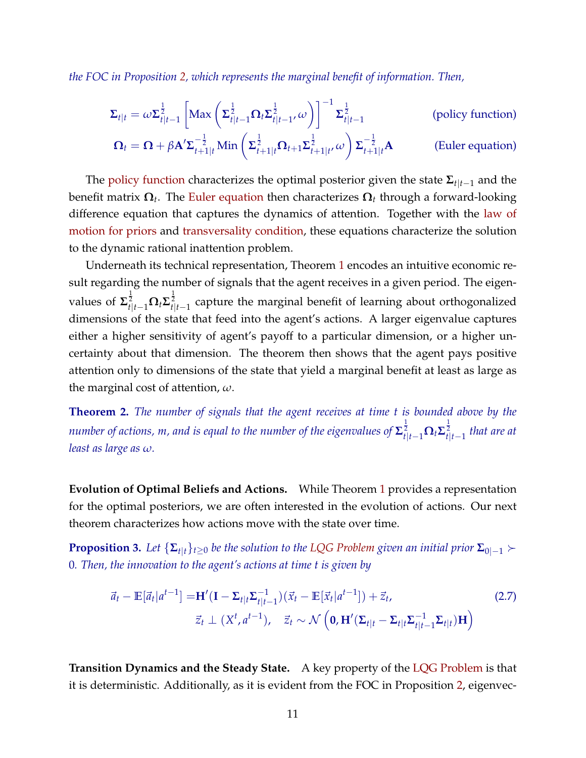*the FOC in Proposition 2, which represents the marginal benefit of information. Then,*

$$\mathbf{\Sigma}_{t|t} = \omega \mathbf{\Sigma}_{t|t-1}^{\frac{1}{2}} \left[ \text{Max}\left( \mathbf{\Sigma}_{t|t-1}^{\frac{1}{2}} \mathbf{\Omega}_t \mathbf{\Sigma}_{t|t-1}^{\frac{1}{2}}, \omega \right) \right]^{-1} \mathbf{\Sigma}_{t|t-1}^{\frac{1}{2}} \qquad \text{(policy function)}$$

$$\mathbf{\Omega}_t = \mathbf{\Omega} + \beta \mathbf{A}' \mathbf{\Sigma}_{t+1|t}^{-\frac{1}{2}} \text{Min}\left( \mathbf{\Sigma}_{t+1|t}^{\frac{1}{2}} \mathbf{\Omega}_{t+1} \mathbf{\Sigma}_{t+1|t}^{\frac{1}{2}}, \omega \right) \mathbf{\Sigma}_{t+1|t}^{-\frac{1}{2}} \mathbf{A} \qquad \text{(Euler equation)}$$

The policy function characterizes the optimal posterior given the state $\mathbf{\Sigma}_{t|t-1}$ and the benefit matrix $\mathbf{\Omega}_t$. The Euler equation then characterizes $\mathbf{\Omega}_t$ through a forward-looking difference equation that captures the dynamics of attention. Together with the law of motion for priors and transversality condition, these equations characterize the solution to the dynamic rational inattention problem.

Underneath its technical representation, Theorem 1 encodes an intuitive economic result regarding the number of signals that the agent receives in a given period. The eigenvalues of $\mathbf{\Sigma}_{t|t-1}^{\frac{1}{2}} \mathbf{\Omega}_t \mathbf{\Sigma}_{t|t-1}^{\frac{1}{2}}$ capture the marginal benefit of learning about orthogonalized dimensions of the state that feed into the agent's actions. A larger eigenvalue captures either a higher sensitivity of agent's payoff to a particular dimension, or a higher uncertainty about that dimension. The theorem then shows that the agent pays positive attention only to dimensions of the state that yield a marginal benefit at least as large as the marginal cost of attention, $\omega$.

**Theorem 2.** *The number of signals that the agent receives at time $t$ is bounded above by the number of actions, $m$, and is equal to the number of the eigenvalues of $\mathbf{\Sigma}_{t|t-1}^{\frac{1}{2}} \mathbf{\Omega}_t \mathbf{\Sigma}_{t|t-1}^{\frac{1}{2}}$ that are at least as large as $\omega$.*

**Evolution of Optimal Beliefs and Actions.** While Theorem 1 provides a representation for the optimal posteriors, we are often interested in the evolution of actions. Our next theorem characterizes how actions move with the state over time.

**Proposition 3.** *Let $\{\mathbf{\Sigma}_{t|t}\}_{t\geq 0}$ be the solution to the LQG Problem given an initial prior $\mathbf{\Sigma}_{0|-1} \succ 0$. Then, the innovation to the agent's actions at time $t$ is given by*

$$\begin{aligned} \vec{a}_t - \mathbb{E}[\vec{a}_t | a^{t-1}] &= \mathbf{H}'(\mathbf{I} - \mathbf{\Sigma}_{t|t}\mathbf{\Sigma}_{t|t-1}^{-1})(\vec{x}_t - \mathbb{E}[\vec{x}_t | a^{t-1}]) + \vec{z}_t, \\ & \vec{z}_t \perp (X^t, a^{t-1}), \quad \vec{z}_t \sim \mathcal{N}\left(\mathbf{0}, \mathbf{H}'(\mathbf{\Sigma}_{t|t} - \mathbf{\Sigma}_{t|t}\mathbf{\Sigma}_{t|t-1}^{-1}\mathbf{\Sigma}_{t|t})\mathbf{H}\right) \end{aligned} \tag{2.7}$$

**Transition Dynamics and the Steady State.** A key property of the LQG Problem is that it is deterministic. Additionally, as it is evident from the FOC in Proposition 2, eigenvec-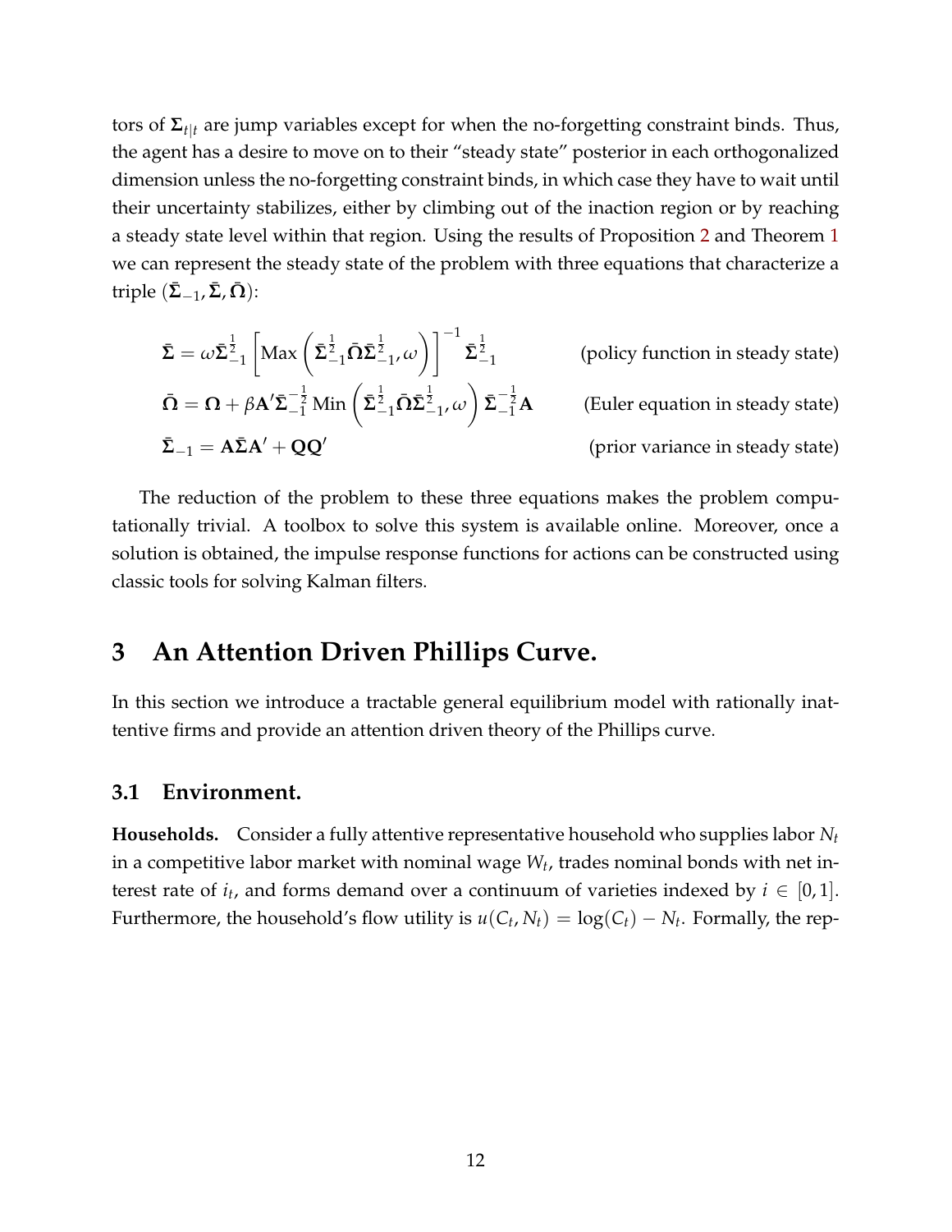tors of $\mathbf{\Sigma}_{t|t}$ are jump variables except for when the no-forgetting constraint binds. Thus, the agent has a desire to move on to their "steady state" posterior in each orthogonalized dimension unless the no-forgetting constraint binds, in which case they have to wait until their uncertainty stabilizes, either by climbing out of the inaction region or by reaching a steady state level within that region. Using the results of Proposition 2 and Theorem 1 we can represent the steady state of the problem with three equations that characterize a triple $(\bar{\mathbf{\Sigma}}_{-1}, \bar{\mathbf{\Sigma}}, \bar{\mathbf{\Omega}})$:

$$\bar{\mathbf{\Sigma}} = \omega \bar{\mathbf{\Sigma}}_{-1}^{\frac{1}{2}} \left[ \text{Max} \left( \bar{\mathbf{\Sigma}}_{-1}^{\frac{1}{2}} \bar{\mathbf{\Omega}} \bar{\mathbf{\Sigma}}_{-1}^{\frac{1}{2}}, \omega \right) \right]^{-1} \bar{\mathbf{\Sigma}}_{-1}^{\frac{1}{2}} \qquad \text{(policy function in steady state)}$$

$$\bar{\mathbf{\Omega}} = \mathbf{\Omega} + \beta \mathbf{A}' \bar{\mathbf{\Sigma}}_{-1}^{-\frac{1}{2}} \text{Min} \left( \bar{\mathbf{\Sigma}}_{-1}^{\frac{1}{2}} \bar{\mathbf{\Omega}} \bar{\mathbf{\Sigma}}_{-1}^{\frac{1}{2}}, \omega \right) \bar{\mathbf{\Sigma}}_{-1}^{-\frac{1}{2}} \mathbf{A} \qquad \text{(Euler equation in steady state)}$$

$$\bar{\mathbf{\Sigma}}_{-1} = \mathbf{A} \bar{\mathbf{\Sigma}} \mathbf{A}' + \mathbf{Q}\mathbf{Q}' \qquad \text{(prior variance in steady state)}$$

The reduction of the problem to these three equations makes the problem computationally trivial. A toolbox to solve this system is available online. Moreover, once a solution is obtained, the impulse response functions for actions can be constructed using classic tools for solving Kalman filters.

# 3 An Attention Driven Phillips Curve.

In this section we introduce a tractable general equilibrium model with rationally inattentive firms and provide an attention driven theory of the Phillips curve.

## 3.1 Environment.

**Households.** Consider a fully attentive representative household who supplies labor $N_t$ in a competitive labor market with nominal wage $W_t$, trades nominal bonds with net interest rate of $i_t$, and forms demand over a continuum of varieties indexed by $i \in [0, 1]$. Furthermore, the household's flow utility is $u(C_t, N_t) = \log(C_t) - N_t$. Formally, the rep-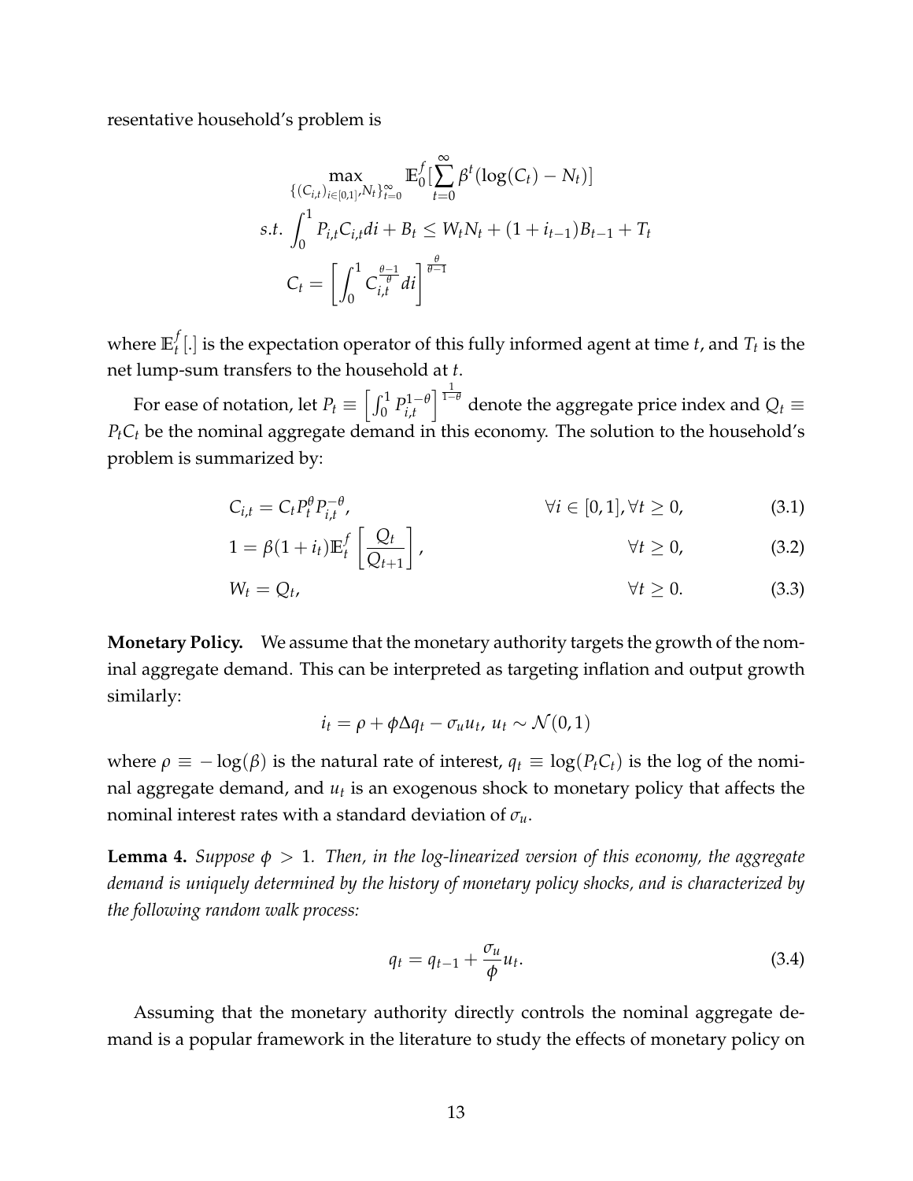resentative household's problem is

$$
\max_{\{(C_{i,t})_{i\in[0,1]}, N_t\}_{t=0}^{\infty}} \mathbb{E}_0^f [\sum_{t=0}^{\infty} \beta^t (\log(C_t) - N_t)]
$$

$$
s.t. \int_0^1 P_{i,t} C_{i,t} di + B_t \leq W_t N_t + (1+i_{t-1}) B_{t-1} + T_t
$$

$$
C_t = \left[ \int_0^1 C_{i,t}^{\frac{\theta-1}{\theta}} di \right]^{\frac{\theta}{\theta-1}}
$$

where $\mathbb{E}_t^f[.]$ is the expectation operator of this fully informed agent at time $t$, and $T_t$ is the net lump-sum transfers to the household at $t$.

For ease of notation, let $P_t \equiv \left[ \int_0^1 P_{i,t}^{1-\theta} \right]^{\frac{1}{1-\theta}}$ denote the aggregate price index and $Q_t \equiv P_t C_t$ be the nominal aggregate demand in this economy. The solution to the household's problem is summarized by:

$$
C_{i,t} = C_t P_t^{\theta} P_{i,t}^{-\theta}, \qquad \forall i \in [0,1], \forall t \geq 0, \tag{3.1}
$$

$$
1 = \beta(1+i_t) \mathbb{E}_t^f \left[ \frac{Q_t}{Q_{t+1}} \right], \qquad \forall t \geq 0, \tag{3.2}
$$

$$
W_t = Q_t, \qquad \forall t \geq 0. \tag{3.3}
$$

**Monetary Policy.** We assume that the monetary authority targets the growth of the nominal aggregate demand. This can be interpreted as targeting inflation and output growth similarly:

$$
i_t = \rho + \phi \Delta q_t - \sigma_u u_t, \; u_t \sim \mathcal{N}(0,1)
$$

where $\rho \equiv -\log(\beta)$ is the natural rate of interest, $q_t \equiv \log(P_t C_t)$ is the log of the nominal aggregate demand, and $u_t$ is an exogenous shock to monetary policy that affects the nominal interest rates with a standard deviation of $\sigma_u$.

**Lemma 4.** *Suppose $\phi > 1$. Then, in the log-linearized version of this economy, the aggregate demand is uniquely determined by the history of monetary policy shocks, and is characterized by the following random walk process:*

$$
q_t = q_{t-1} + \frac{\sigma_u}{\phi} u_t. \tag{3.4}
$$

Assuming that the monetary authority directly controls the nominal aggregate demand is a popular framework in the literature to study the effects of monetary policy on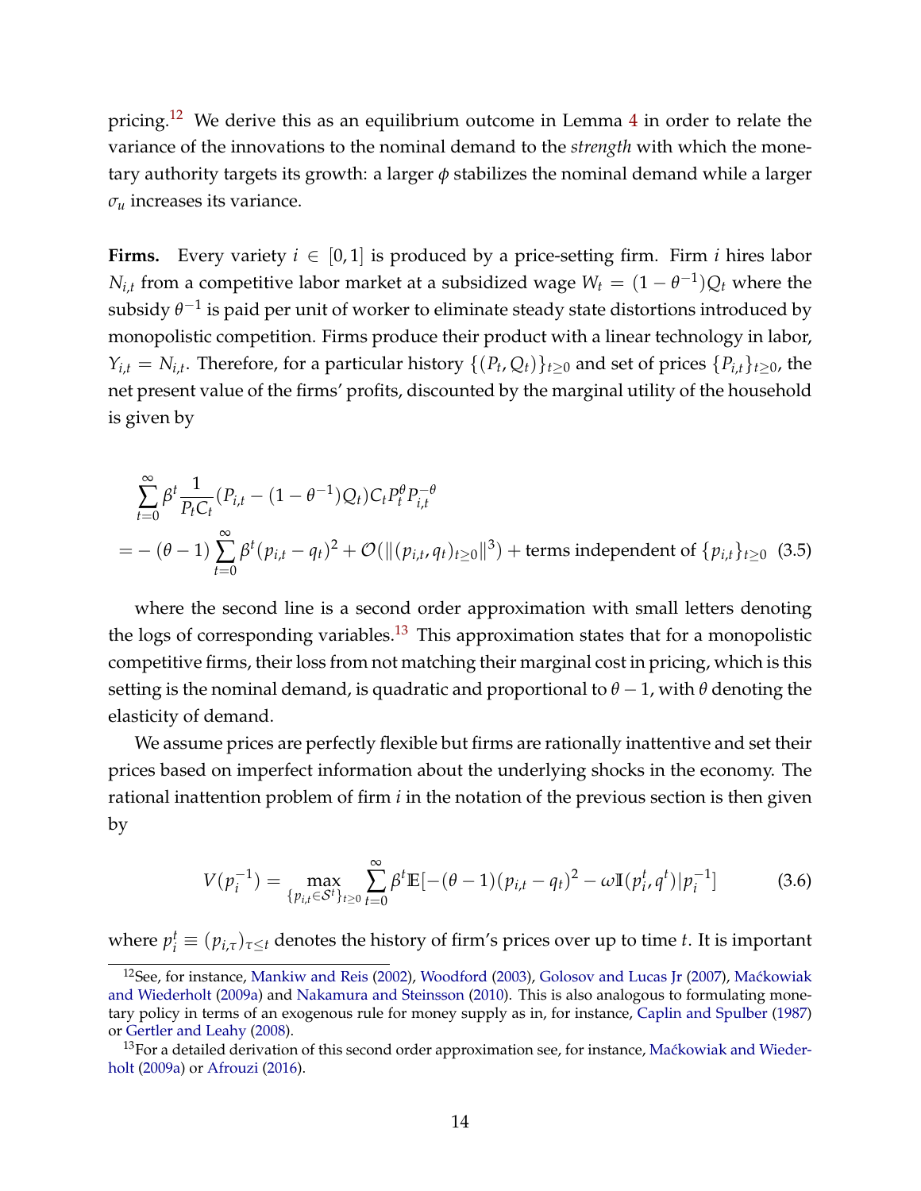pricing.[12] We derive this as an equilibrium outcome in Lemma 4 in order to relate the variance of the innovations to the nominal demand to the *strength* with which the monetary authority targets its growth: a larger $\phi$ stabilizes the nominal demand while a larger $\sigma_u$ increases its variance.

**Firms.** Every variety $i \in [0,1]$ is produced by a price-setting firm. Firm $i$ hires labor $N_{i,t}$ from a competitive labor market at a subsidized wage $W_t = (1-\theta^{-1})Q_t$ where the subsidy $\theta^{-1}$ is paid per unit of worker to eliminate steady state distortions introduced by monopolistic competition. Firms produce their product with a linear technology in labor, $Y_{i,t} = N_{i,t}$. Therefore, for a particular history $\{(P_t, Q_t)\}_{t\geq 0}$ and set of prices $\{P_{i,t}\}_{t\geq 0}$, the net present value of the firms' profits, discounted by the marginal utility of the household is given by

$$
\begin{aligned}
&\sum_{t=0}^{\infty} \beta^t \frac{1}{P_t C_t}(P_{i,t} - (1-\theta^{-1})Q_t) C_t P_t^{\theta} P_{i,t}^{-\theta} \\
&= -(\theta - 1)\sum_{t=0}^{\infty} \beta^t (p_{i,t} - q_t)^2 + \mathcal{O}(\|(p_{i,t}, q_t)_{t\geq 0}\|^3) + \text{terms independent of } \{p_{i,t}\}_{t\geq 0} \quad (3.5)
\end{aligned}
$$

where the second line is a second order approximation with small letters denoting the logs of corresponding variables.[13] This approximation states that for a monopolistic competitive firms, their loss from not matching their marginal cost in pricing, which is this setting is the nominal demand, is quadratic and proportional to $\theta - 1$, with $\theta$ denoting the elasticity of demand.

We assume prices are perfectly flexible but firms are rationally inattentive and set their prices based on imperfect information about the underlying shocks in the economy. The rational inattention problem of firm $i$ in the notation of the previous section is then given by

$$
V(p_i^{-1}) = \max_{\{p_{i,t} \in \mathcal{S}^t\}_{t\geq 0}} \sum_{t=0}^{\infty} \beta^t \mathbb{E}[-(\theta-1)(p_{i,t} - q_t)^2 - \omega \mathbb{I}(p_i^t, q^t) | p_i^{-1}] \quad (3.6)
$$

where $p_i^t \equiv (p_{i,\tau})_{\tau \leq t}$ denotes the history of firm's prices over up to time $t$. It is important

[12] See, for instance, Mankiw and Reis (2002), Woodford (2003), Golosov and Lucas Jr (2007), Maćkowiak and Wiederholt (2009a) and Nakamura and Steinsson (2010). This is also analogous to formulating monetary policy in terms of an exogenous rule for money supply as in, for instance, Caplin and Spulber (1987) or Gertler and Leahy (2008).

[13] For a detailed derivation of this second order approximation see, for instance, Maćkowiak and Wiederholt (2009a) or Afrouzi (2016).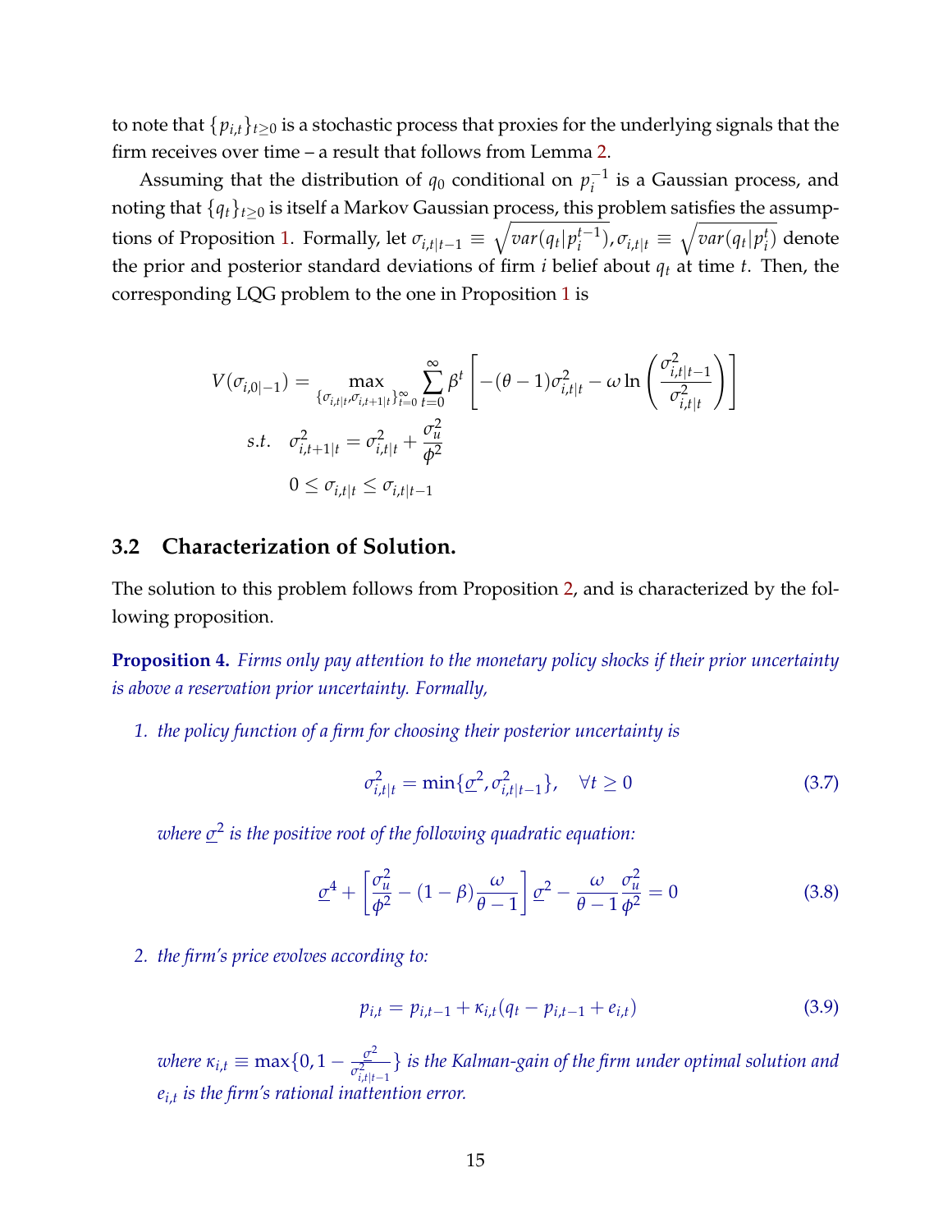to note that $\{p_{i,t}\}_{t\geq 0}$ is a stochastic process that proxies for the underlying signals that the firm receives over time – a result that follows from Lemma 2.

Assuming that the distribution of $q_0$ conditional on $p_i^{-1}$ is a Gaussian process, and noting that $\{q_t\}_{t\geq 0}$ is itself a Markov Gaussian process, this problem satisfies the assumptions of Proposition 1. Formally, let $\sigma_{i,t|t-1} \equiv \sqrt{var(q_t|p_i^{t-1})}, \sigma_{i,t|t} \equiv \sqrt{var(q_t|p_i^t)}$ denote the prior and posterior standard deviations of firm $i$ belief about $q_t$ at time $t$. Then, the corresponding LQG problem to the one in Proposition 1 is

$$
\begin{aligned}
V(\sigma_{i,0|-1}) = &\max_{\{\sigma_{i,t|t}, \sigma_{i,t+1|t}\}_{t=0}^{\infty}} \sum_{t=0}^{\infty} \beta^t \left[ -(\theta-1)\sigma_{i,t|t}^2 - \omega \ln\left(\frac{\sigma_{i,t|t-1}^2}{\sigma_{i,t|t}^2}\right)\right] \\
s.t. \quad & \sigma_{i,t+1|t}^2 = \sigma_{i,t|t}^2 + \frac{\sigma_u^2}{\phi^2} \\
& 0 \leq \sigma_{i,t|t} \leq \sigma_{i,t|t-1}
\end{aligned}
$$

## 3.2 Characterization of Solution.

The solution to this problem follows from Proposition 2, and is characterized by the following proposition.

**Proposition 4.** *Firms only pay attention to the monetary policy shocks if their prior uncertainty is above a reservation prior uncertainty. Formally,*

1. *the policy function of a firm for choosing their posterior uncertainty is*

$$
\sigma_{i,t|t}^2 = \min\{\underline{\sigma}^2, \sigma_{i,t|t-1}^2\}, \quad \forall t \geq 0 \tag{3.7}
$$

   *where $\underline{\sigma}^2$ is the positive root of the following quadratic equation:*

$$
\underline{\sigma}^4 + \left[\frac{\sigma_u^2}{\phi^2} - (1-\beta)\frac{\omega}{\theta-1}\right]\underline{\sigma}^2 - \frac{\omega}{\theta-1}\frac{\sigma_u^2}{\phi^2} = 0 \tag{3.8}
$$

2. *the firm's price evolves according to:*

$$
p_{i,t} = p_{i,t-1} + \kappa_{i,t}(q_t - p_{i,t-1} + e_{i,t}) \tag{3.9}
$$

   *where $\kappa_{i,t} \equiv \max\{0, 1 - \frac{\underline{\sigma}^2}{\sigma_{i,t|t-1}^2}\}$ is the Kalman-gain of the firm under optimal solution and $e_{i,t}$ is the firm's rational inattention error.*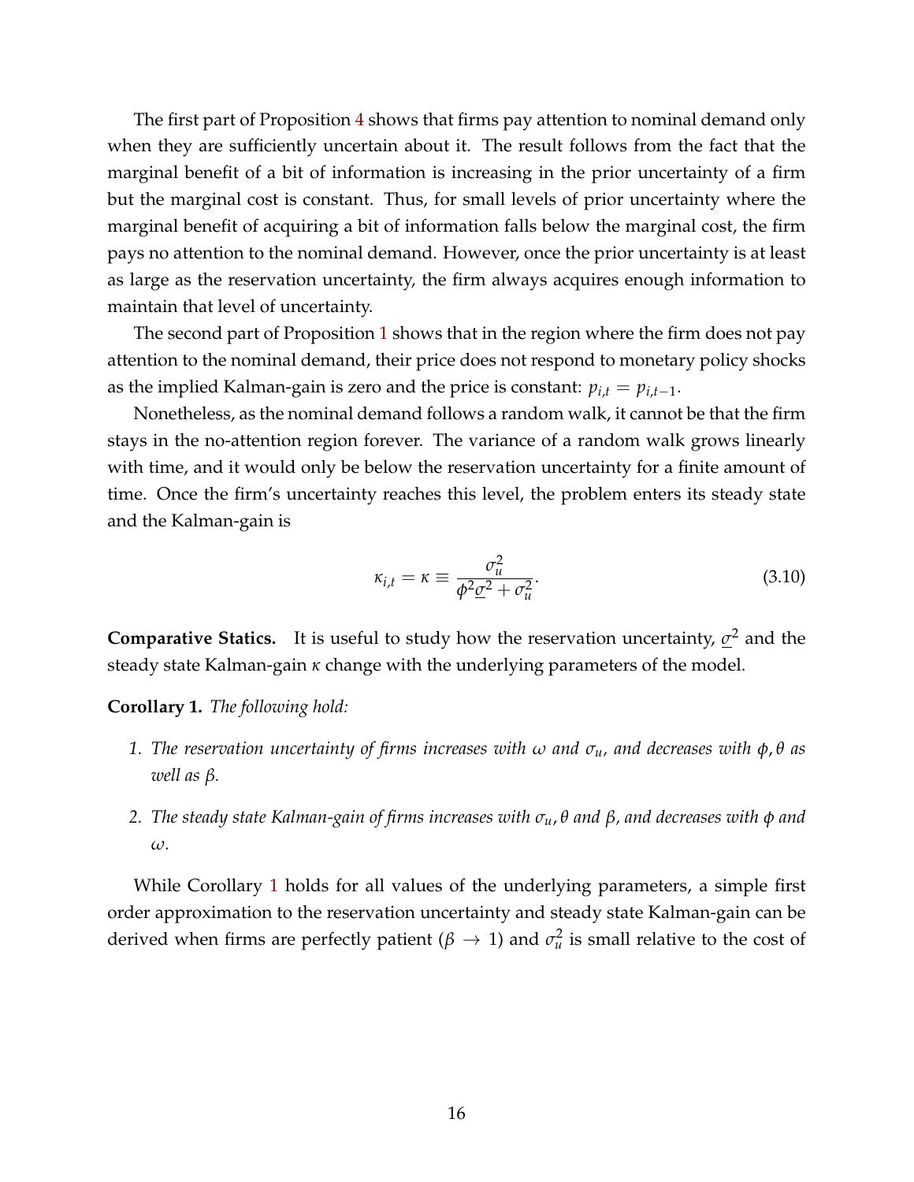The first part of Proposition 4 shows that firms pay attention to nominal demand only when they are sufficiently uncertain about it. The result follows from the fact that the marginal benefit of a bit of information is increasing in the prior uncertainty of a firm but the marginal cost is constant. Thus, for small levels of prior uncertainty where the marginal benefit of acquiring a bit of information falls below the marginal cost, the firm pays no attention to the nominal demand. However, once the prior uncertainty is at least as large as the reservation uncertainty, the firm always acquires enough information to maintain that level of uncertainty.

The second part of Proposition 1 shows that in the region where the firm does not pay attention to the nominal demand, their price does not respond to monetary policy shocks as the implied Kalman-gain is zero and the price is constant: $p_{i,t} = p_{i,t-1}$.

Nonetheless, as the nominal demand follows a random walk, it cannot be that the firm stays in the no-attention region forever. The variance of a random walk grows linearly with time, and it would only be below the reservation uncertainty for a finite amount of time. Once the firm's uncertainty reaches this level, the problem enters its steady state and the Kalman-gain is

$$\kappa_{i,t} = \kappa \equiv \frac{\sigma_u^2}{\phi^2 \underline{\sigma}^2 + \sigma_u^2}. \tag{3.10}$$

**Comparative Statics.** It is useful to study how the reservation uncertainty, $\underline{\sigma}^2$ and the steady state Kalman-gain $\kappa$ change with the underlying parameters of the model.

**Corollary 1.** *The following hold:*

1. *The reservation uncertainty of firms increases with $\omega$ and $\sigma_u$, and decreases with $\phi, \theta$ as well as $\beta$.*
2. *The steady state Kalman-gain of firms increases with $\sigma_u, \theta$ and $\beta$, and decreases with $\phi$ and $\omega$.*

While Corollary 1 holds for all values of the underlying parameters, a simple first order approximation to the reservation uncertainty and steady state Kalman-gain can be derived when firms are perfectly patient ($\beta \to 1$) and $\sigma_u^2$ is small relative to the cost of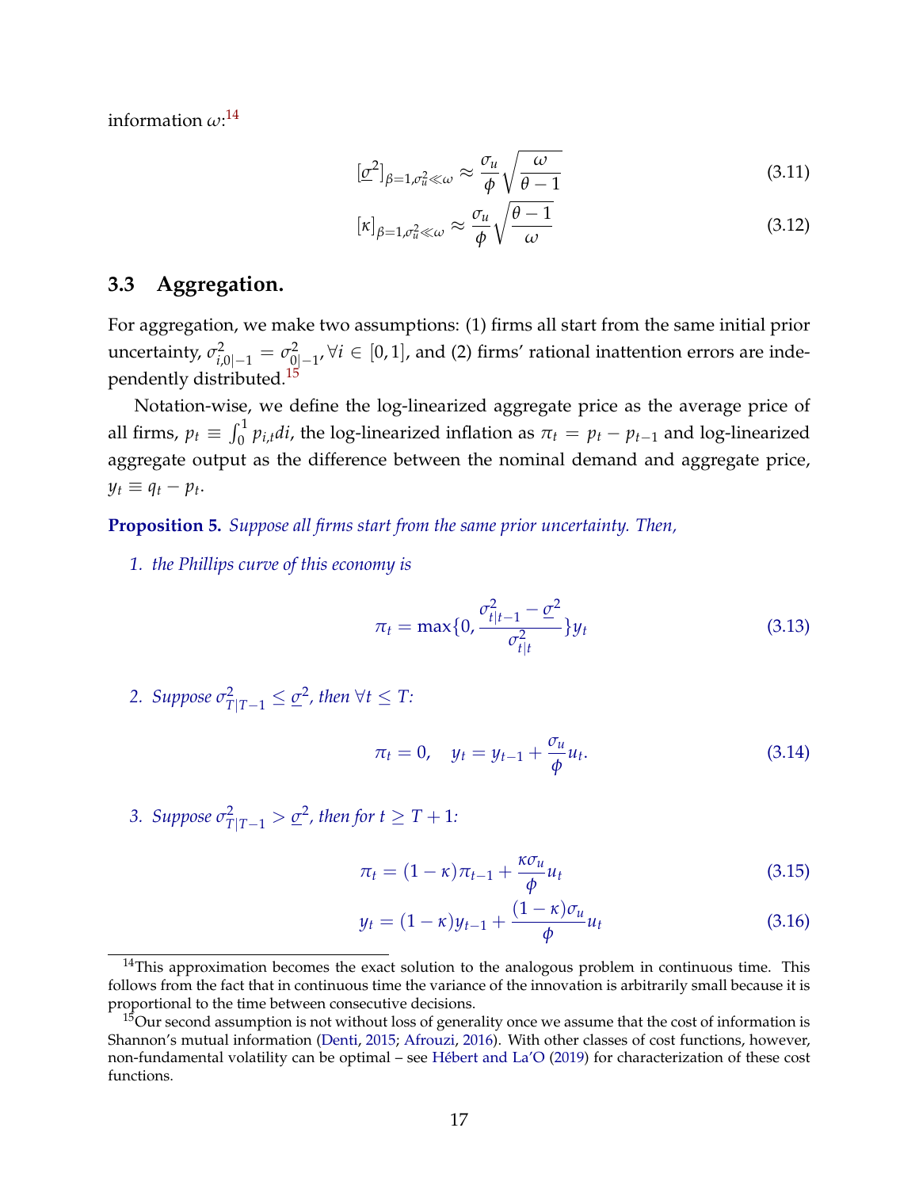information $\omega$:[14]

$$[\underline{\sigma}^2]_{\beta=1,\sigma_u^2 \ll \omega} \approx \frac{\sigma_u}{\phi}\sqrt{\frac{\omega}{\theta-1}} \tag{3.11}$$

$$[\kappa]_{\beta=1,\sigma_u^2 \ll \omega} \approx \frac{\sigma_u}{\phi}\sqrt{\frac{\theta-1}{\omega}} \tag{3.12}$$

## 3.3 Aggregation.

For aggregation, we make two assumptions: (1) firms all start from the same initial prior uncertainty, $\sigma^2_{i,0|-1} = \sigma^2_{0|-1}, \forall i \in [0,1]$, and (2) firms' rational inattention errors are independently distributed.[15]

Notation-wise, we define the log-linearized aggregate price as the average price of all firms, $p_t \equiv \int_0^1 p_{i,t} di$, the log-linearized inflation as $\pi_t = p_t - p_{t-1}$ and log-linearized aggregate output as the difference between the nominal demand and aggregate price, $y_t \equiv q_t - p_t$.

**Proposition 5.** *Suppose all firms start from the same prior uncertainty. Then,*

1. *the Phillips curve of this economy is*

$$\pi_t = \max\{0, \frac{\sigma^2_{t|t-1} - \underline{\sigma}^2}{\sigma^2_{t|t}}\} y_t \tag{3.13}$$

2. *Suppose $\sigma^2_{T|T-1} \leq \underline{\sigma}^2$, then $\forall t \leq T$:*

$$\pi_t = 0, \quad y_t = y_{t-1} + \frac{\sigma_u}{\phi} u_t. \tag{3.14}$$

3. *Suppose $\sigma^2_{T|T-1} > \underline{\sigma}^2$, then for $t \geq T+1$:*

$$\pi_t = (1-\kappa)\pi_{t-1} + \frac{\kappa \sigma_u}{\phi} u_t \tag{3.15}$$

$$y_t = (1-\kappa) y_{t-1} + \frac{(1-\kappa)\sigma_u}{\phi} u_t \tag{3.16}$$

---

[14] This approximation becomes the exact solution to the analogous problem in continuous time. This follows from the fact that in continuous time the variance of the innovation is arbitrarily small because it is proportional to the time between consecutive decisions.

[15] Our second assumption is not without loss of generality once we assume that the cost of information is Shannon's mutual information (Denti, 2015; Afrouzi, 2016). With other classes of cost functions, however, non-fundamental volatility can be optimal – see Hébert and La'O (2019) for characterization of these cost functions.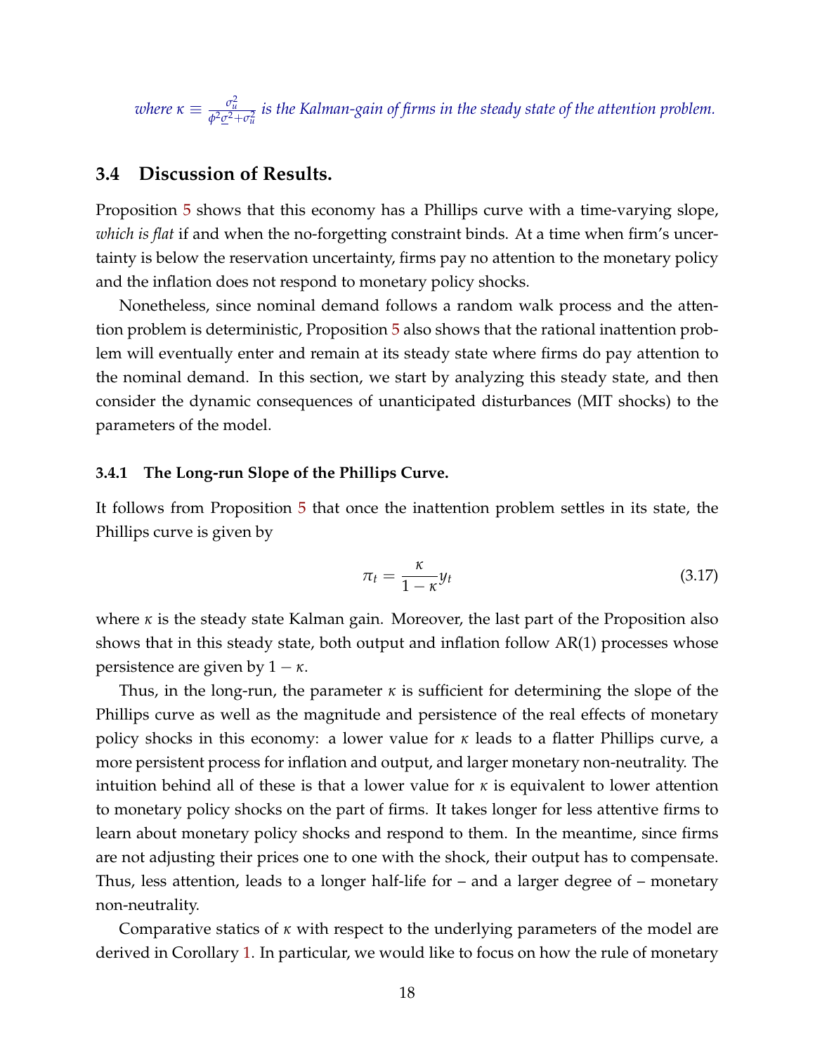*where* $\kappa \equiv \frac{\sigma_u^2}{\phi^2 \underline{\sigma}^2 + \sigma_u^2}$ *is the Kalman-gain of firms in the steady state of the attention problem.*

## 3.4 Discussion of Results.

Proposition 5 shows that this economy has a Phillips curve with a time-varying slope, *which is flat* if and when the no-forgetting constraint binds. At a time when firm's uncertainty is below the reservation uncertainty, firms pay no attention to the monetary policy and the inflation does not respond to monetary policy shocks.

Nonetheless, since nominal demand follows a random walk process and the attention problem is deterministic, Proposition 5 also shows that the rational inattention problem will eventually enter and remain at its steady state where firms do pay attention to the nominal demand. In this section, we start by analyzing this steady state, and then consider the dynamic consequences of unanticipated disturbances (MIT shocks) to the parameters of the model.

### 3.4.1 The Long-run Slope of the Phillips Curve.

It follows from Proposition 5 that once the inattention problem settles in its state, the Phillips curve is given by

$$\pi_t = \frac{\kappa}{1 - \kappa} y_t \tag{3.17}$$

where $\kappa$ is the steady state Kalman gain. Moreover, the last part of the Proposition also shows that in this steady state, both output and inflation follow AR(1) processes whose persistence are given by $1 - \kappa$.

Thus, in the long-run, the parameter $\kappa$ is sufficient for determining the slope of the Phillips curve as well as the magnitude and persistence of the real effects of monetary policy shocks in this economy: a lower value for $\kappa$ leads to a flatter Phillips curve, a more persistent process for inflation and output, and larger monetary non-neutrality. The intuition behind all of these is that a lower value for $\kappa$ is equivalent to lower attention to monetary policy shocks on the part of firms. It takes longer for less attentive firms to learn about monetary policy shocks and respond to them. In the meantime, since firms are not adjusting their prices one to one with the shock, their output has to compensate. Thus, less attention, leads to a longer half-life for – and a larger degree of – monetary non-neutrality.

Comparative statics of $\kappa$ with respect to the underlying parameters of the model are derived in Corollary 1. In particular, we would like to focus on how the rule of monetary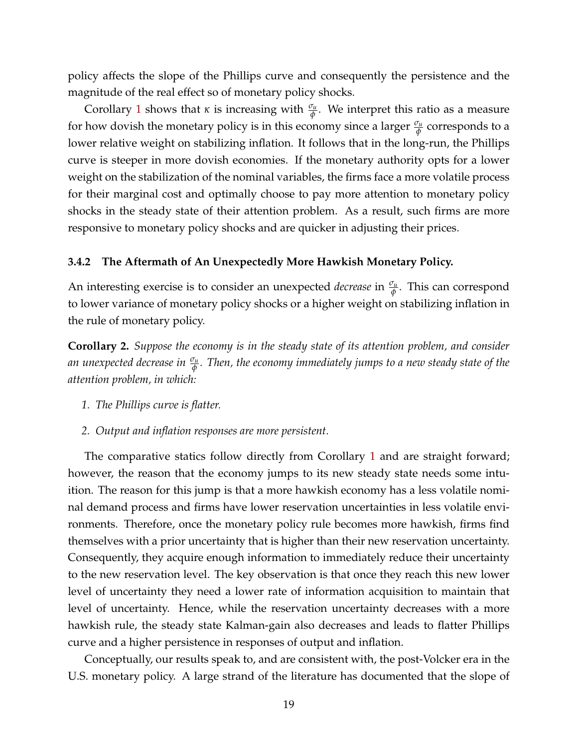policy affects the slope of the Phillips curve and consequently the persistence and the magnitude of the real effect so of monetary policy shocks.

Corollary 1 shows that $\kappa$ is increasing with $\frac{\sigma_u}{\phi}$. We interpret this ratio as a measure for how dovish the monetary policy is in this economy since a larger $\frac{\sigma_u}{\phi}$ corresponds to a lower relative weight on stabilizing inflation. It follows that in the long-run, the Phillips curve is steeper in more dovish economies. If the monetary authority opts for a lower weight on the stabilization of the nominal variables, the firms face a more volatile process for their marginal cost and optimally choose to pay more attention to monetary policy shocks in the steady state of their attention problem. As a result, such firms are more responsive to monetary policy shocks and are quicker in adjusting their prices.

### 3.4.2 The Aftermath of An Unexpectedly More Hawkish Monetary Policy.

An interesting exercise is to consider an unexpected *decrease* in $\frac{\sigma_u}{\phi}$. This can correspond to lower variance of monetary policy shocks or a higher weight on stabilizing inflation in the rule of monetary policy.

**Corollary 2.** *Suppose the economy is in the steady state of its attention problem, and consider an unexpected decrease in $\frac{\sigma_u}{\phi}$. Then, the economy immediately jumps to a new steady state of the attention problem, in which:*

1. *The Phillips curve is flatter.*
2. *Output and inflation responses are more persistent.*

The comparative statics follow directly from Corollary 1 and are straight forward; however, the reason that the economy jumps to its new steady state needs some intuition. The reason for this jump is that a more hawkish economy has a less volatile nominal demand process and firms have lower reservation uncertainties in less volatile environments. Therefore, once the monetary policy rule becomes more hawkish, firms find themselves with a prior uncertainty that is higher than their new reservation uncertainty. Consequently, they acquire enough information to immediately reduce their uncertainty to the new reservation level. The key observation is that once they reach this new lower level of uncertainty they need a lower rate of information acquisition to maintain that level of uncertainty. Hence, while the reservation uncertainty decreases with a more hawkish rule, the steady state Kalman-gain also decreases and leads to flatter Phillips curve and a higher persistence in responses of output and inflation.

Conceptually, our results speak to, and are consistent with, the post-Volcker era in the U.S. monetary policy. A large strand of the literature has documented that the slope of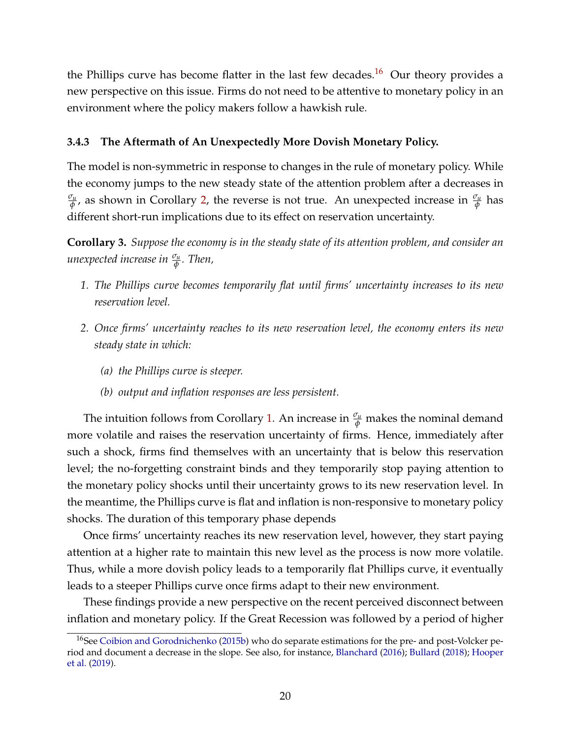the Phillips curve has become flatter in the last few decades.[16] Our theory provides a new perspective on this issue. Firms do not need to be attentive to monetary policy in an environment where the policy makers follow a hawkish rule.

### 3.4.3 The Aftermath of An Unexpectedly More Dovish Monetary Policy.

The model is non-symmetric in response to changes in the rule of monetary policy. While the economy jumps to the new steady state of the attention problem after a decreases in $\frac{\sigma_u}{\phi}$, as shown in Corollary 2, the reverse is not true. An unexpected increase in $\frac{\sigma_u}{\phi}$ has different short-run implications due to its effect on reservation uncertainty.

**Corollary 3.** *Suppose the economy is in the steady state of its attention problem, and consider an unexpected increase in $\frac{\sigma_u}{\phi}$. Then,*

1. *The Phillips curve becomes temporarily flat until firms' uncertainty increases to its new reservation level.*
2. *Once firms' uncertainty reaches to its new reservation level, the economy enters its new steady state in which:*
   - (a) *the Phillips curve is steeper.*
   - (b) *output and inflation responses are less persistent.*

The intuition follows from Corollary 1. An increase in $\frac{\sigma_u}{\phi}$ makes the nominal demand more volatile and raises the reservation uncertainty of firms. Hence, immediately after such a shock, firms find themselves with an uncertainty that is below this reservation level; the no-forgetting constraint binds and they temporarily stop paying attention to the monetary policy shocks until their uncertainty grows to its new reservation level. In the meantime, the Phillips curve is flat and inflation is non-responsive to monetary policy shocks. The duration of this temporary phase depends

Once firms' uncertainty reaches its new reservation level, however, they start paying attention at a higher rate to maintain this new level as the process is now more volatile. Thus, while a more dovish policy leads to a temporarily flat Phillips curve, it eventually leads to a steeper Phillips curve once firms adapt to their new environment.

These findings provide a new perspective on the recent perceived disconnect between inflation and monetary policy. If the Great Recession was followed by a period of higher

[16] See Coibion and Gorodnichenko (2015b) who do separate estimations for the pre- and post-Volcker period and document a decrease in the slope. See also, for instance, Blanchard (2016); Bullard (2018); Hooper et al. (2019).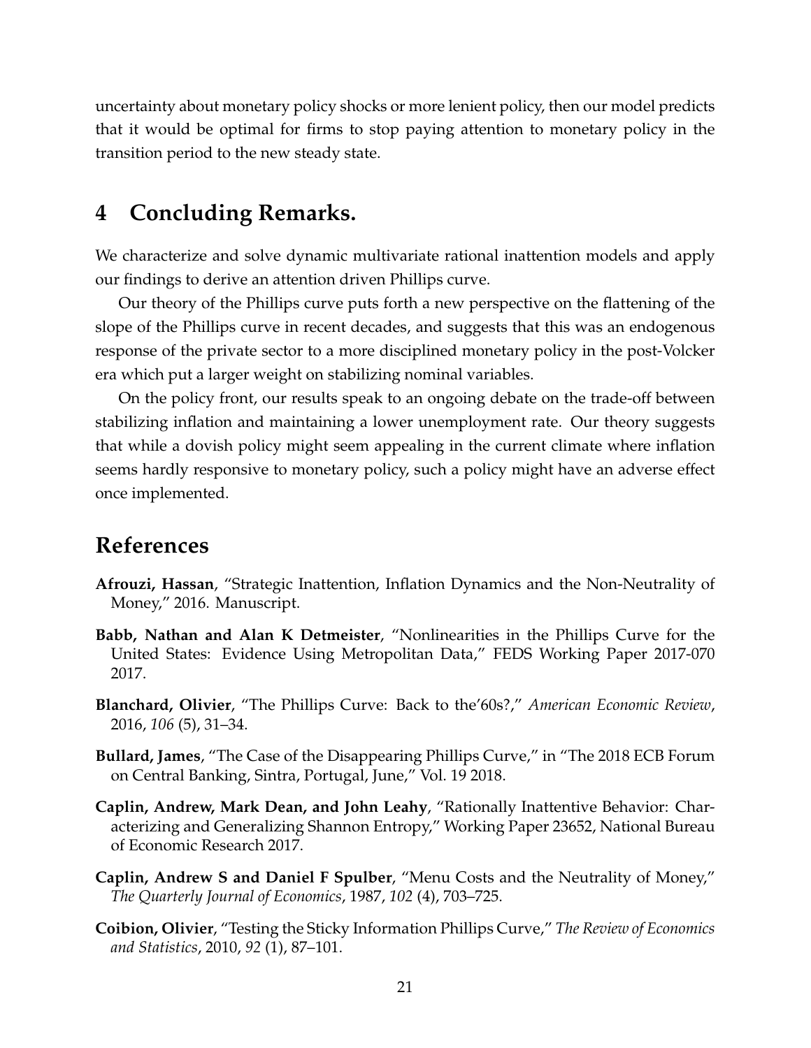uncertainty about monetary policy shocks or more lenient policy, then our model predicts that it would be optimal for firms to stop paying attention to monetary policy in the transition period to the new steady state.

## 4 Concluding Remarks.

We characterize and solve dynamic multivariate rational inattention models and apply our findings to derive an attention driven Phillips curve.

Our theory of the Phillips curve puts forth a new perspective on the flattening of the slope of the Phillips curve in recent decades, and suggests that this was an endogenous response of the private sector to a more disciplined monetary policy in the post-Volcker era which put a larger weight on stabilizing nominal variables.

On the policy front, our results speak to an ongoing debate on the trade-off between stabilizing inflation and maintaining a lower unemployment rate. Our theory suggests that while a dovish policy might seem appealing in the current climate where inflation seems hardly responsive to monetary policy, such a policy might have an adverse effect once implemented.

## References

**Afrouzi, Hassan**, "Strategic Inattention, Inflation Dynamics and the Non-Neutrality of Money," 2016. Manuscript.

**Babb, Nathan and Alan K Detmeister**, "Nonlinearities in the Phillips Curve for the United States: Evidence Using Metropolitan Data," FEDS Working Paper 2017-070 2017.

**Blanchard, Olivier**, "The Phillips Curve: Back to the'60s?," *American Economic Review*, 2016, *106* (5), 31–34.

**Bullard, James**, "The Case of the Disappearing Phillips Curve," in "The 2018 ECB Forum on Central Banking, Sintra, Portugal, June," Vol. 19 2018.

**Caplin, Andrew, Mark Dean, and John Leahy**, "Rationally Inattentive Behavior: Characterizing and Generalizing Shannon Entropy," Working Paper 23652, National Bureau of Economic Research 2017.

**Caplin, Andrew S and Daniel F Spulber**, "Menu Costs and the Neutrality of Money," *The Quarterly Journal of Economics*, 1987, *102* (4), 703–725.

**Coibion, Olivier**, "Testing the Sticky Information Phillips Curve," *The Review of Economics and Statistics*, 2010, *92* (1), 87–101.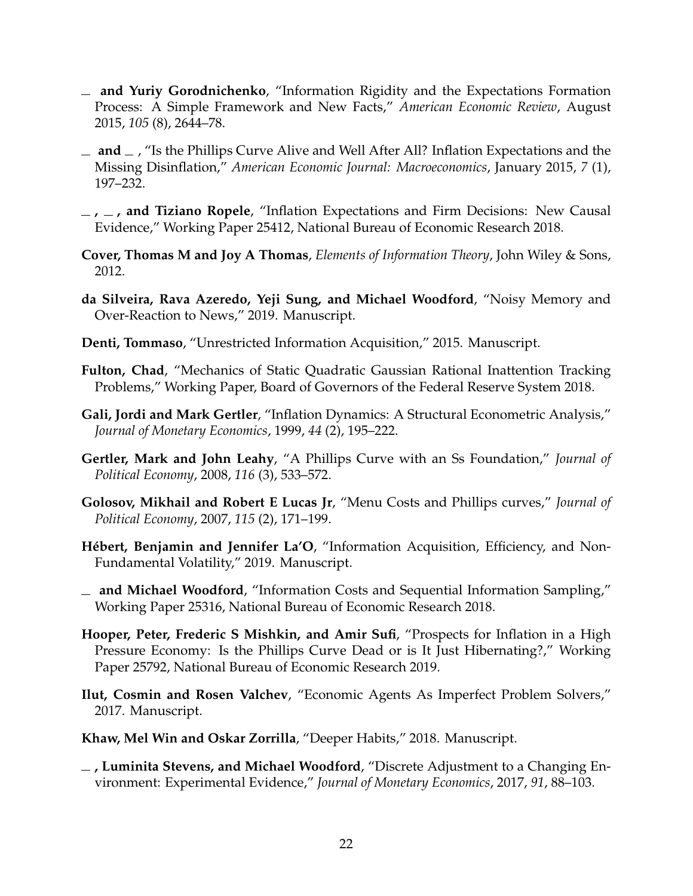— **and Yuriy Gorodnichenko**, "Information Rigidity and the Expectations Formation Process: A Simple Framework and New Facts," *American Economic Review*, August 2015, *105* (8), 2644–78.

— **and** — , "Is the Phillips Curve Alive and Well After All? Inflation Expectations and the Missing Disinflation," *American Economic Journal: Macroeconomics*, January 2015, *7* (1), 197–232.

— **,** — **, and Tiziano Ropele**, "Inflation Expectations and Firm Decisions: New Causal Evidence," Working Paper 25412, National Bureau of Economic Research 2018.

**Cover, Thomas M and Joy A Thomas**, *Elements of Information Theory*, John Wiley & Sons, 2012.

**da Silveira, Rava Azeredo, Yeji Sung, and Michael Woodford**, "Noisy Memory and Over-Reaction to News," 2019. Manuscript.

**Denti, Tommaso**, "Unrestricted Information Acquisition," 2015. Manuscript.

**Fulton, Chad**, "Mechanics of Static Quadratic Gaussian Rational Inattention Tracking Problems," Working Paper, Board of Governors of the Federal Reserve System 2018.

**Gali, Jordi and Mark Gertler**, "Inflation Dynamics: A Structural Econometric Analysis," *Journal of Monetary Economics*, 1999, *44* (2), 195–222.

**Gertler, Mark and John Leahy**, "A Phillips Curve with an Ss Foundation," *Journal of Political Economy*, 2008, *116* (3), 533–572.

**Golosov, Mikhail and Robert E Lucas Jr**, "Menu Costs and Phillips curves," *Journal of Political Economy*, 2007, *115* (2), 171–199.

**Hébert, Benjamin and Jennifer La'O**, "Information Acquisition, Efficiency, and Non-Fundamental Volatility," 2019. Manuscript.

— **and Michael Woodford**, "Information Costs and Sequential Information Sampling," Working Paper 25316, National Bureau of Economic Research 2018.

**Hooper, Peter, Frederic S Mishkin, and Amir Sufi**, "Prospects for Inflation in a High Pressure Economy: Is the Phillips Curve Dead or is It Just Hibernating?," Working Paper 25792, National Bureau of Economic Research 2019.

**Ilut, Cosmin and Rosen Valchev**, "Economic Agents As Imperfect Problem Solvers," 2017. Manuscript.

**Khaw, Mel Win and Oskar Zorrilla**, "Deeper Habits," 2018. Manuscript.

— **, Luminita Stevens, and Michael Woodford**, "Discrete Adjustment to a Changing Environment: Experimental Evidence," *Journal of Monetary Economics*, 2017, *91*, 88–103.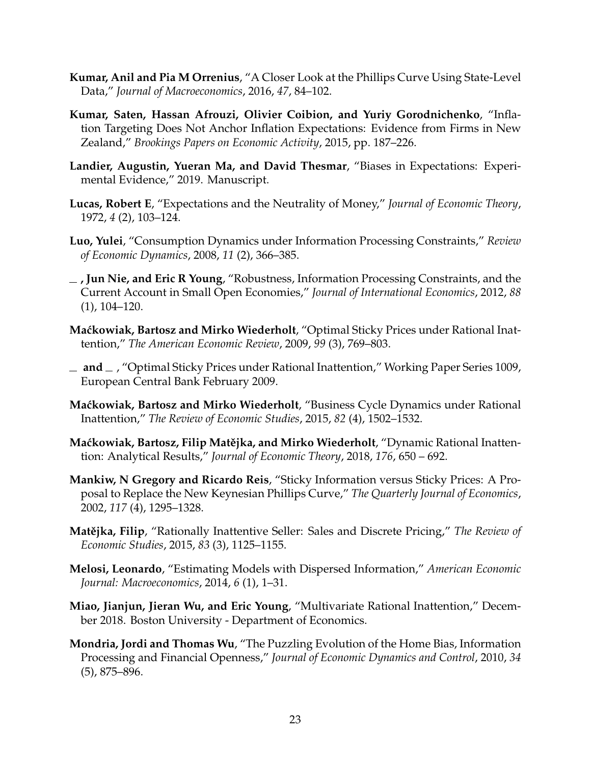**Kumar, Anil and Pia M Orrenius**, "A Closer Look at the Phillips Curve Using State-Level Data," *Journal of Macroeconomics*, 2016, *47*, 84–102.

**Kumar, Saten, Hassan Afrouzi, Olivier Coibion, and Yuriy Gorodnichenko**, "Inflation Targeting Does Not Anchor Inflation Expectations: Evidence from Firms in New Zealand," *Brookings Papers on Economic Activity*, 2015, pp. 187–226.

**Landier, Augustin, Yueran Ma, and David Thesmar**, "Biases in Expectations: Experimental Evidence," 2019. Manuscript.

**Lucas, Robert E**, "Expectations and the Neutrality of Money," *Journal of Economic Theory*, 1972, *4* (2), 103–124.

**Luo, Yulei**, "Consumption Dynamics under Information Processing Constraints," *Review of Economic Dynamics*, 2008, *11* (2), 366–385.

**_ , Jun Nie, and Eric R Young**, "Robustness, Information Processing Constraints, and the Current Account in Small Open Economies," *Journal of International Economics*, 2012, *88* (1), 104–120.

**Maćkowiak, Bartosz and Mirko Wiederholt**, "Optimal Sticky Prices under Rational Inattention," *The American Economic Review*, 2009, *99* (3), 769–803.

**_ and _** , "Optimal Sticky Prices under Rational Inattention," Working Paper Series 1009, European Central Bank February 2009.

**Maćkowiak, Bartosz and Mirko Wiederholt**, "Business Cycle Dynamics under Rational Inattention," *The Review of Economic Studies*, 2015, *82* (4), 1502–1532.

**Maćkowiak, Bartosz, Filip Matějka, and Mirko Wiederholt**, "Dynamic Rational Inattention: Analytical Results," *Journal of Economic Theory*, 2018, *176*, 650 – 692.

**Mankiw, N Gregory and Ricardo Reis**, "Sticky Information versus Sticky Prices: A Proposal to Replace the New Keynesian Phillips Curve," *The Quarterly Journal of Economics*, 2002, *117* (4), 1295–1328.

**Matějka, Filip**, "Rationally Inattentive Seller: Sales and Discrete Pricing," *The Review of Economic Studies*, 2015, *83* (3), 1125–1155.

**Melosi, Leonardo**, "Estimating Models with Dispersed Information," *American Economic Journal: Macroeconomics*, 2014, *6* (1), 1–31.

**Miao, Jianjun, Jieran Wu, and Eric Young**, "Multivariate Rational Inattention," December 2018. Boston University - Department of Economics.

**Mondria, Jordi and Thomas Wu**, "The Puzzling Evolution of the Home Bias, Information Processing and Financial Openness," *Journal of Economic Dynamics and Control*, 2010, *34* (5), 875–896.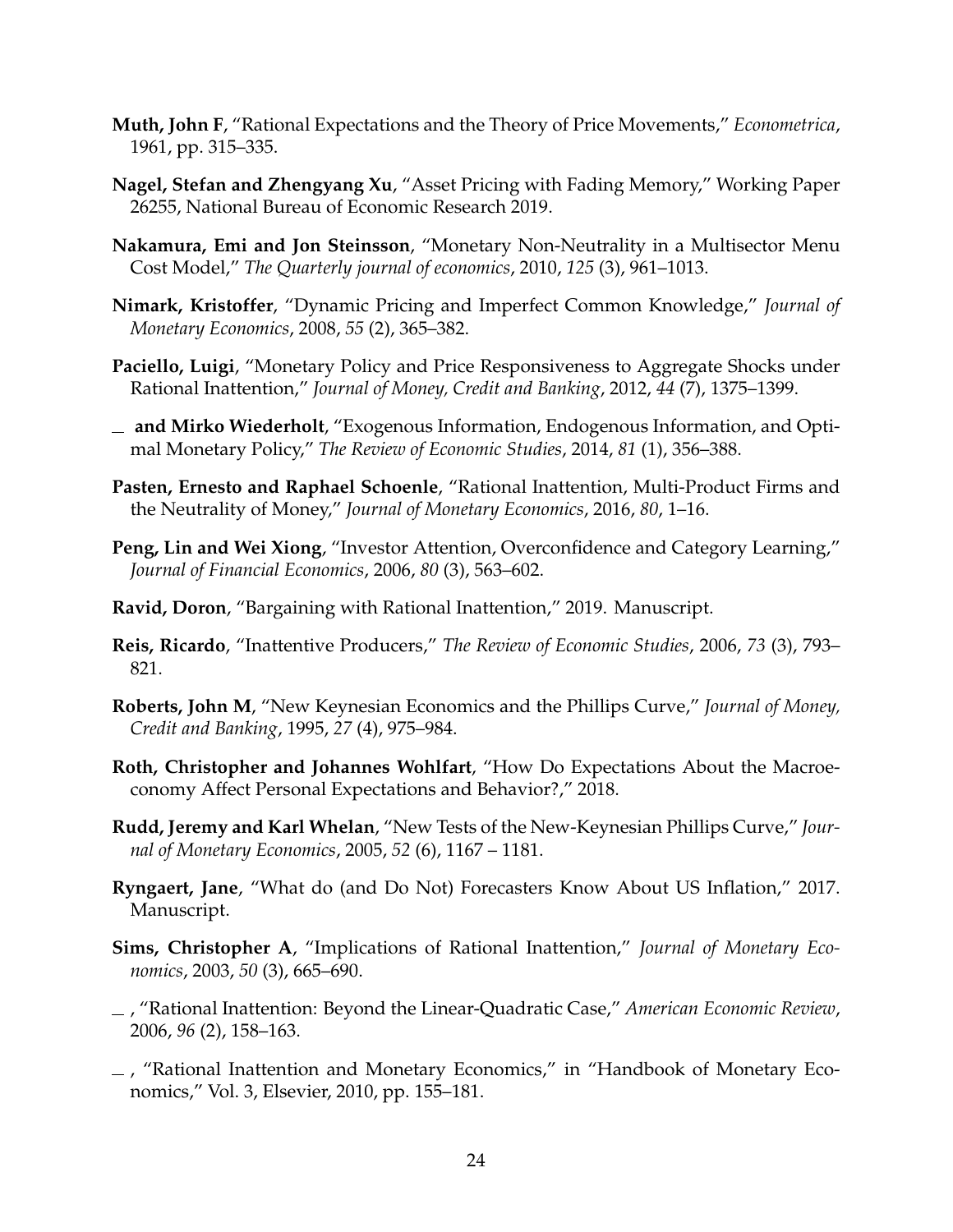**Muth, John F**, "Rational Expectations and the Theory of Price Movements," *Econometrica*, 1961, pp. 315–335.

**Nagel, Stefan and Zhengyang Xu**, "Asset Pricing with Fading Memory," Working Paper 26255, National Bureau of Economic Research 2019.

**Nakamura, Emi and Jon Steinsson**, "Monetary Non-Neutrality in a Multisector Menu Cost Model," *The Quarterly journal of economics*, 2010, *125* (3), 961–1013.

**Nimark, Kristoffer**, "Dynamic Pricing and Imperfect Common Knowledge," *Journal of Monetary Economics*, 2008, *55* (2), 365–382.

**Paciello, Luigi**, "Monetary Policy and Price Responsiveness to Aggregate Shocks under Rational Inattention," *Journal of Money, Credit and Banking*, 2012, *44* (7), 1375–1399.

_ **and Mirko Wiederholt**, "Exogenous Information, Endogenous Information, and Optimal Monetary Policy," *The Review of Economic Studies*, 2014, *81* (1), 356–388.

**Pasten, Ernesto and Raphael Schoenle**, "Rational Inattention, Multi-Product Firms and the Neutrality of Money," *Journal of Monetary Economics*, 2016, *80*, 1–16.

**Peng, Lin and Wei Xiong**, "Investor Attention, Overconfidence and Category Learning," *Journal of Financial Economics*, 2006, *80* (3), 563–602.

**Ravid, Doron**, "Bargaining with Rational Inattention," 2019. Manuscript.

**Reis, Ricardo**, "Inattentive Producers," *The Review of Economic Studies*, 2006, *73* (3), 793–821.

**Roberts, John M**, "New Keynesian Economics and the Phillips Curve," *Journal of Money, Credit and Banking*, 1995, *27* (4), 975–984.

**Roth, Christopher and Johannes Wohlfart**, "How Do Expectations About the Macroeconomy Affect Personal Expectations and Behavior?," 2018.

**Rudd, Jeremy and Karl Whelan**, "New Tests of the New-Keynesian Phillips Curve," *Journal of Monetary Economics*, 2005, *52* (6), 1167 – 1181.

**Ryngaert, Jane**, "What do (and Do Not) Forecasters Know About US Inflation," 2017. Manuscript.

**Sims, Christopher A**, "Implications of Rational Inattention," *Journal of Monetary Economics*, 2003, *50* (3), 665–690.

_ , "Rational Inattention: Beyond the Linear-Quadratic Case," *American Economic Review*, 2006, *96* (2), 158–163.

_ , "Rational Inattention and Monetary Economics," in "Handbook of Monetary Economics," Vol. 3, Elsevier, 2010, pp. 155–181.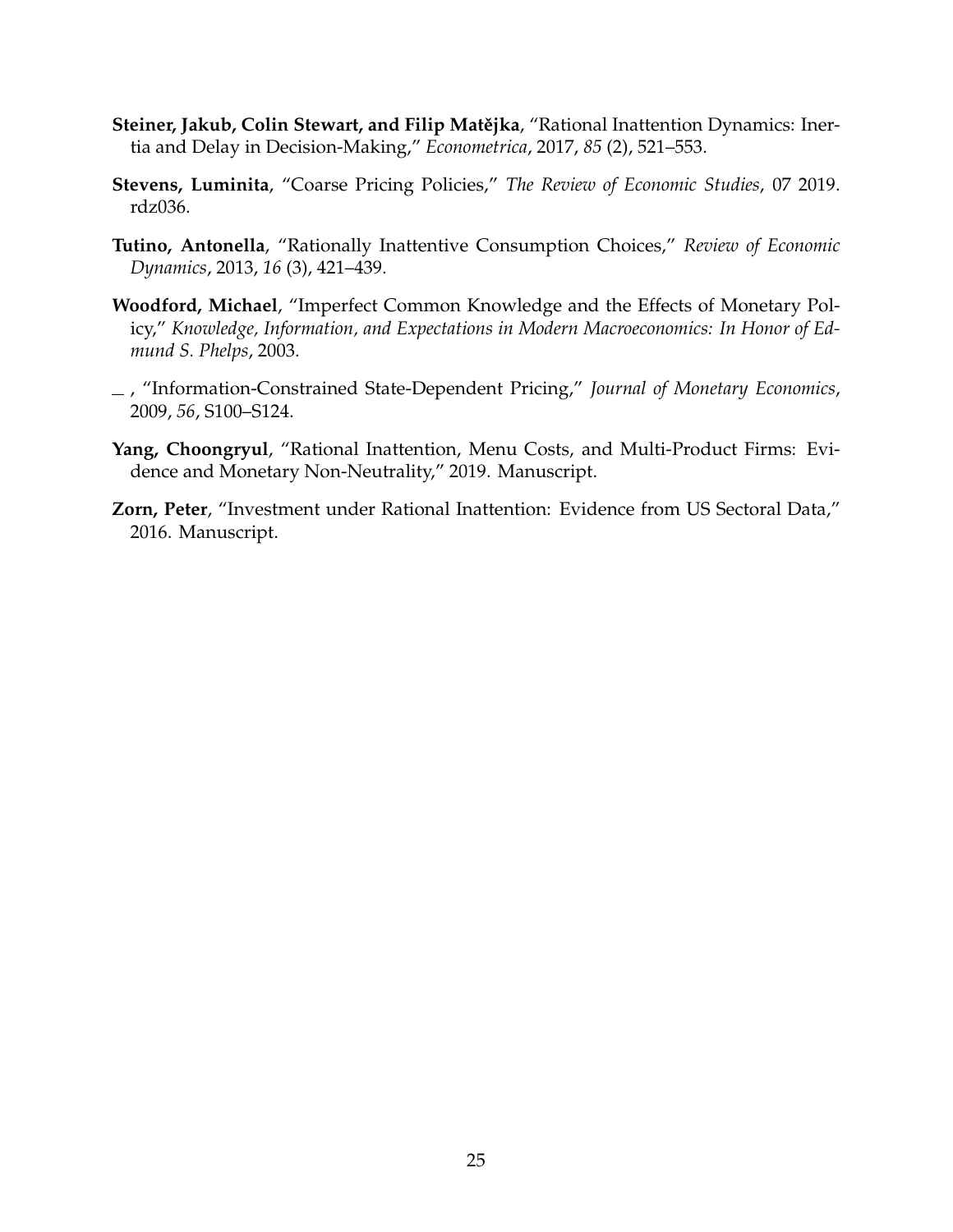**Steiner, Jakub, Colin Stewart, and Filip Matějka**, "Rational Inattention Dynamics: Inertia and Delay in Decision-Making," *Econometrica*, 2017, *85* (2), 521–553.

**Stevens, Luminita**, "Coarse Pricing Policies," *The Review of Economic Studies*, 07 2019. rdz036.

**Tutino, Antonella**, "Rationally Inattentive Consumption Choices," *Review of Economic Dynamics*, 2013, *16* (3), 421–439.

**Woodford, Michael**, "Imperfect Common Knowledge and the Effects of Monetary Policy," *Knowledge, Information, and Expectations in Modern Macroeconomics: In Honor of Edmund S. Phelps*, 2003.

\_ , "Information-Constrained State-Dependent Pricing," *Journal of Monetary Economics*, 2009, *56*, S100–S124.

**Yang, Choongryul**, "Rational Inattention, Menu Costs, and Multi-Product Firms: Evidence and Monetary Non-Neutrality," 2019. Manuscript.

**Zorn, Peter**, "Investment under Rational Inattention: Evidence from US Sectoral Data," 2016. Manuscript.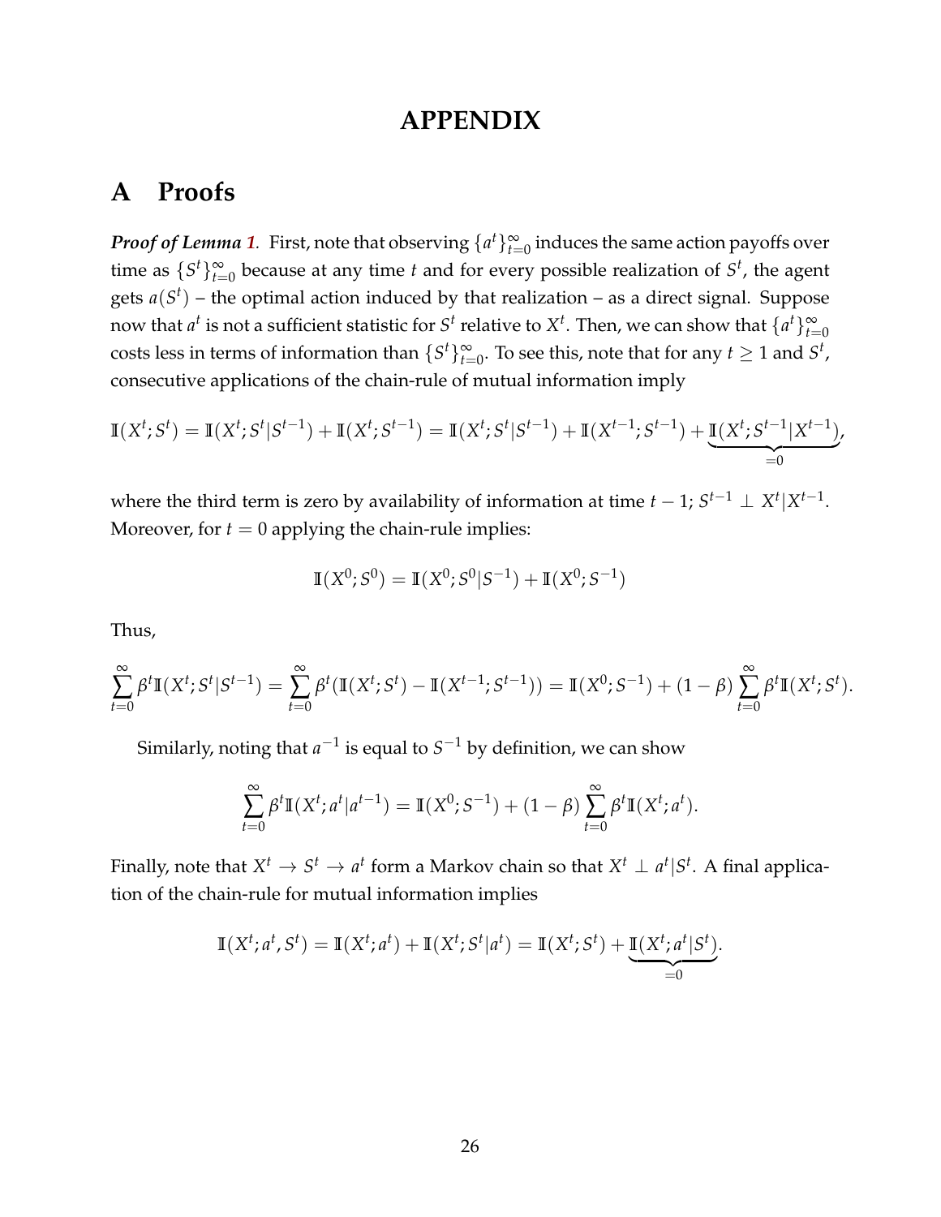# APPENDIX

# A Proofs

***Proof of Lemma 1.*** First, note that observing $\{a^t\}_{t=0}^{\infty}$ induces the same action payoffs over time as $\{S^t\}_{t=0}^{\infty}$ because at any time $t$ and for every possible realization of $S^t$, the agent gets $a(S^t)$ – the optimal action induced by that realization – as a direct signal. Suppose now that $a^t$ is not a sufficient statistic for $S^t$ relative to $X^t$. Then, we can show that $\{a^t\}_{t=0}^{\infty}$ costs less in terms of information than $\{S^t\}_{t=0}^{\infty}$. To see this, note that for any $t \geq 1$ and $S^t$, consecutive applications of the chain-rule of mutual information imply

$$\mathbb{I}(X^t; S^t) = \mathbb{I}(X^t; S^t | S^{t-1}) + \mathbb{I}(X^t; S^{t-1}) = \mathbb{I}(X^t; S^t | S^{t-1}) + \mathbb{I}(X^{t-1}; S^{t-1}) + \underbrace{\mathbb{I}(X^t; S^{t-1} | X^{t-1})}_{=0},$$

where the third term is zero by availability of information at time $t-1$; $S^{t-1} \perp X^t | X^{t-1}$. Moreover, for $t = 0$ applying the chain-rule implies:

$$\mathbb{I}(X^0; S^0) = \mathbb{I}(X^0; S^0 | S^{-1}) + \mathbb{I}(X^0; S^{-1})$$

Thus,

$$\sum_{t=0}^{\infty} \beta^t \mathbb{I}(X^t; S^t | S^{t-1}) = \sum_{t=0}^{\infty} \beta^t (\mathbb{I}(X^t; S^t) - \mathbb{I}(X^{t-1}; S^{t-1})) = \mathbb{I}(X^0; S^{-1}) + (1-\beta) \sum_{t=0}^{\infty} \beta^t \mathbb{I}(X^t; S^t).$$

Similarly, noting that $a^{-1}$ is equal to $S^{-1}$ by definition, we can show

$$\sum_{t=0}^{\infty} \beta^t \mathbb{I}(X^t; a^t | a^{t-1}) = \mathbb{I}(X^0; S^{-1}) + (1-\beta) \sum_{t=0}^{\infty} \beta^t \mathbb{I}(X^t; a^t).$$

Finally, note that $X^t \to S^t \to a^t$ form a Markov chain so that $X^t \perp a^t | S^t$. A final application of the chain-rule for mutual information implies

$$\mathbb{I}(X^t; a^t, S^t) = \mathbb{I}(X^t; a^t) + \mathbb{I}(X^t; S^t | a^t) = \mathbb{I}(X^t; S^t) + \underbrace{\mathbb{I}(X^t; a^t | S^t)}_{=0}.$$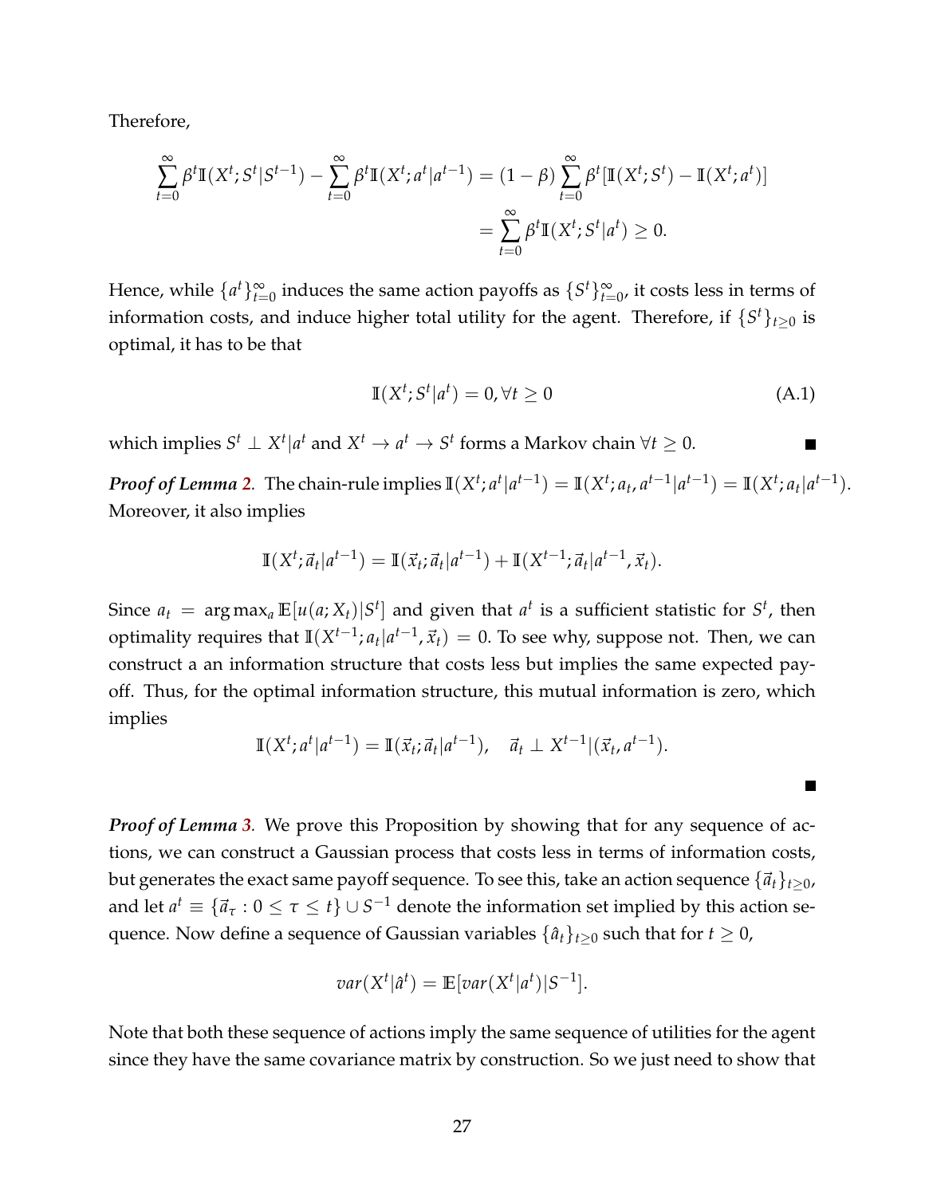Therefore,

$$\sum_{t=0}^{\infty} \beta^t \mathbb{I}(X^t; S^t | S^{t-1}) - \sum_{t=0}^{\infty} \beta^t \mathbb{I}(X^t; a^t | a^{t-1}) = (1-\beta) \sum_{t=0}^{\infty} \beta^t [\mathbb{I}(X^t; S^t) - \mathbb{I}(X^t; a^t)]$$
$$= \sum_{t=0}^{\infty} \beta^t \mathbb{I}(X^t; S^t | a^t) \geq 0.$$

Hence, while $\{a^t\}_{t=0}^{\infty}$ induces the same action payoffs as $\{S^t\}_{t=0}^{\infty}$, it costs less in terms of information costs, and induce higher total utility for the agent. Therefore, if $\{S^t\}_{t\geq 0}$ is optimal, it has to be that

$$\mathbb{I}(X^t; S^t | a^t) = 0, \forall t \geq 0 \tag{A.1}$$

which implies $S^t \perp X^t | a^t$ and $X^t \to a^t \to S^t$ forms a Markov chain $\forall t \geq 0$. ■

***Proof of Lemma 2.*** The chain-rule implies $\mathbb{I}(X^t; a^t | a^{t-1}) = \mathbb{I}(X^t; a_t, a^{t-1} | a^{t-1}) = \mathbb{I}(X^t; a_t | a^{t-1})$. Moreover, it also implies

$$\mathbb{I}(X^t; \vec{a}_t | a^{t-1}) = \mathbb{I}(\vec{x}_t; \vec{a}_t | a^{t-1}) + \mathbb{I}(X^{t-1}; \vec{a}_t | a^{t-1}, \vec{x}_t).$$

Since $a_t = \arg\max_a \mathbb{E}[u(a; X_t) | S^t]$ and given that $a^t$ is a sufficient statistic for $S^t$, then optimality requires that $\mathbb{I}(X^{t-1}; a_t | a^{t-1}, \vec{x}_t) = 0$. To see why, suppose not. Then, we can construct a an information structure that costs less but implies the same expected payoff. Thus, for the optimal information structure, this mutual information is zero, which implies

$$\mathbb{I}(X^t; a^t | a^{t-1}) = \mathbb{I}(\vec{x}_t; \vec{a}_t | a^{t-1}), \quad \vec{a}_t \perp X^{t-1} | (\vec{x}_t, a^{t-1}).$$

■

***Proof of Lemma 3.*** We prove this Proposition by showing that for any sequence of actions, we can construct a Gaussian process that costs less in terms of information costs, but generates the exact same payoff sequence. To see this, take an action sequence $\{\vec{a}_t\}_{t\geq 0}$, and let $a^t \equiv \{\vec{a}_\tau : 0 \leq \tau \leq t\} \cup S^{-1}$ denote the information set implied by this action sequence. Now define a sequence of Gaussian variables $\{\hat{a}_t\}_{t\geq 0}$ such that for $t \geq 0$,

$$var(X^t | \hat{a}^t) = \mathbb{E}[var(X^t | a^t) | S^{-1}].$$

Note that both these sequence of actions imply the same sequence of utilities for the agent since they have the same covariance matrix by construction. So we just need to show that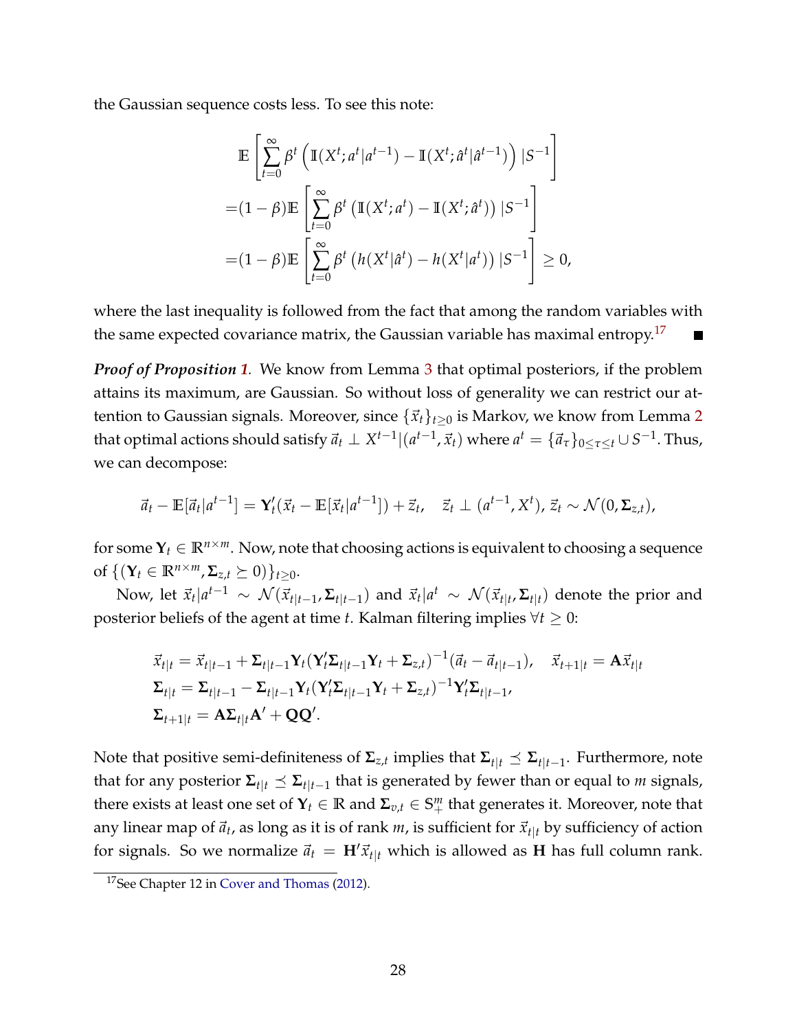the Gaussian sequence costs less. To see this note:

$$
\begin{aligned}
&\mathbb{E}\left[\sum_{t=0}^{\infty} \beta^t \left(\mathbb{I}(X^t; a^t | a^{t-1}) - \mathbb{I}(X^t; \hat{a}^t | \hat{a}^{t-1})\right) | S^{-1}\right] \\
=&(1-\beta)\mathbb{E}\left[\sum_{t=0}^{\infty} \beta^t \left(\mathbb{I}(X^t; a^t) - \mathbb{I}(X^t; \hat{a}^t)\right) | S^{-1}\right] \\
=&(1-\beta)\mathbb{E}\left[\sum_{t=0}^{\infty} \beta^t \left(h(X^t | \hat{a}^t) - h(X^t | a^t)\right) | S^{-1}\right] \geq 0,
\end{aligned}
$$

where the last inequality is followed from the fact that among the random variables with the same expected covariance matrix, the Gaussian variable has maximal entropy.[17] ■

***Proof of Proposition 1.*** We know from Lemma 3 that optimal posteriors, if the problem attains its maximum, are Gaussian. So without loss of generality we can restrict our attention to Gaussian signals. Moreover, since $\{\vec{x}_t\}_{t\geq 0}$ is Markov, we know from Lemma 2 that optimal actions should satisfy $\vec{a}_t \perp X^{t-1} | (a^{t-1}, \vec{x}_t)$ where $a^t = \{\vec{a}_\tau\}_{0\leq\tau\leq t} \cup S^{-1}$. Thus, we can decompose:

$$
\vec{a}_t - \mathbb{E}[\vec{a}_t | a^{t-1}] = \mathbf{Y}_t'(\vec{x}_t - \mathbb{E}[\vec{x}_t | a^{t-1}]) + \vec{z}_t, \quad \vec{z}_t \perp (a^{t-1}, X^t), \, \vec{z}_t \sim \mathcal{N}(0, \mathbf{\Sigma}_{z,t}),
$$

for some $\mathbf{Y}_t \in \mathbb{R}^{n\times m}$. Now, note that choosing actions is equivalent to choosing a sequence of $\{(\mathbf{Y}_t \in \mathbb{R}^{n\times m}, \mathbf{\Sigma}_{z,t} \succeq 0)\}_{t\geq 0}$.

Now, let $\vec{x}_t | a^{t-1} \sim \mathcal{N}(\vec{x}_{t|t-1}, \mathbf{\Sigma}_{t|t-1})$ and $\vec{x}_t | a^t \sim \mathcal{N}(\vec{x}_{t|t}, \mathbf{\Sigma}_{t|t})$ denote the prior and posterior beliefs of the agent at time $t$. Kalman filtering implies $\forall t \geq 0$:

$$
\begin{aligned}
&\vec{x}_{t|t} = \vec{x}_{t|t-1} + \mathbf{\Sigma}_{t|t-1}\mathbf{Y}_t(\mathbf{Y}_t'\mathbf{\Sigma}_{t|t-1}\mathbf{Y}_t + \mathbf{\Sigma}_{z,t})^{-1}(\vec{a}_t - \vec{a}_{t|t-1}), \quad \vec{x}_{t+1|t} = \mathbf{A}\vec{x}_{t|t} \\
&\mathbf{\Sigma}_{t|t} = \mathbf{\Sigma}_{t|t-1} - \mathbf{\Sigma}_{t|t-1}\mathbf{Y}_t(\mathbf{Y}_t'\mathbf{\Sigma}_{t|t-1}\mathbf{Y}_t + \mathbf{\Sigma}_{z,t})^{-1}\mathbf{Y}_t'\mathbf{\Sigma}_{t|t-1}, \\
&\mathbf{\Sigma}_{t+1|t} = \mathbf{A}\mathbf{\Sigma}_{t|t}\mathbf{A}' + \mathbf{Q}\mathbf{Q}'.
\end{aligned}
$$

Note that positive semi-definiteness of $\mathbf{\Sigma}_{z,t}$ implies that $\mathbf{\Sigma}_{t|t} \preceq \mathbf{\Sigma}_{t|t-1}$. Furthermore, note that for any posterior $\mathbf{\Sigma}_{t|t} \preceq \mathbf{\Sigma}_{t|t-1}$ that is generated by fewer than or equal to $m$ signals, there exists at least one set of $\mathbf{Y}_t \in \mathbb{R}$ and $\mathbf{\Sigma}_{v,t} \in \mathbb{S}_+^m$ that generates it. Moreover, note that any linear map of $\vec{a}_t$, as long as it is of rank $m$, is sufficient for $\vec{x}_{t|t}$ by sufficiency of action for signals. So we normalize $\vec{a}_t = \mathbf{H}'\vec{x}_{t|t}$ which is allowed as $\mathbf{H}$ has full column rank.

[17] See Chapter 12 in Cover and Thomas (2012).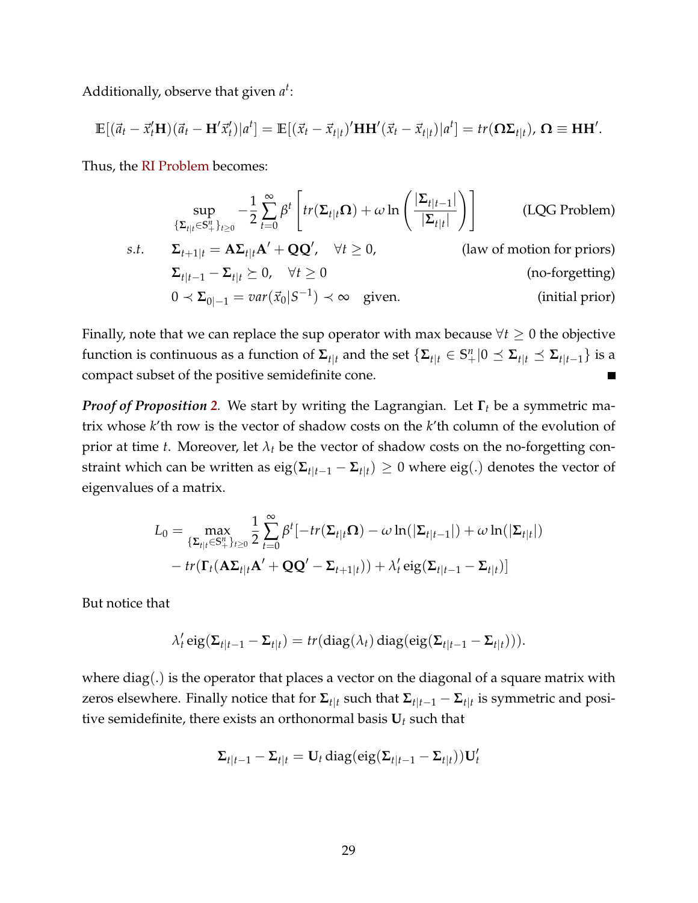Additionally, observe that given $a^t$:

$$\mathbb{E}[(\vec{a}_t - \vec{x}_t'\mathbf{H})(\vec{a}_t - \mathbf{H}'\vec{x}_t')|a^t] = \mathbb{E}[(\vec{x}_t - \vec{x}_{t|t})'\mathbf{H}\mathbf{H}'(\vec{x}_t - \vec{x}_{t|t})|a^t] = tr(\mathbf{\Omega}\mathbf{\Sigma}_{t|t}),\ \mathbf{\Omega} \equiv \mathbf{H}\mathbf{H}'.$$

Thus, the RI Problem becomes:

$$\sup_{\{\mathbf{\Sigma}_{t|t} \in \mathbb{S}_+^n\}_{t\geq 0}} -\frac{1}{2}\sum_{t=0}^{\infty}\beta^t\left[tr(\mathbf{\Sigma}_{t|t}\mathbf{\Omega}) + \omega \ln\left(\frac{|\mathbf{\Sigma}_{t|t-1}|}{|\mathbf{\Sigma}_{t|t}|}\right)\right] \qquad \text{(LQG Problem)}$$

$$s.t. \qquad \mathbf{\Sigma}_{t+1|t} = \mathbf{A}\mathbf{\Sigma}_{t|t}\mathbf{A}' + \mathbf{Q}\mathbf{Q}', \quad \forall t \geq 0, \qquad \text{(law of motion for priors)}$$

$$\mathbf{\Sigma}_{t|t-1} - \mathbf{\Sigma}_{t|t} \succeq 0, \quad \forall t \geq 0 \qquad \text{(no-forgetting)}$$

$$0 \prec \mathbf{\Sigma}_{0|-1} = var(\vec{x}_0|S^{-1}) \prec \infty \quad \text{given.} \qquad \text{(initial prior)}$$

Finally, note that we can replace the sup operator with max because $\forall t \geq 0$ the objective function is continuous as a function of $\mathbf{\Sigma}_{t|t}$ and the set $\{\mathbf{\Sigma}_{t|t} \in \mathbb{S}_+^n | 0 \preceq \mathbf{\Sigma}_{t|t} \preceq \mathbf{\Sigma}_{t|t-1}\}$ is a compact subset of the positive semidefinite cone. ■

***Proof of Proposition 2.*** We start by writing the Lagrangian. Let $\mathbf{\Gamma}_t$ be a symmetric matrix whose $k$'th row is the vector of shadow costs on the $k$'th column of the evolution of prior at time $t$. Moreover, let $\lambda_t$ be the vector of shadow costs on the no-forgetting constraint which can be written as $\text{eig}(\mathbf{\Sigma}_{t|t-1} - \mathbf{\Sigma}_{t|t}) \geq 0$ where eig(.) denotes the vector of eigenvalues of a matrix.

$$L_0 = \max_{\{\mathbf{\Sigma}_{t|t} \in \mathbb{S}_+^n\}_{t\geq 0}} \frac{1}{2}\sum_{t=0}^{\infty}\beta^t[-tr(\mathbf{\Sigma}_{t|t}\mathbf{\Omega}) - \omega\ln(|\mathbf{\Sigma}_{t|t-1}|) + \omega\ln(|\mathbf{\Sigma}_{t|t}|)$$
$$- tr(\mathbf{\Gamma}_t(\mathbf{A}\mathbf{\Sigma}_{t|t}\mathbf{A}' + \mathbf{Q}\mathbf{Q}' - \mathbf{\Sigma}_{t+1|t})) + \lambda_t'\,\text{eig}(\mathbf{\Sigma}_{t|t-1} - \mathbf{\Sigma}_{t|t})]$$

But notice that

$$\lambda_t'\,\text{eig}(\mathbf{\Sigma}_{t|t-1} - \mathbf{\Sigma}_{t|t}) = tr(\text{diag}(\lambda_t)\,\text{diag}(\text{eig}(\mathbf{\Sigma}_{t|t-1} - \mathbf{\Sigma}_{t|t}))).$$

where diag(.) is the operator that places a vector on the diagonal of a square matrix with zeros elsewhere. Finally notice that for $\mathbf{\Sigma}_{t|t}$ such that $\mathbf{\Sigma}_{t|t-1} - \mathbf{\Sigma}_{t|t}$ is symmetric and positive semidefinite, there exists an orthonormal basis $\mathbf{U}_t$ such that

$$\mathbf{\Sigma}_{t|t-1} - \mathbf{\Sigma}_{t|t} = \mathbf{U}_t\,\text{diag}(\text{eig}(\mathbf{\Sigma}_{t|t-1} - \mathbf{\Sigma}_{t|t}))\mathbf{U}_t'$$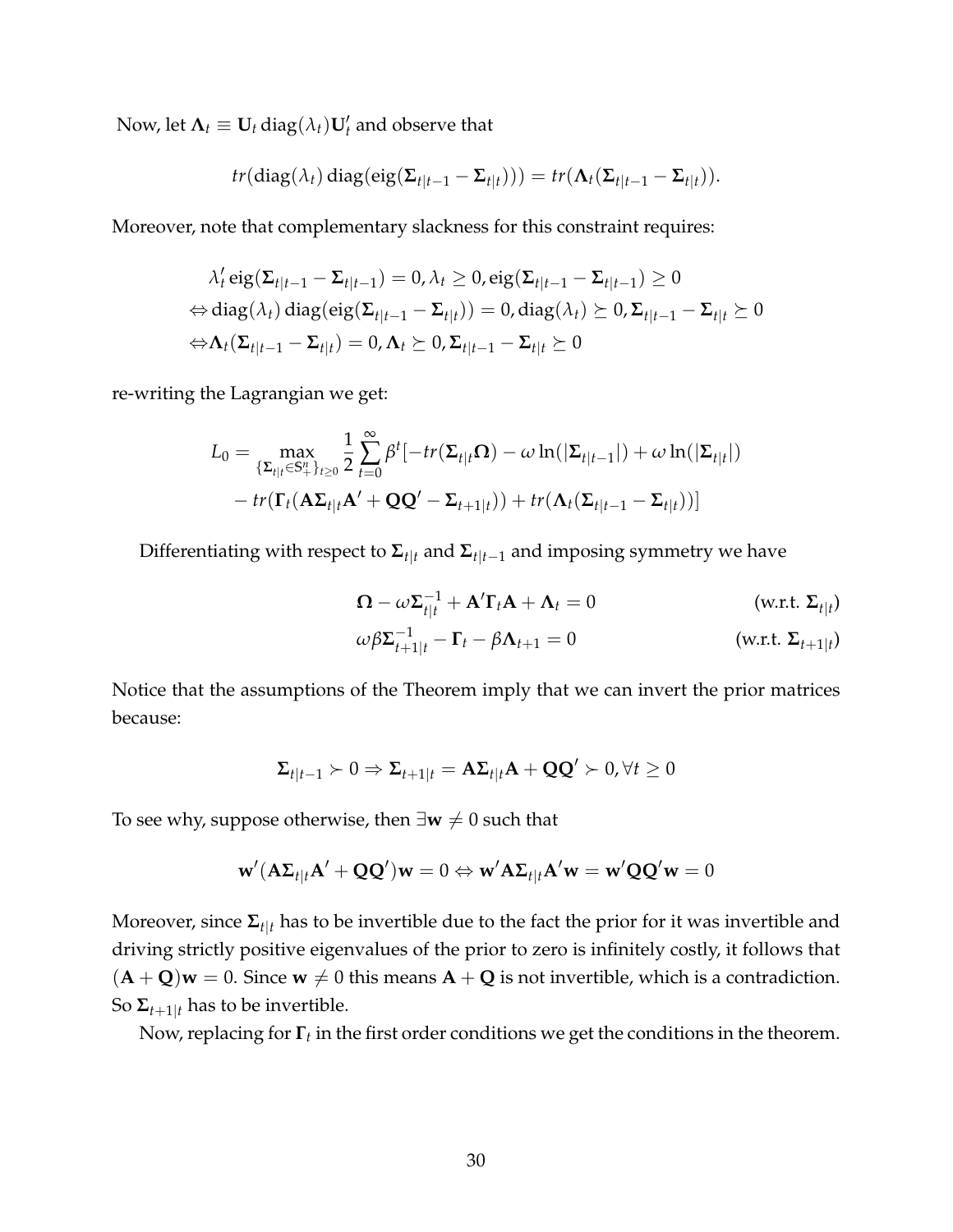Now, let $\mathbf{\Lambda}_t \equiv \mathbf{U}_t \operatorname{diag}(\lambda_t)\mathbf{U}_t'$ and observe that

$$tr(\operatorname{diag}(\lambda_t)\operatorname{diag}(\operatorname{eig}(\mathbf{\Sigma}_{t|t-1} - \mathbf{\Sigma}_{t|t}))) = tr(\mathbf{\Lambda}_t(\mathbf{\Sigma}_{t|t-1} - \mathbf{\Sigma}_{t|t})).$$

Moreover, note that complementary slackness for this constraint requires:

$$\begin{aligned}
&\lambda_t' \operatorname{eig}(\mathbf{\Sigma}_{t|t-1} - \mathbf{\Sigma}_{t|t-1}) = 0, \lambda_t \geq 0, \operatorname{eig}(\mathbf{\Sigma}_{t|t-1} - \mathbf{\Sigma}_{t|t-1}) \geq 0 \\
\Leftrightarrow &\operatorname{diag}(\lambda_t)\operatorname{diag}(\operatorname{eig}(\mathbf{\Sigma}_{t|t-1} - \mathbf{\Sigma}_{t|t})) = 0, \operatorname{diag}(\lambda_t) \succeq 0, \mathbf{\Sigma}_{t|t-1} - \mathbf{\Sigma}_{t|t} \succeq 0 \\
\Leftrightarrow &\mathbf{\Lambda}_t(\mathbf{\Sigma}_{t|t-1} - \mathbf{\Sigma}_{t|t}) = 0, \mathbf{\Lambda}_t \succeq 0, \mathbf{\Sigma}_{t|t-1} - \mathbf{\Sigma}_{t|t} \succeq 0
\end{aligned}$$

re-writing the Lagrangian we get:

$$\begin{aligned}
L_0 = &\max_{\{\mathbf{\Sigma}_{t|t} \in \mathbb{S}_+^n\}_{t \geq 0}} \frac{1}{2} \sum_{t=0}^{\infty} \beta^t [-tr(\mathbf{\Sigma}_{t|t}\mathbf{\Omega}) - \omega \ln(|\mathbf{\Sigma}_{t|t-1}|) + \omega \ln(|\mathbf{\Sigma}_{t|t}|) \\
&- tr(\mathbf{\Gamma}_t(\mathbf{A}\mathbf{\Sigma}_{t|t}\mathbf{A}' + \mathbf{Q}\mathbf{Q}' - \mathbf{\Sigma}_{t+1|t})) + tr(\mathbf{\Lambda}_t(\mathbf{\Sigma}_{t|t-1} - \mathbf{\Sigma}_{t|t}))]
\end{aligned}$$

Differentiating with respect to $\mathbf{\Sigma}_{t|t}$ and $\mathbf{\Sigma}_{t|t-1}$ and imposing symmetry we have

$$\mathbf{\Omega} - \omega \mathbf{\Sigma}_{t|t}^{-1} + \mathbf{A}'\mathbf{\Gamma}_t\mathbf{A} + \mathbf{\Lambda}_t = 0 \qquad \text{(w.r.t. } \mathbf{\Sigma}_{t|t})$$

$$\omega\beta\mathbf{\Sigma}_{t+1|t}^{-1} - \mathbf{\Gamma}_t - \beta\mathbf{\Lambda}_{t+1} = 0 \qquad \text{(w.r.t. } \mathbf{\Sigma}_{t+1|t})$$

Notice that the assumptions of the Theorem imply that we can invert the prior matrices because:

$$\mathbf{\Sigma}_{t|t-1} \succ 0 \Rightarrow \mathbf{\Sigma}_{t+1|t} = \mathbf{A}\mathbf{\Sigma}_{t|t}\mathbf{A} + \mathbf{Q}\mathbf{Q}' \succ 0, \forall t \geq 0$$

To see why, suppose otherwise, then $\exists \mathbf{w} \neq 0$ such that

$$\mathbf{w}'(\mathbf{A}\mathbf{\Sigma}_{t|t}\mathbf{A}' + \mathbf{Q}\mathbf{Q}')\mathbf{w} = 0 \Leftrightarrow \mathbf{w}'\mathbf{A}\mathbf{\Sigma}_{t|t}\mathbf{A}'\mathbf{w} = \mathbf{w}'\mathbf{Q}\mathbf{Q}'\mathbf{w} = 0$$

Moreover, since $\mathbf{\Sigma}_{t|t}$ has to be invertible due to the fact the prior for it was invertible and driving strictly positive eigenvalues of the prior to zero is infinitely costly, it follows that $(\mathbf{A} + \mathbf{Q})\mathbf{w} = 0$. Since $\mathbf{w} \neq 0$ this means $\mathbf{A} + \mathbf{Q}$ is not invertible, which is a contradiction. So $\mathbf{\Sigma}_{t+1|t}$ has to be invertible.

Now, replacing for $\mathbf{\Gamma}_t$ in the first order conditions we get the conditions in the theorem.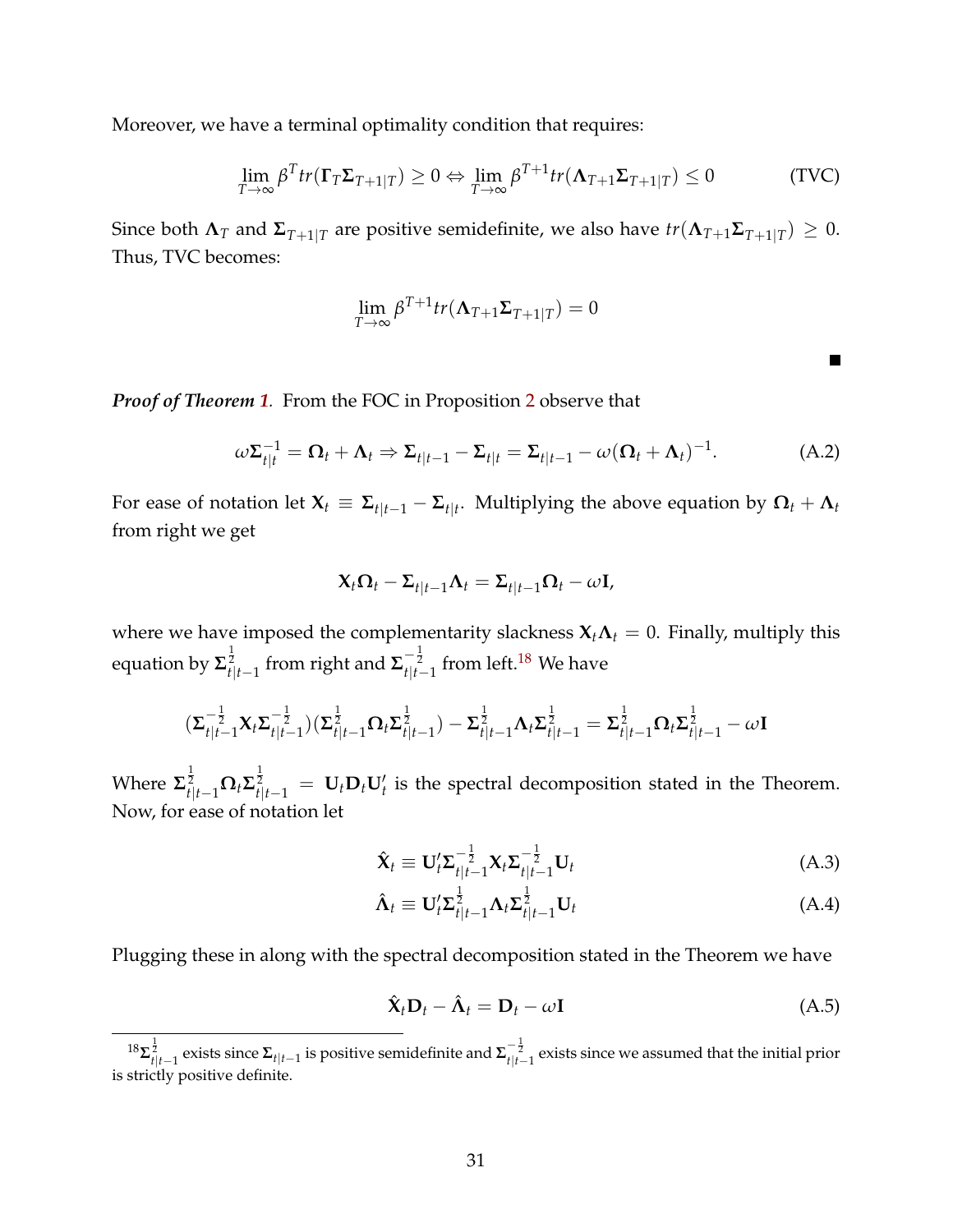Moreover, we have a terminal optimality condition that requires:

$$\lim_{T\to\infty} \beta^T tr(\mathbf{\Gamma}_T \mathbf{\Sigma}_{T+1|T}) \geq 0 \Leftrightarrow \lim_{T\to\infty} \beta^{T+1} tr(\mathbf{\Lambda}_{T+1} \mathbf{\Sigma}_{T+1|T}) \leq 0 \tag{TVC}$$

Since both $\mathbf{\Lambda}_T$ and $\mathbf{\Sigma}_{T+1|T}$ are positive semidefinite, we also have $tr(\mathbf{\Lambda}_{T+1}\mathbf{\Sigma}_{T+1|T}) \geq 0$. Thus, TVC becomes:

$$\lim_{T\to\infty} \beta^{T+1} tr(\mathbf{\Lambda}_{T+1} \mathbf{\Sigma}_{T+1|T}) = 0$$

■

***Proof of Theorem 1.*** From the FOC in Proposition 2 observe that

$$\omega \mathbf{\Sigma}_{t|t}^{-1} = \mathbf{\Omega}_t + \mathbf{\Lambda}_t \Rightarrow \mathbf{\Sigma}_{t|t-1} - \mathbf{\Sigma}_{t|t} = \mathbf{\Sigma}_{t|t-1} - \omega(\mathbf{\Omega}_t + \mathbf{\Lambda}_t)^{-1}. \tag{A.2}$$

For ease of notation let $\mathbf{X}_t \equiv \mathbf{\Sigma}_{t|t-1} - \mathbf{\Sigma}_{t|t}$. Multiplying the above equation by $\mathbf{\Omega}_t + \mathbf{\Lambda}_t$ from right we get

$$\mathbf{X}_t \mathbf{\Omega}_t - \mathbf{\Sigma}_{t|t-1}\mathbf{\Lambda}_t = \mathbf{\Sigma}_{t|t-1}\mathbf{\Omega}_t - \omega \mathbf{I},$$

where we have imposed the complementarity slackness $\mathbf{X}_t \mathbf{\Lambda}_t = 0$. Finally, multiply this equation by $\mathbf{\Sigma}_{t|t-1}^{\frac{1}{2}}$ from right and $\mathbf{\Sigma}_{t|t-1}^{-\frac{1}{2}}$ from left.[18] We have

$$(\mathbf{\Sigma}_{t|t-1}^{-\frac{1}{2}} \mathbf{X}_t \mathbf{\Sigma}_{t|t-1}^{-\frac{1}{2}})(\mathbf{\Sigma}_{t|t-1}^{\frac{1}{2}} \mathbf{\Omega}_t \mathbf{\Sigma}_{t|t-1}^{\frac{1}{2}}) - \mathbf{\Sigma}_{t|t-1}^{\frac{1}{2}} \mathbf{\Lambda}_t \mathbf{\Sigma}_{t|t-1}^{\frac{1}{2}} = \mathbf{\Sigma}_{t|t-1}^{\frac{1}{2}} \mathbf{\Omega}_t \mathbf{\Sigma}_{t|t-1}^{\frac{1}{2}} - \omega \mathbf{I}$$

Where $\mathbf{\Sigma}_{t|t-1}^{\frac{1}{2}} \mathbf{\Omega}_t \mathbf{\Sigma}_{t|t-1}^{\frac{1}{2}} = \mathbf{U}_t \mathbf{D}_t \mathbf{U}_t'$ is the spectral decomposition stated in the Theorem. Now, for ease of notation let

$$\hat{\mathbf{X}}_t \equiv \mathbf{U}_t' \mathbf{\Sigma}_{t|t-1}^{-\frac{1}{2}} \mathbf{X}_t \mathbf{\Sigma}_{t|t-1}^{-\frac{1}{2}} \mathbf{U}_t \tag{A.3}$$

$$\hat{\mathbf{\Lambda}}_t \equiv \mathbf{U}_t' \mathbf{\Sigma}_{t|t-1}^{\frac{1}{2}} \mathbf{\Lambda}_t \mathbf{\Sigma}_{t|t-1}^{\frac{1}{2}} \mathbf{U}_t \tag{A.4}$$

Plugging these in along with the spectral decomposition stated in the Theorem we have

$$\hat{\mathbf{X}}_t \mathbf{D}_t - \hat{\mathbf{\Lambda}}_t = \mathbf{D}_t - \omega \mathbf{I} \tag{A.5}$$

---

[18] $\mathbf{\Sigma}_{t|t-1}^{\frac{1}{2}}$ exists since $\mathbf{\Sigma}_{t|t-1}$ is positive semidefinite and $\mathbf{\Sigma}_{t|t-1}^{-\frac{1}{2}}$ exists since we assumed that the initial prior is strictly positive definite.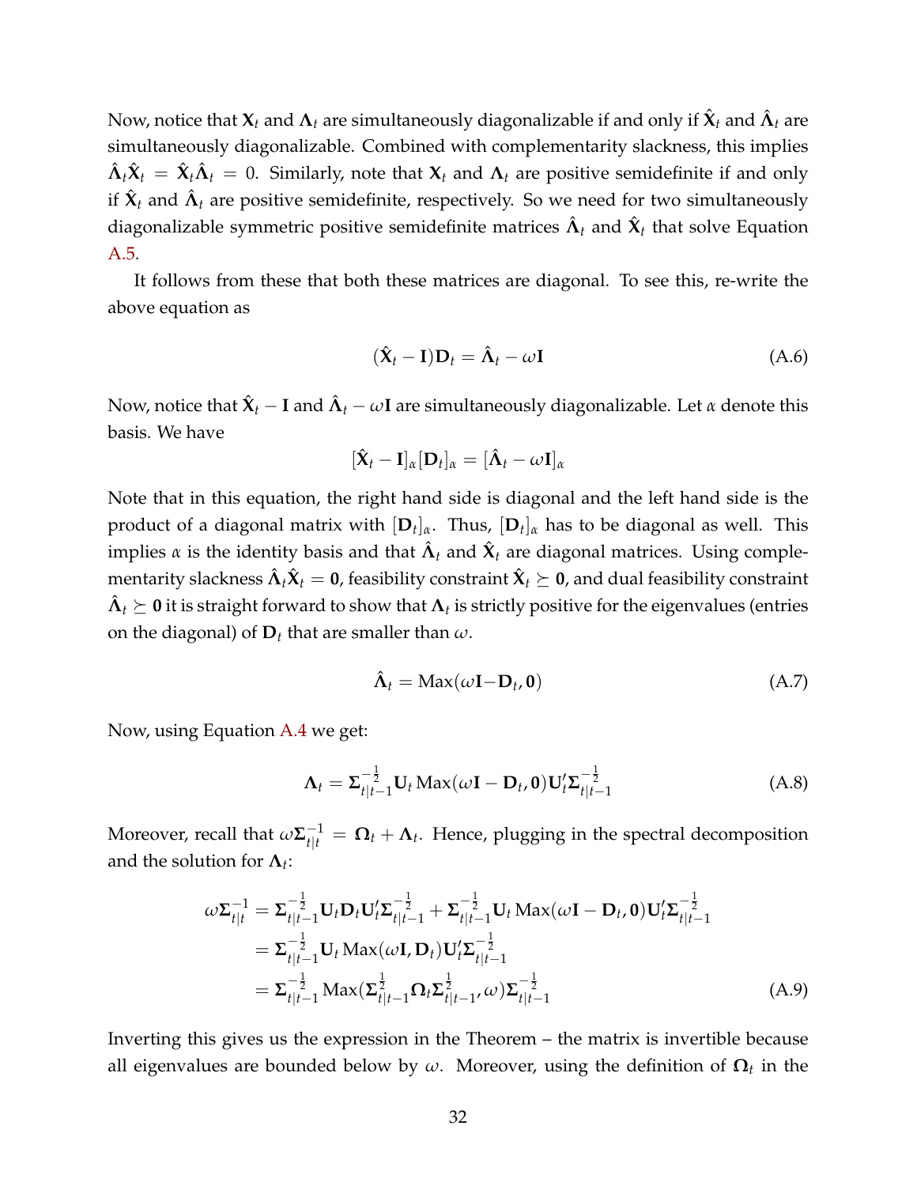Now, notice that $\mathbf{X}_t$ and $\mathbf{\Lambda}_t$ are simultaneously diagonalizable if and only if $\hat{\mathbf{X}}_t$ and $\hat{\mathbf{\Lambda}}_t$ are simultaneously diagonalizable. Combined with complementarity slackness, this implies $\hat{\mathbf{\Lambda}}_t\hat{\mathbf{X}}_t = \hat{\mathbf{X}}_t\hat{\mathbf{\Lambda}}_t = 0$. Similarly, note that $\mathbf{X}_t$ and $\mathbf{\Lambda}_t$ are positive semidefinite if and only if $\hat{\mathbf{X}}_t$ and $\hat{\mathbf{\Lambda}}_t$ are positive semidefinite, respectively. So we need for two simultaneously diagonalizable symmetric positive semidefinite matrices $\hat{\mathbf{\Lambda}}_t$ and $\hat{\mathbf{X}}_t$ that solve Equation A.5.

It follows from these that both these matrices are diagonal. To see this, re-write the above equation as

$$(\hat{\mathbf{X}}_t - \mathbf{I})\mathbf{D}_t = \hat{\mathbf{\Lambda}}_t - \omega\mathbf{I} \tag{A.6}$$

Now, notice that $\hat{\mathbf{X}}_t - \mathbf{I}$ and $\hat{\mathbf{\Lambda}}_t - \omega\mathbf{I}$ are simultaneously diagonalizable. Let $\alpha$ denote this basis. We have

$$[\hat{\mathbf{X}}_t - \mathbf{I}]_\alpha[\mathbf{D}_t]_\alpha = [\hat{\mathbf{\Lambda}}_t - \omega\mathbf{I}]_\alpha$$

Note that in this equation, the right hand side is diagonal and the left hand side is the product of a diagonal matrix with $[\mathbf{D}_t]_\alpha$. Thus, $[\mathbf{D}_t]_\alpha$ has to be diagonal as well. This implies $\alpha$ is the identity basis and that $\hat{\mathbf{\Lambda}}_t$ and $\hat{\mathbf{X}}_t$ are diagonal matrices. Using complementarity slackness $\hat{\mathbf{\Lambda}}_t\hat{\mathbf{X}}_t = \mathbf{0}$, feasibility constraint $\hat{\mathbf{X}}_t \succeq \mathbf{0}$, and dual feasibility constraint $\hat{\mathbf{\Lambda}}_t \succeq \mathbf{0}$ it is straight forward to show that $\mathbf{\Lambda}_t$ is strictly positive for the eigenvalues (entries on the diagonal) of $\mathbf{D}_t$ that are smaller than $\omega$.

$$\hat{\mathbf{\Lambda}}_t = \operatorname{Max}(\omega\mathbf{I} - \mathbf{D}_t, \mathbf{0}) \tag{A.7}$$

Now, using Equation A.4 we get:

$$\mathbf{\Lambda}_t = \mathbf{\Sigma}_{t|t-1}^{-\frac{1}{2}}\mathbf{U}_t \operatorname{Max}(\omega\mathbf{I} - \mathbf{D}_t, \mathbf{0})\mathbf{U}_t'\mathbf{\Sigma}_{t|t-1}^{-\frac{1}{2}} \tag{A.8}$$

Moreover, recall that $\omega\mathbf{\Sigma}_{t|t}^{-1} = \mathbf{\Omega}_t + \mathbf{\Lambda}_t$. Hence, plugging in the spectral decomposition and the solution for $\mathbf{\Lambda}_t$:

$$\begin{aligned}
\omega\mathbf{\Sigma}_{t|t}^{-1} &= \mathbf{\Sigma}_{t|t-1}^{-\frac{1}{2}}\mathbf{U}_t\mathbf{D}_t\mathbf{U}_t'\mathbf{\Sigma}_{t|t-1}^{-\frac{1}{2}} + \mathbf{\Sigma}_{t|t-1}^{-\frac{1}{2}}\mathbf{U}_t \operatorname{Max}(\omega\mathbf{I} - \mathbf{D}_t, \mathbf{0})\mathbf{U}_t'\mathbf{\Sigma}_{t|t-1}^{-\frac{1}{2}} \\
&= \mathbf{\Sigma}_{t|t-1}^{-\frac{1}{2}}\mathbf{U}_t \operatorname{Max}(\omega\mathbf{I}, \mathbf{D}_t)\mathbf{U}_t'\mathbf{\Sigma}_{t|t-1}^{-\frac{1}{2}} \\
&= \mathbf{\Sigma}_{t|t-1}^{-\frac{1}{2}} \operatorname{Max}(\mathbf{\Sigma}_{t|t-1}^{\frac{1}{2}}\mathbf{\Omega}_t\mathbf{\Sigma}_{t|t-1}^{\frac{1}{2}}, \omega)\mathbf{\Sigma}_{t|t-1}^{-\frac{1}{2}}
\end{aligned} \tag{A.9}$$

Inverting this gives us the expression in the Theorem – the matrix is invertible because all eigenvalues are bounded below by $\omega$. Moreover, using the definition of $\mathbf{\Omega}_t$ in the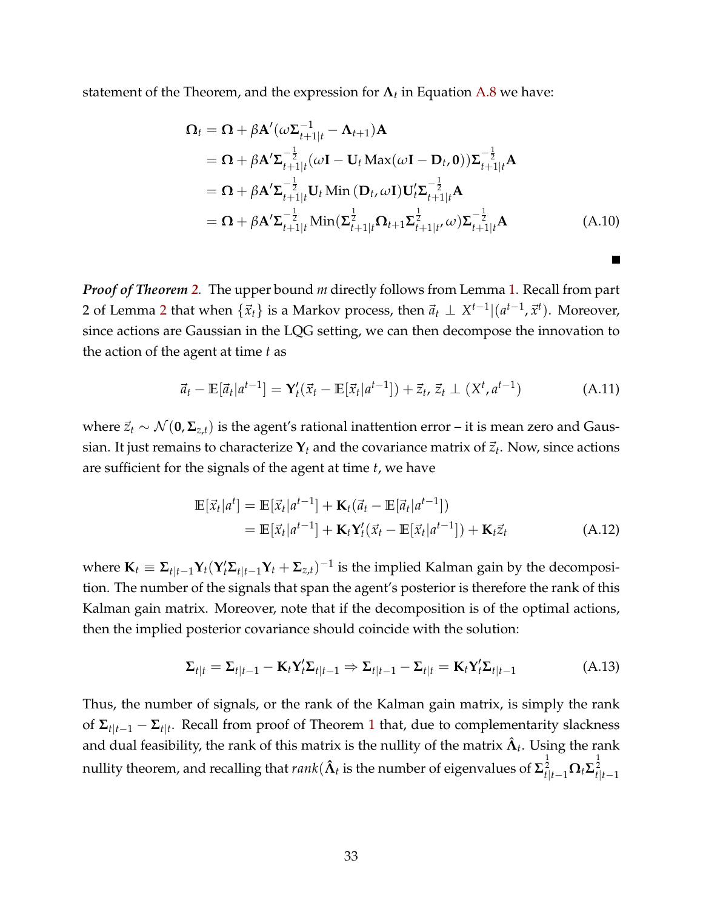statement of the Theorem, and the expression for $\mathbf{\Lambda}_t$ in Equation A.8 we have:

$$
\begin{aligned}
\mathbf{\Omega}_t &= \mathbf{\Omega} + \beta \mathbf{A}'(\omega \mathbf{\Sigma}_{t+1|t}^{-1} - \mathbf{\Lambda}_{t+1})\mathbf{A} \\
&= \mathbf{\Omega} + \beta \mathbf{A}' \mathbf{\Sigma}_{t+1|t}^{-\frac{1}{2}} (\omega \mathbf{I} - \mathbf{U}_t \operatorname{Max}(\omega \mathbf{I} - \mathbf{D}_t, \mathbf{0})) \mathbf{\Sigma}_{t+1|t}^{-\frac{1}{2}} \mathbf{A} \\
&= \mathbf{\Omega} + \beta \mathbf{A}' \mathbf{\Sigma}_{t+1|t}^{-\frac{1}{2}} \mathbf{U}_t \operatorname{Min}(\mathbf{D}_t, \omega \mathbf{I}) \mathbf{U}_t' \mathbf{\Sigma}_{t+1|t}^{-\frac{1}{2}} \mathbf{A} \\
&= \mathbf{\Omega} + \beta \mathbf{A}' \mathbf{\Sigma}_{t+1|t}^{-\frac{1}{2}} \operatorname{Min}(\mathbf{\Sigma}_{t+1|t}^{\frac{1}{2}} \mathbf{\Omega}_{t+1} \mathbf{\Sigma}_{t+1|t}^{\frac{1}{2}}, \omega) \mathbf{\Sigma}_{t+1|t}^{-\frac{1}{2}} \mathbf{A}
\end{aligned} \tag{A.10}
$$

■

***Proof of Theorem 2.*** The upper bound $m$ directly follows from Lemma 1. Recall from part 2 of Lemma 2 that when $\{\vec{x}_t\}$ is a Markov process, then $\vec{a}_t \perp X^{t-1} | (a^{t-1}, \vec{x}^t)$. Moreover, since actions are Gaussian in the LQG setting, we can then decompose the innovation to the action of the agent at time $t$ as

$$
\vec{a}_t - \mathbb{E}[\vec{a}_t | a^{t-1}] = \mathbf{Y}_t'(\vec{x}_t - \mathbb{E}[\vec{x}_t | a^{t-1}]) + \vec{z}_t, \; \vec{z}_t \perp (X^t, a^{t-1}) \tag{A.11}
$$

where $\vec{z}_t \sim \mathcal{N}(\mathbf{0}, \mathbf{\Sigma}_{z,t})$ is the agent's rational inattention error – it is mean zero and Gaussian. It just remains to characterize $\mathbf{Y}_t$ and the covariance matrix of $\vec{z}_t$. Now, since actions are sufficient for the signals of the agent at time $t$, we have

$$
\begin{aligned}
\mathbb{E}[\vec{x}_t | a^t] &= \mathbb{E}[\vec{x}_t | a^{t-1}] + \mathbf{K}_t(\vec{a}_t - \mathbb{E}[\vec{a}_t | a^{t-1}]) \\
&= \mathbb{E}[\vec{x}_t | a^{t-1}] + \mathbf{K}_t \mathbf{Y}_t'(\vec{x}_t - \mathbb{E}[\vec{x}_t | a^{t-1}]) + \mathbf{K}_t \vec{z}_t
\end{aligned} \tag{A.12}
$$

where $\mathbf{K}_t \equiv \mathbf{\Sigma}_{t|t-1} \mathbf{Y}_t (\mathbf{Y}_t' \mathbf{\Sigma}_{t|t-1} \mathbf{Y}_t + \mathbf{\Sigma}_{z,t})^{-1}$ is the implied Kalman gain by the decomposition. The number of the signals that span the agent's posterior is therefore the rank of this Kalman gain matrix. Moreover, note that if the decomposition is of the optimal actions, then the implied posterior covariance should coincide with the solution:

$$
\mathbf{\Sigma}_{t|t} = \mathbf{\Sigma}_{t|t-1} - \mathbf{K}_t \mathbf{Y}_t' \mathbf{\Sigma}_{t|t-1} \Rightarrow \mathbf{\Sigma}_{t|t-1} - \mathbf{\Sigma}_{t|t} = \mathbf{K}_t \mathbf{Y}_t' \mathbf{\Sigma}_{t|t-1} \tag{A.13}
$$

Thus, the number of signals, or the rank of the Kalman gain matrix, is simply the rank of $\mathbf{\Sigma}_{t|t-1} - \mathbf{\Sigma}_{t|t}$. Recall from proof of Theorem 1 that, due to complementarity slackness and dual feasibility, the rank of this matrix is the nullity of the matrix $\hat{\mathbf{\Lambda}}_t$. Using the rank nullity theorem, and recalling that $rank(\hat{\mathbf{\Lambda}}_t$ is the number of eigenvalues of $\mathbf{\Sigma}_{t|t-1}^{\frac{1}{2}} \mathbf{\Omega}_t \mathbf{\Sigma}_{t|t-1}^{\frac{1}{2}}$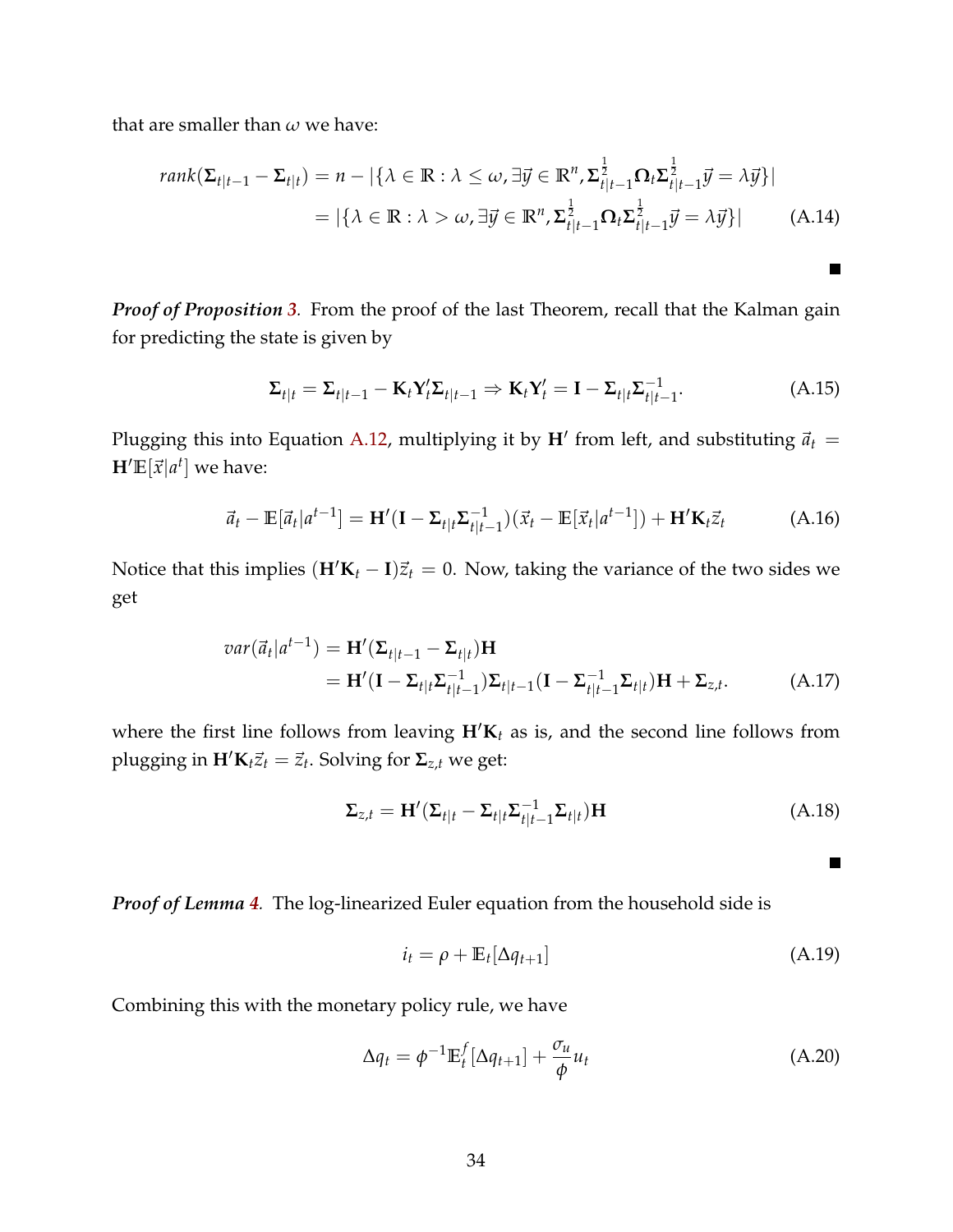that are smaller than $\omega$ we have:

$$
\begin{aligned}
rank(\mathbf{\Sigma}_{t|t-1} - \mathbf{\Sigma}_{t|t}) &= n - |\{\lambda \in \mathbb{R} : \lambda \leq \omega, \exists \vec{y} \in \mathbb{R}^n, \mathbf{\Sigma}_{t|t-1}^{\frac{1}{2}} \mathbf{\Omega}_t \mathbf{\Sigma}_{t|t-1}^{\frac{1}{2}} \vec{y} = \lambda \vec{y}\}| \\
&= |\{\lambda \in \mathbb{R} : \lambda > \omega, \exists \vec{y} \in \mathbb{R}^n, \mathbf{\Sigma}_{t|t-1}^{\frac{1}{2}} \mathbf{\Omega}_t \mathbf{\Sigma}_{t|t-1}^{\frac{1}{2}} \vec{y} = \lambda \vec{y}\}| \qquad \text{(A.14)}
\end{aligned}
$$

■

***Proof of Proposition 3.*** From the proof of the last Theorem, recall that the Kalman gain for predicting the state is given by

$$
\mathbf{\Sigma}_{t|t} = \mathbf{\Sigma}_{t|t-1} - \mathbf{K}_t \mathbf{Y}_t' \mathbf{\Sigma}_{t|t-1} \Rightarrow \mathbf{K}_t \mathbf{Y}_t' = \mathbf{I} - \mathbf{\Sigma}_{t|t} \mathbf{\Sigma}_{t|t-1}^{-1}. \qquad \text{(A.15)}
$$

Plugging this into Equation A.12, multiplying it by $\mathbf{H}'$ from left, and substituting $\vec{a}_t = \mathbf{H}' \mathbb{E}[\vec{x}|a^t]$ we have:

$$
\vec{a}_t - \mathbb{E}[\vec{a}_t|a^{t-1}] = \mathbf{H}'(\mathbf{I} - \mathbf{\Sigma}_{t|t} \mathbf{\Sigma}_{t|t-1}^{-1})(\vec{x}_t - \mathbb{E}[\vec{x}_t|a^{t-1}]) + \mathbf{H}' \mathbf{K}_t \vec{z}_t \qquad \text{(A.16)}
$$

Notice that this implies $(\mathbf{H}'\mathbf{K}_t - \mathbf{I})\vec{z}_t = 0$. Now, taking the variance of the two sides we get

$$
\begin{aligned}
var(\vec{a}_t|a^{t-1}) &= \mathbf{H}'(\mathbf{\Sigma}_{t|t-1} - \mathbf{\Sigma}_{t|t})\mathbf{H} \\
&= \mathbf{H}'(\mathbf{I} - \mathbf{\Sigma}_{t|t} \mathbf{\Sigma}_{t|t-1}^{-1}) \mathbf{\Sigma}_{t|t-1} (\mathbf{I} - \mathbf{\Sigma}_{t|t-1}^{-1} \mathbf{\Sigma}_{t|t}) \mathbf{H} + \mathbf{\Sigma}_{z,t}. \qquad \text{(A.17)}
\end{aligned}
$$

where the first line follows from leaving $\mathbf{H}'\mathbf{K}_t$ as is, and the second line follows from plugging in $\mathbf{H}'\mathbf{K}_t \vec{z}_t = \vec{z}_t$. Solving for $\mathbf{\Sigma}_{z,t}$ we get:

$$
\mathbf{\Sigma}_{z,t} = \mathbf{H}'(\mathbf{\Sigma}_{t|t} - \mathbf{\Sigma}_{t|t} \mathbf{\Sigma}_{t|t-1}^{-1} \mathbf{\Sigma}_{t|t})\mathbf{H} \qquad \text{(A.18)}
$$

■

***Proof of Lemma 4.*** The log-linearized Euler equation from the household side is

$$
i_t = \rho + \mathbb{E}_t[\Delta q_{t+1}] \qquad \text{(A.19)}
$$

Combining this with the monetary policy rule, we have

$$
\Delta q_t = \phi^{-1} \mathbb{E}_t^f[\Delta q_{t+1}] + \frac{\sigma_u}{\phi} u_t \qquad \text{(A.20)}
$$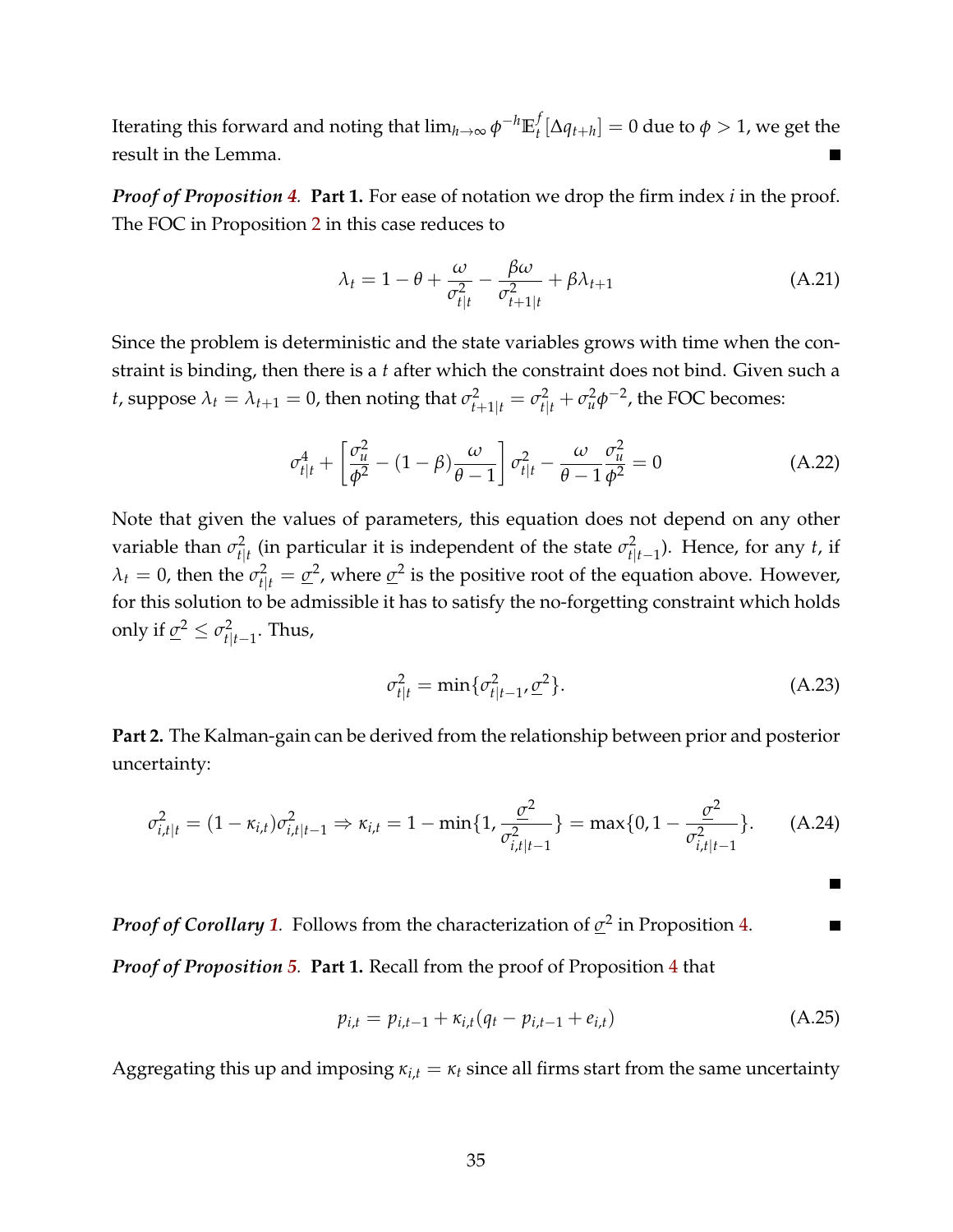Iterating this forward and noting that $\lim_{h\to\infty} \phi^{-h}\mathbb{E}_t^f[\Delta q_{t+h}] = 0$ due to $\phi > 1$, we get the result in the Lemma. ■

***Proof of Proposition 4.*** **Part 1.** For ease of notation we drop the firm index $i$ in the proof. The FOC in Proposition 2 in this case reduces to

$$\lambda_t = 1 - \theta + \frac{\omega}{\sigma^2_{t|t}} - \frac{\beta\omega}{\sigma^2_{t+1|t}} + \beta\lambda_{t+1} \tag{A.21}$$

Since the problem is deterministic and the state variables grows with time when the constraint is binding, then there is a $t$ after which the constraint does not bind. Given such a $t$, suppose $\lambda_t = \lambda_{t+1} = 0$, then noting that $\sigma^2_{t+1|t} = \sigma^2_{t|t} + \sigma^2_u\phi^{-2}$, the FOC becomes:

$$\sigma^4_{t|t} + \left[\frac{\sigma^2_u}{\phi^2} - (1-\beta)\frac{\omega}{\theta-1}\right]\sigma^2_{t|t} - \frac{\omega}{\theta-1}\frac{\sigma^2_u}{\phi^2} = 0 \tag{A.22}$$

Note that given the values of parameters, this equation does not depend on any other variable than $\sigma^2_{t|t}$ (in particular it is independent of the state $\sigma^2_{t|t-1}$). Hence, for any $t$, if $\lambda_t = 0$, then the $\sigma^2_{t|t} = \underline{\sigma}^2$, where $\underline{\sigma}^2$ is the positive root of the equation above. However, for this solution to be admissible it has to satisfy the no-forgetting constraint which holds only if $\underline{\sigma}^2 \leq \sigma^2_{t|t-1}$. Thus,

$$\sigma^2_{t|t} = \min\{\sigma^2_{t|t-1}, \underline{\sigma}^2\}. \tag{A.23}$$

**Part 2.** The Kalman-gain can be derived from the relationship between prior and posterior uncertainty:

$$\sigma^2_{i,t|t} = (1-\kappa_{i,t})\sigma^2_{i,t|t-1} \Rightarrow \kappa_{i,t} = 1 - \min\{1, \frac{\underline{\sigma}^2}{\sigma^2_{i,t|t-1}}\} = \max\{0, 1 - \frac{\underline{\sigma}^2}{\sigma^2_{i,t|t-1}}\}. \tag{A.24}$$

■

***Proof of Corollary 1.*** Follows from the characterization of $\underline{\sigma}^2$ in Proposition 4. ■

***Proof of Proposition 5.*** **Part 1.** Recall from the proof of Proposition 4 that

$$p_{i,t} = p_{i,t-1} + \kappa_{i,t}(q_t - p_{i,t-1} + e_{i,t}) \tag{A.25}$$

Aggregating this up and imposing $\kappa_{i,t} = \kappa_t$ since all firms start from the same uncertainty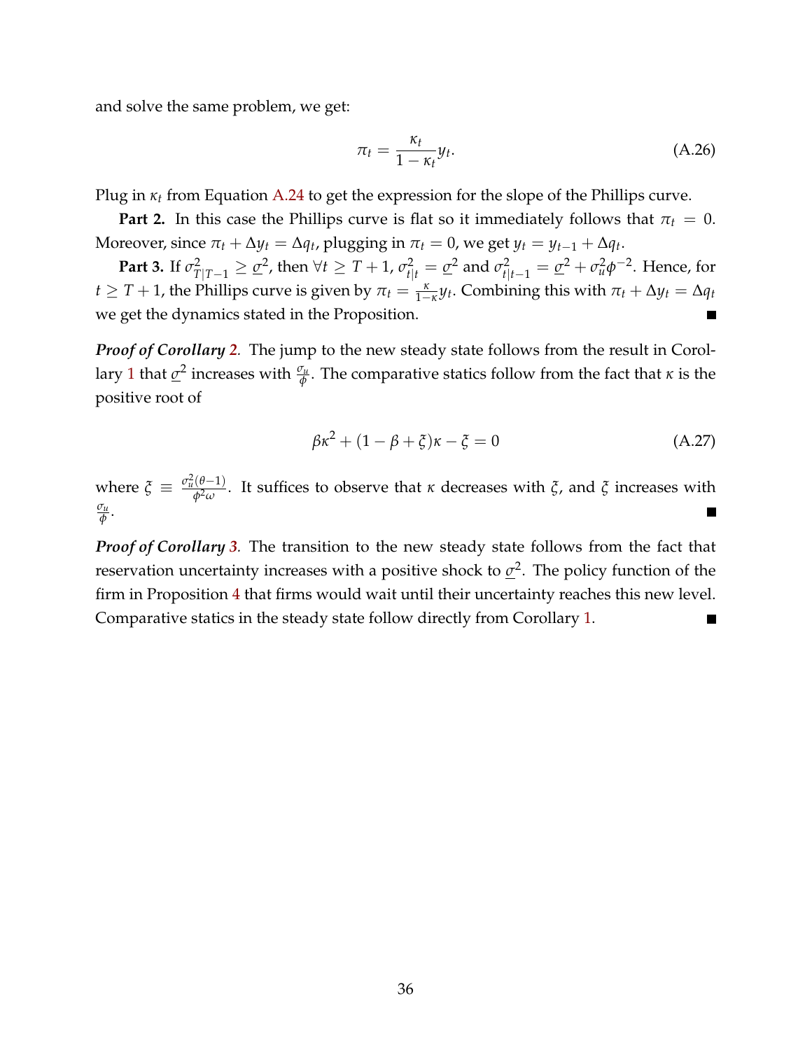and solve the same problem, we get:

$$\pi_t = \frac{\kappa_t}{1-\kappa_t} y_t. \tag{A.26}$$

Plug in $\kappa_t$ from Equation A.24 to get the expression for the slope of the Phillips curve.

**Part 2.** In this case the Phillips curve is flat so it immediately follows that $\pi_t = 0$. Moreover, since $\pi_t + \Delta y_t = \Delta q_t$, plugging in $\pi_t = 0$, we get $y_t = y_{t-1} + \Delta q_t$.

**Part 3.** If $\sigma^2_{T|T-1} \geq \underline{\sigma}^2$, then $\forall t \geq T+1$, $\sigma^2_{t|t} = \underline{\sigma}^2$ and $\sigma^2_{t|t-1} = \underline{\sigma}^2 + \sigma_u^2 \phi^{-2}$. Hence, for $t \geq T+1$, the Phillips curve is given by $\pi_t = \frac{\kappa}{1-\kappa} y_t$. Combining this with $\pi_t + \Delta y_t = \Delta q_t$ we get the dynamics stated in the Proposition. ∎

***Proof of Corollary 2.*** The jump to the new steady state follows from the result in Corollary 1 that $\underline{\sigma}^2$ increases with $\frac{\sigma_u}{\phi}$. The comparative statics follow from the fact that $\kappa$ is the positive root of

$$\beta\kappa^2 + (1-\beta+\xi)\kappa - \xi = 0 \tag{A.27}$$

where $\xi \equiv \frac{\sigma_u^2(\theta-1)}{\phi^2\omega}$. It suffices to observe that $\kappa$ decreases with $\xi$, and $\xi$ increases with $\frac{\sigma_u}{\phi}$. ∎

***Proof of Corollary 3.*** The transition to the new steady state follows from the fact that reservation uncertainty increases with a positive shock to $\underline{\sigma}^2$. The policy function of the firm in Proposition 4 that firms would wait until their uncertainty reaches this new level. Comparative statics in the steady state follow directly from Corollary 1. ∎